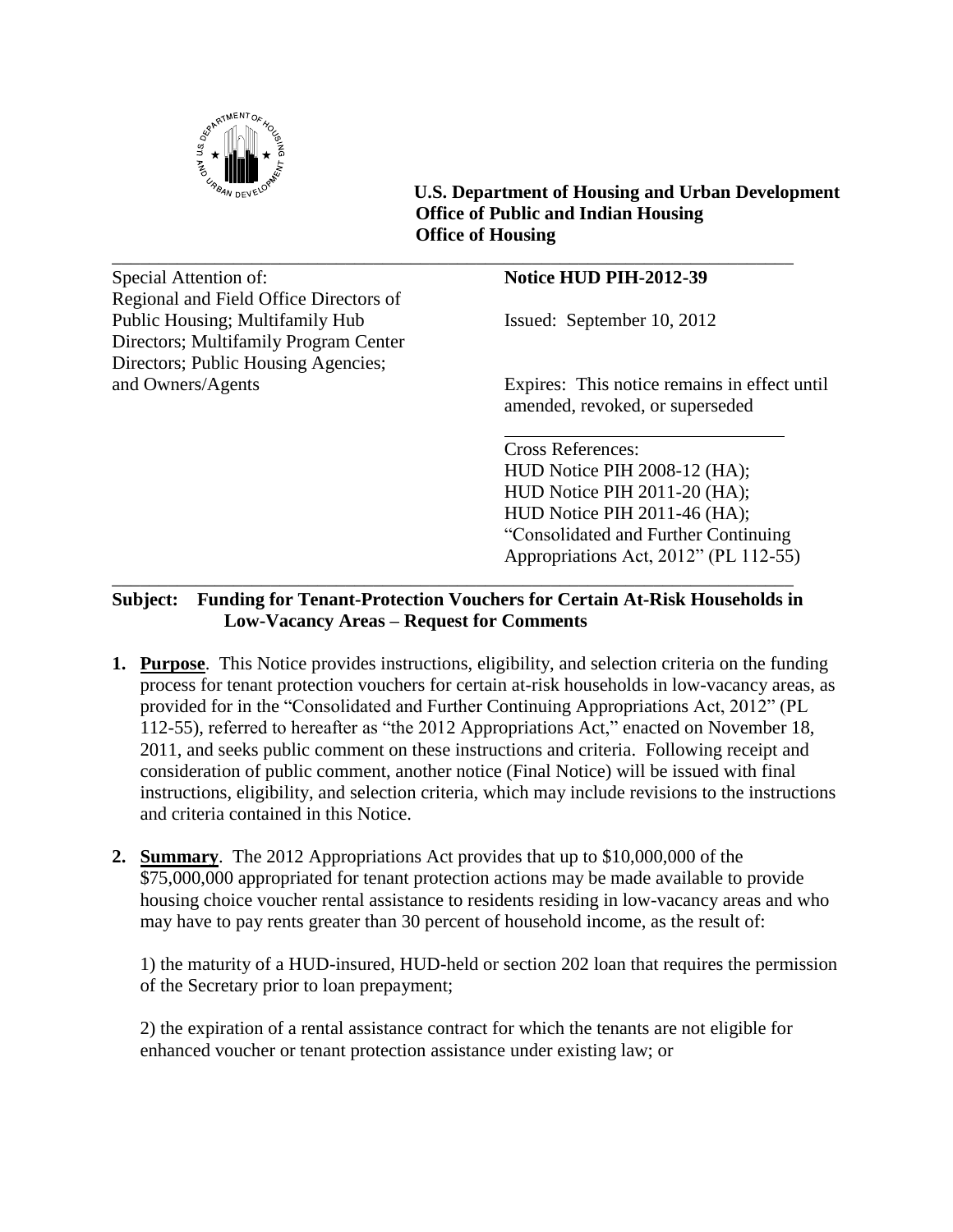**U.S. Department of Housing and Urban Development**
**Office of Public and Indian Housing**
**Office of Housing**

---

Special Attention of:
Regional and Field Office Directors of Public Housing; Multifamily Hub Directors; Multifamily Program Center Directors; Public Housing Agencies; and Owners/Agents

**Notice HUD PIH-2012-39**

Issued: September 10, 2012

Expires: This notice remains in effect until amended, revoked, or superseded

Cross References:
HUD Notice PIH 2008-12 (HA);
HUD Notice PIH 2011-20 (HA);
HUD Notice PIH 2011-46 (HA);
"Consolidated and Further Continuing Appropriations Act, 2012" (PL 112-55)

---

**Subject: Funding for Tenant-Protection Vouchers for Certain At-Risk Households in Low-Vacancy Areas – Request for Comments**

1. **Purpose**. This Notice provides instructions, eligibility, and selection criteria on the funding process for tenant protection vouchers for certain at-risk households in low-vacancy areas, as provided for in the "Consolidated and Further Continuing Appropriations Act, 2012" (PL 112-55), referred to hereafter as "the 2012 Appropriations Act," enacted on November 18, 2011, and seeks public comment on these instructions and criteria. Following receipt and consideration of public comment, another notice (Final Notice) will be issued with final instructions, eligibility, and selection criteria, which may include revisions to the instructions and criteria contained in this Notice.

2. **Summary**. The 2012 Appropriations Act provides that up to $10,000,000 of the $75,000,000 appropriated for tenant protection actions may be made available to provide housing choice voucher rental assistance to residents residing in low-vacancy areas and who may have to pay rents greater than 30 percent of household income, as the result of:

   1) the maturity of a HUD-insured, HUD-held or section 202 loan that requires the permission of the Secretary prior to loan prepayment;

   2) the expiration of a rental assistance contract for which the tenants are not eligible for enhanced voucher or tenant protection assistance under existing law; or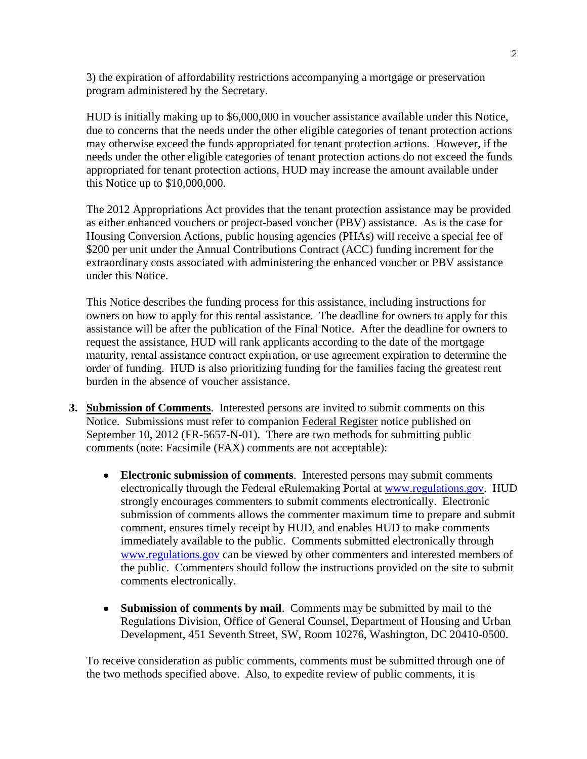3) the expiration of affordability restrictions accompanying a mortgage or preservation program administered by the Secretary.

HUD is initially making up to $6,000,000 in voucher assistance available under this Notice, due to concerns that the needs under the other eligible categories of tenant protection actions may otherwise exceed the funds appropriated for tenant protection actions. However, if the needs under the other eligible categories of tenant protection actions do not exceed the funds appropriated for tenant protection actions, HUD may increase the amount available under this Notice up to $10,000,000.

The 2012 Appropriations Act provides that the tenant protection assistance may be provided as either enhanced vouchers or project-based voucher (PBV) assistance. As is the case for Housing Conversion Actions, public housing agencies (PHAs) will receive a special fee of $200 per unit under the Annual Contributions Contract (ACC) funding increment for the extraordinary costs associated with administering the enhanced voucher or PBV assistance under this Notice.

This Notice describes the funding process for this assistance, including instructions for owners on how to apply for this rental assistance. The deadline for owners to apply for this assistance will be after the publication of the Final Notice. After the deadline for owners to request the assistance, HUD will rank applicants according to the date of the mortgage maturity, rental assistance contract expiration, or use agreement expiration to determine the order of funding. HUD is also prioritizing funding for the families facing the greatest rent burden in the absence of voucher assistance.

3. **Submission of Comments**. Interested persons are invited to submit comments on this Notice. Submissions must refer to companion Federal Register notice published on September 10, 2012 (FR-5657-N-01). There are two methods for submitting public comments (note: Facsimile (FAX) comments are not acceptable):

   - **Electronic submission of comments**. Interested persons may submit comments electronically through the Federal eRulemaking Portal at www.regulations.gov. HUD strongly encourages commenters to submit comments electronically. Electronic submission of comments allows the commenter maximum time to prepare and submit comment, ensures timely receipt by HUD, and enables HUD to make comments immediately available to the public. Comments submitted electronically through www.regulations.gov can be viewed by other commenters and interested members of the public. Commenters should follow the instructions provided on the site to submit comments electronically.

   - **Submission of comments by mail**. Comments may be submitted by mail to the Regulations Division, Office of General Counsel, Department of Housing and Urban Development, 451 Seventh Street, SW, Room 10276, Washington, DC 20410-0500.

   To receive consideration as public comments, comments must be submitted through one of the two methods specified above. Also, to expedite review of public comments, it is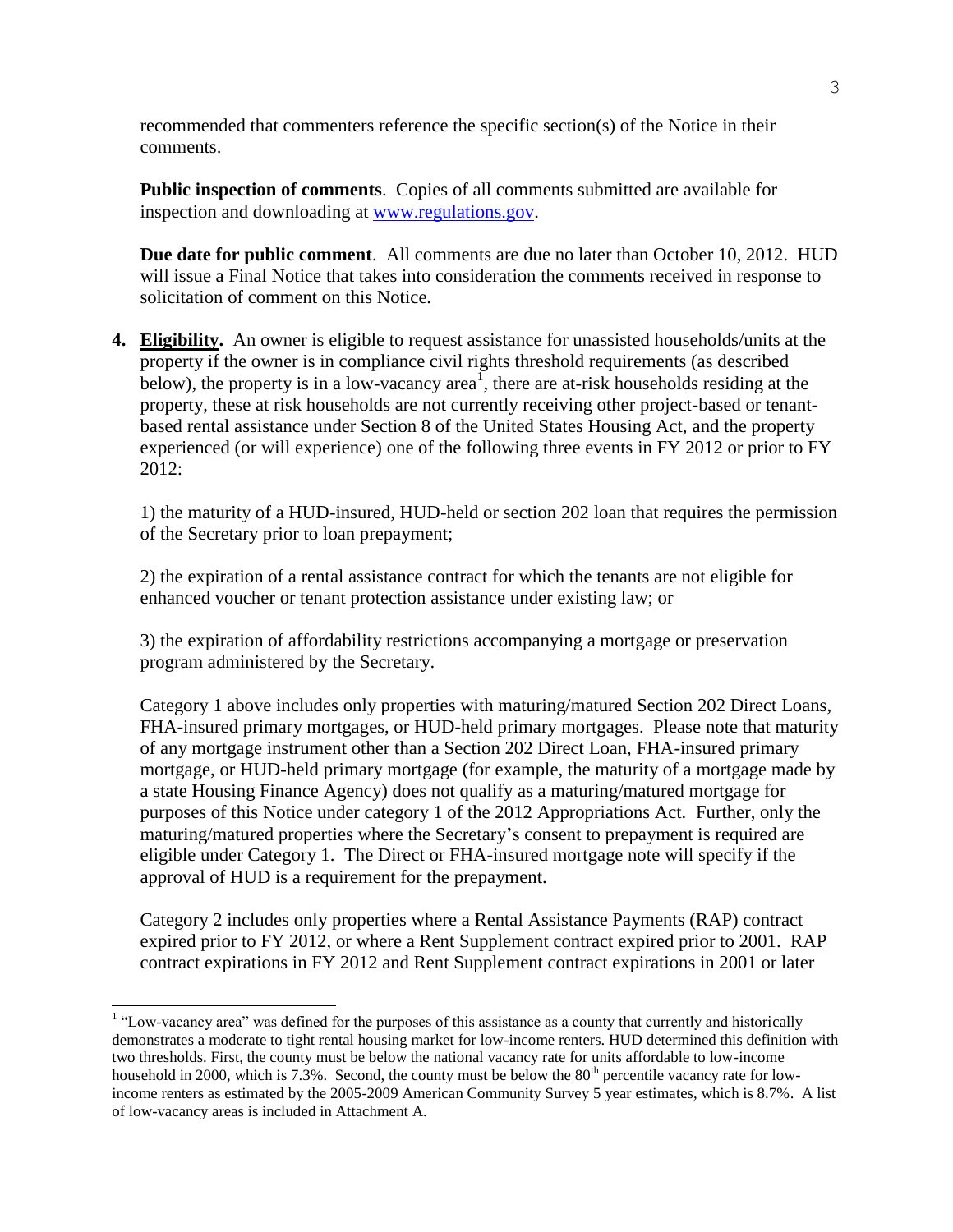recommended that commenters reference the specific section(s) of the Notice in their comments.

**Public inspection of comments**. Copies of all comments submitted are available for inspection and downloading at [www.regulations.gov](www.regulations.gov).

**Due date for public comment**. All comments are due no later than October 10, 2012. HUD will issue a Final Notice that takes into consideration the comments received in response to solicitation of comment on this Notice.

4. **Eligibility.** An owner is eligible to request assistance for unassisted households/units at the property if the owner is in compliance civil rights threshold requirements (as described below), the property is in a low-vacancy area[1], there are at-risk households residing at the property, these at risk households are not currently receiving other project-based or tenant-based rental assistance under Section 8 of the United States Housing Act, and the property experienced (or will experience) one of the following three events in FY 2012 or prior to FY 2012:

   1) the maturity of a HUD-insured, HUD-held or section 202 loan that requires the permission of the Secretary prior to loan prepayment;

   2) the expiration of a rental assistance contract for which the tenants are not eligible for enhanced voucher or tenant protection assistance under existing law; or

   3) the expiration of affordability restrictions accompanying a mortgage or preservation program administered by the Secretary.

   Category 1 above includes only properties with maturing/matured Section 202 Direct Loans, FHA-insured primary mortgages, or HUD-held primary mortgages. Please note that maturity of any mortgage instrument other than a Section 202 Direct Loan, FHA-insured primary mortgage, or HUD-held primary mortgage (for example, the maturity of a mortgage made by a state Housing Finance Agency) does not qualify as a maturing/matured mortgage for purposes of this Notice under category 1 of the 2012 Appropriations Act. Further, only the maturing/matured properties where the Secretary's consent to prepayment is required are eligible under Category 1. The Direct or FHA-insured mortgage note will specify if the approval of HUD is a requirement for the prepayment.

   Category 2 includes only properties where a Rental Assistance Payments (RAP) contract expired prior to FY 2012, or where a Rent Supplement contract expired prior to 2001. RAP contract expirations in FY 2012 and Rent Supplement contract expirations in 2001 or later

---

[1] "Low-vacancy area" was defined for the purposes of this assistance as a county that currently and historically demonstrates a moderate to tight rental housing market for low-income renters. HUD determined this definition with two thresholds. First, the county must be below the national vacancy rate for units affordable to low-income household in 2000, which is 7.3%. Second, the county must be below the 80th percentile vacancy rate for low-income renters as estimated by the 2005-2009 American Community Survey 5 year estimates, which is 8.7%. A list of low-vacancy areas is included in Attachment A.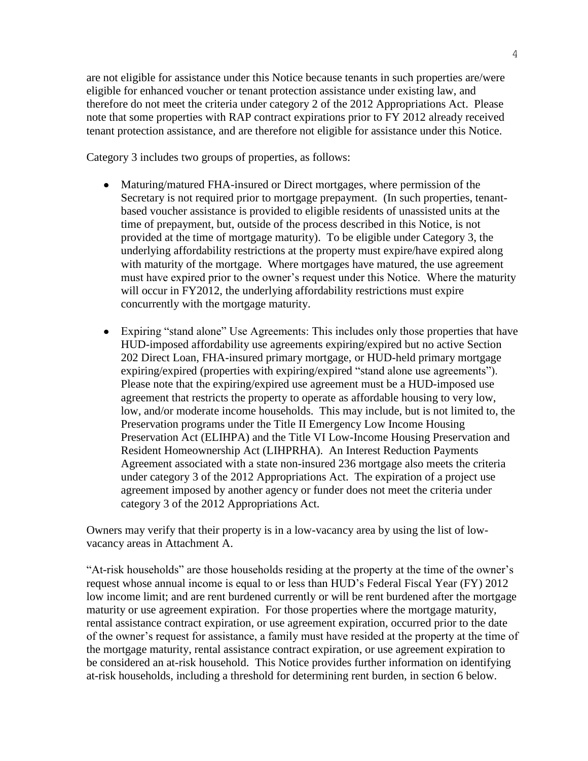are not eligible for assistance under this Notice because tenants in such properties are/were eligible for enhanced voucher or tenant protection assistance under existing law, and therefore do not meet the criteria under category 2 of the 2012 Appropriations Act. Please note that some properties with RAP contract expirations prior to FY 2012 already received tenant protection assistance, and are therefore not eligible for assistance under this Notice.

Category 3 includes two groups of properties, as follows:

- Maturing/matured FHA-insured or Direct mortgages, where permission of the Secretary is not required prior to mortgage prepayment. (In such properties, tenant-based voucher assistance is provided to eligible residents of unassisted units at the time of prepayment, but, outside of the process described in this Notice, is not provided at the time of mortgage maturity). To be eligible under Category 3, the underlying affordability restrictions at the property must expire/have expired along with maturity of the mortgage. Where mortgages have matured, the use agreement must have expired prior to the owner's request under this Notice. Where the maturity will occur in FY2012, the underlying affordability restrictions must expire concurrently with the mortgage maturity.

- Expiring "stand alone" Use Agreements: This includes only those properties that have HUD-imposed affordability use agreements expiring/expired but no active Section 202 Direct Loan, FHA-insured primary mortgage, or HUD-held primary mortgage expiring/expired (properties with expiring/expired "stand alone use agreements"). Please note that the expiring/expired use agreement must be a HUD-imposed use agreement that restricts the property to operate as affordable housing to very low, low, and/or moderate income households. This may include, but is not limited to, the Preservation programs under the Title II Emergency Low Income Housing Preservation Act (ELIHPA) and the Title VI Low-Income Housing Preservation and Resident Homeownership Act (LIHPRHA). An Interest Reduction Payments Agreement associated with a state non-insured 236 mortgage also meets the criteria under category 3 of the 2012 Appropriations Act. The expiration of a project use agreement imposed by another agency or funder does not meet the criteria under category 3 of the 2012 Appropriations Act.

Owners may verify that their property is in a low-vacancy area by using the list of low-vacancy areas in Attachment A.

"At-risk households" are those households residing at the property at the time of the owner's request whose annual income is equal to or less than HUD's Federal Fiscal Year (FY) 2012 low income limit; and are rent burdened currently or will be rent burdened after the mortgage maturity or use agreement expiration. For those properties where the mortgage maturity, rental assistance contract expiration, or use agreement expiration, occurred prior to the date of the owner's request for assistance, a family must have resided at the property at the time of the mortgage maturity, rental assistance contract expiration, or use agreement expiration to be considered an at-risk household. This Notice provides further information on identifying at-risk households, including a threshold for determining rent burden, in section 6 below.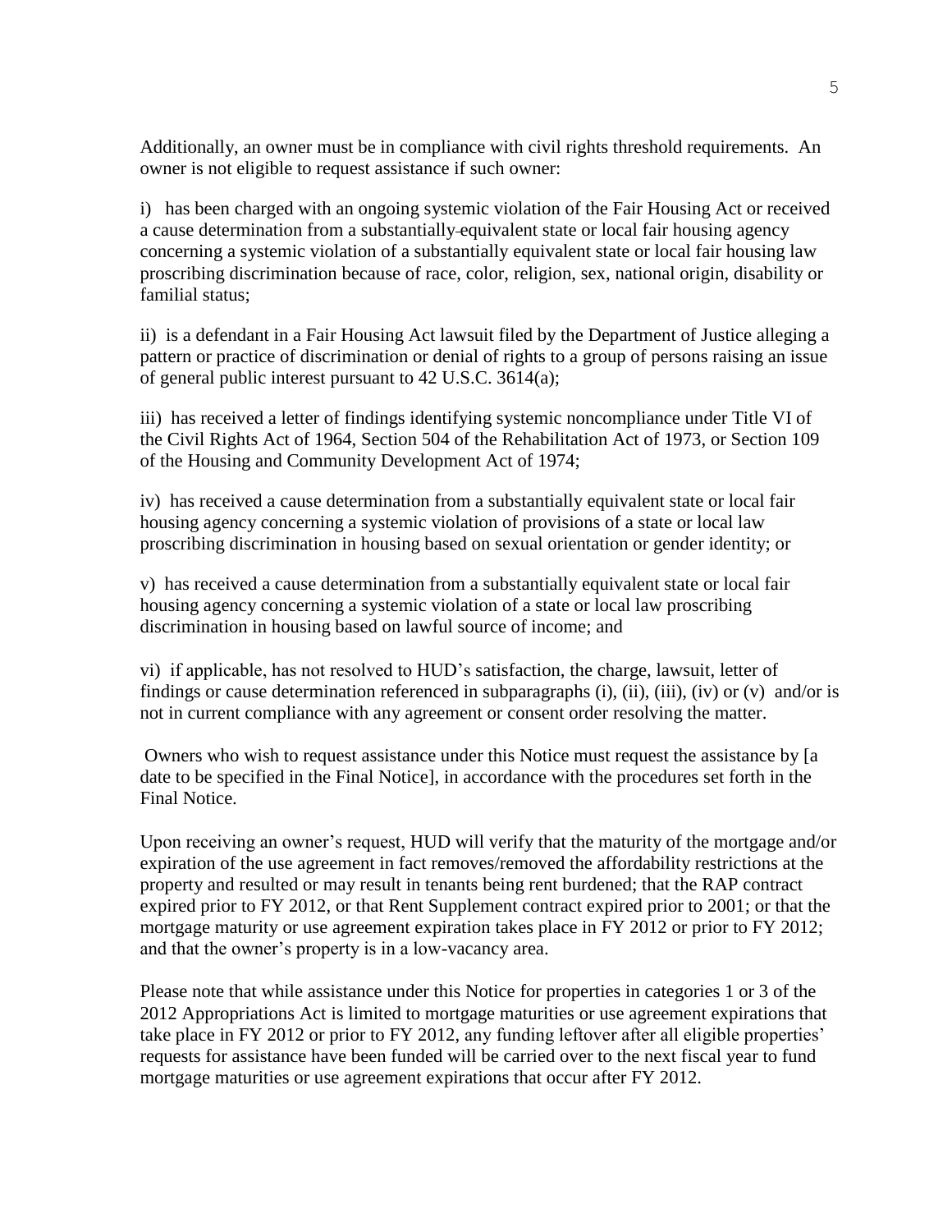Additionally, an owner must be in compliance with civil rights threshold requirements. An owner is not eligible to request assistance if such owner:

i) has been charged with an ongoing systemic violation of the Fair Housing Act or received a cause determination from a substantially equivalent state or local fair housing agency concerning a systemic violation of a substantially equivalent state or local fair housing law proscribing discrimination because of race, color, religion, sex, national origin, disability or familial status;

ii) is a defendant in a Fair Housing Act lawsuit filed by the Department of Justice alleging a pattern or practice of discrimination or denial of rights to a group of persons raising an issue of general public interest pursuant to 42 U.S.C. 3614(a);

iii) has received a letter of findings identifying systemic noncompliance under Title VI of the Civil Rights Act of 1964, Section 504 of the Rehabilitation Act of 1973, or Section 109 of the Housing and Community Development Act of 1974;

iv) has received a cause determination from a substantially equivalent state or local fair housing agency concerning a systemic violation of provisions of a state or local law proscribing discrimination in housing based on sexual orientation or gender identity; or

v) has received a cause determination from a substantially equivalent state or local fair housing agency concerning a systemic violation of a state or local law proscribing discrimination in housing based on lawful source of income; and

vi) if applicable, has not resolved to HUD's satisfaction, the charge, lawsuit, letter of findings or cause determination referenced in subparagraphs (i), (ii), (iii), (iv) or (v) and/or is not in current compliance with any agreement or consent order resolving the matter.

Owners who wish to request assistance under this Notice must request the assistance by [a date to be specified in the Final Notice], in accordance with the procedures set forth in the Final Notice.

Upon receiving an owner's request, HUD will verify that the maturity of the mortgage and/or expiration of the use agreement in fact removes/removed the affordability restrictions at the property and resulted or may result in tenants being rent burdened; that the RAP contract expired prior to FY 2012, or that Rent Supplement contract expired prior to 2001; or that the mortgage maturity or use agreement expiration takes place in FY 2012 or prior to FY 2012; and that the owner's property is in a low-vacancy area.

Please note that while assistance under this Notice for properties in categories 1 or 3 of the 2012 Appropriations Act is limited to mortgage maturities or use agreement expirations that take place in FY 2012 or prior to FY 2012, any funding leftover after all eligible properties' requests for assistance have been funded will be carried over to the next fiscal year to fund mortgage maturities or use agreement expirations that occur after FY 2012.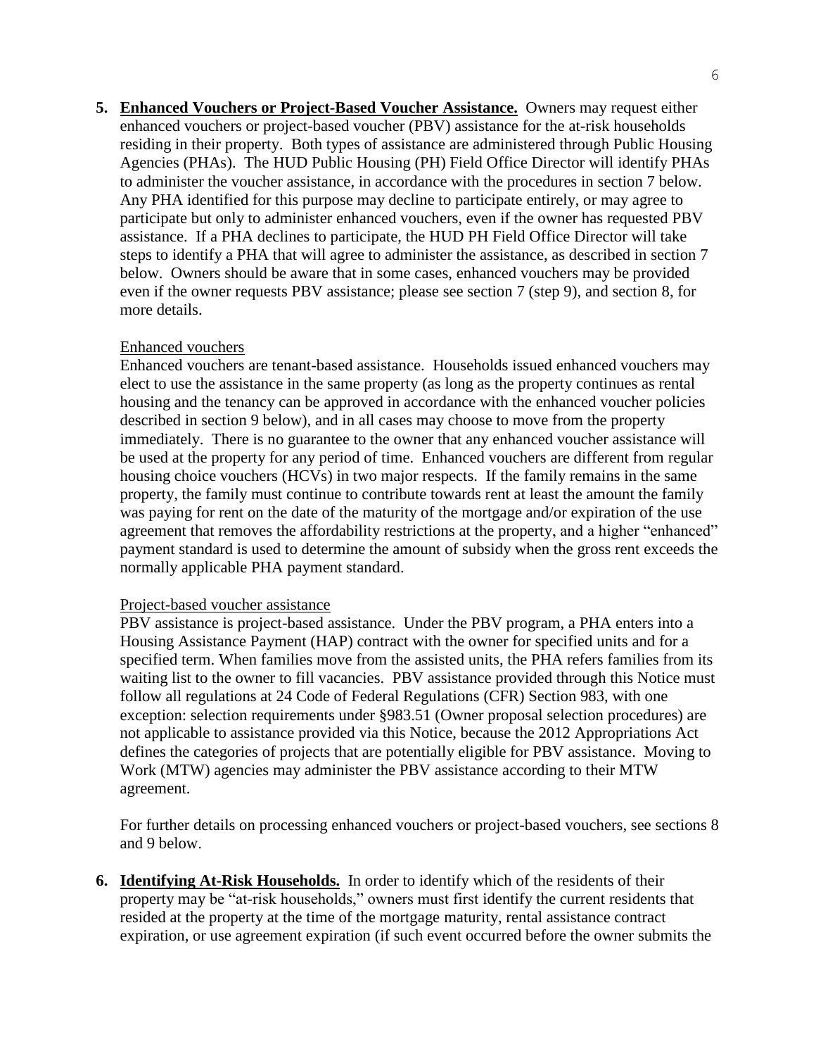**5. Enhanced Vouchers or Project-Based Voucher Assistance.** Owners may request either enhanced vouchers or project-based voucher (PBV) assistance for the at-risk households residing in their property. Both types of assistance are administered through Public Housing Agencies (PHAs). The HUD Public Housing (PH) Field Office Director will identify PHAs to administer the voucher assistance, in accordance with the procedures in section 7 below. Any PHA identified for this purpose may decline to participate entirely, or may agree to participate but only to administer enhanced vouchers, even if the owner has requested PBV assistance. If a PHA declines to participate, the HUD PH Field Office Director will take steps to identify a PHA that will agree to administer the assistance, as described in section 7 below. Owners should be aware that in some cases, enhanced vouchers may be provided even if the owner requests PBV assistance; please see section 7 (step 9), and section 8, for more details.

Enhanced vouchers

Enhanced vouchers are tenant-based assistance. Households issued enhanced vouchers may elect to use the assistance in the same property (as long as the property continues as rental housing and the tenancy can be approved in accordance with the enhanced voucher policies described in section 9 below), and in all cases may choose to move from the property immediately. There is no guarantee to the owner that any enhanced voucher assistance will be used at the property for any period of time. Enhanced vouchers are different from regular housing choice vouchers (HCVs) in two major respects. If the family remains in the same property, the family must continue to contribute towards rent at least the amount the family was paying for rent on the date of the maturity of the mortgage and/or expiration of the use agreement that removes the affordability restrictions at the property, and a higher "enhanced" payment standard is used to determine the amount of subsidy when the gross rent exceeds the normally applicable PHA payment standard.

Project-based voucher assistance

PBV assistance is project-based assistance. Under the PBV program, a PHA enters into a Housing Assistance Payment (HAP) contract with the owner for specified units and for a specified term. When families move from the assisted units, the PHA refers families from its waiting list to the owner to fill vacancies. PBV assistance provided through this Notice must follow all regulations at 24 Code of Federal Regulations (CFR) Section 983, with one exception: selection requirements under §983.51 (Owner proposal selection procedures) are not applicable to assistance provided via this Notice, because the 2012 Appropriations Act defines the categories of projects that are potentially eligible for PBV assistance. Moving to Work (MTW) agencies may administer the PBV assistance according to their MTW agreement.

For further details on processing enhanced vouchers or project-based vouchers, see sections 8 and 9 below.

**6. Identifying At-Risk Households.** In order to identify which of the residents of their property may be "at-risk households," owners must first identify the current residents that resided at the property at the time of the mortgage maturity, rental assistance contract expiration, or use agreement expiration (if such event occurred before the owner submits the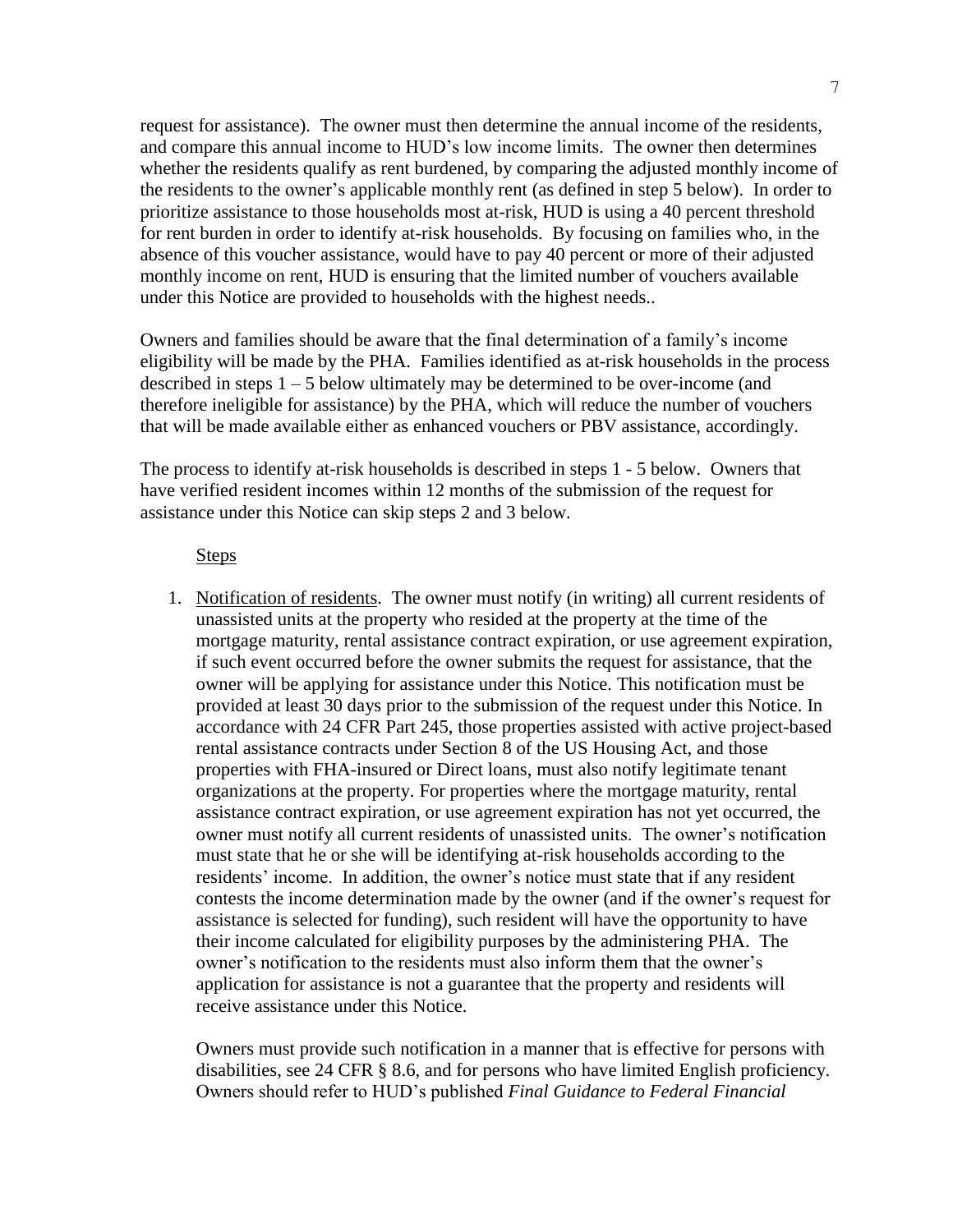request for assistance). The owner must then determine the annual income of the residents, and compare this annual income to HUD's low income limits. The owner then determines whether the residents qualify as rent burdened, by comparing the adjusted monthly income of the residents to the owner's applicable monthly rent (as defined in step 5 below). In order to prioritize assistance to those households most at-risk, HUD is using a 40 percent threshold for rent burden in order to identify at-risk households. By focusing on families who, in the absence of this voucher assistance, would have to pay 40 percent or more of their adjusted monthly income on rent, HUD is ensuring that the limited number of vouchers available under this Notice are provided to households with the highest needs..

Owners and families should be aware that the final determination of a family's income eligibility will be made by the PHA. Families identified as at-risk households in the process described in steps 1 – 5 below ultimately may be determined to be over-income (and therefore ineligible for assistance) by the PHA, which will reduce the number of vouchers that will be made available either as enhanced vouchers or PBV assistance, accordingly.

The process to identify at-risk households is described in steps 1 - 5 below. Owners that have verified resident incomes within 12 months of the submission of the request for assistance under this Notice can skip steps 2 and 3 below.

Steps

1. Notification of residents. The owner must notify (in writing) all current residents of unassisted units at the property who resided at the property at the time of the mortgage maturity, rental assistance contract expiration, or use agreement expiration, if such event occurred before the owner submits the request for assistance, that the owner will be applying for assistance under this Notice. This notification must be provided at least 30 days prior to the submission of the request under this Notice. In accordance with 24 CFR Part 245, those properties assisted with active project-based rental assistance contracts under Section 8 of the US Housing Act, and those properties with FHA-insured or Direct loans, must also notify legitimate tenant organizations at the property. For properties where the mortgage maturity, rental assistance contract expiration, or use agreement expiration has not yet occurred, the owner must notify all current residents of unassisted units. The owner's notification must state that he or she will be identifying at-risk households according to the residents' income. In addition, the owner's notice must state that if any resident contests the income determination made by the owner (and if the owner's request for assistance is selected for funding), such resident will have the opportunity to have their income calculated for eligibility purposes by the administering PHA. The owner's notification to the residents must also inform them that the owner's application for assistance is not a guarantee that the property and residents will receive assistance under this Notice.

   Owners must provide such notification in a manner that is effective for persons with disabilities, see 24 CFR § 8.6, and for persons who have limited English proficiency. Owners should refer to HUD's published *Final Guidance to Federal Financial*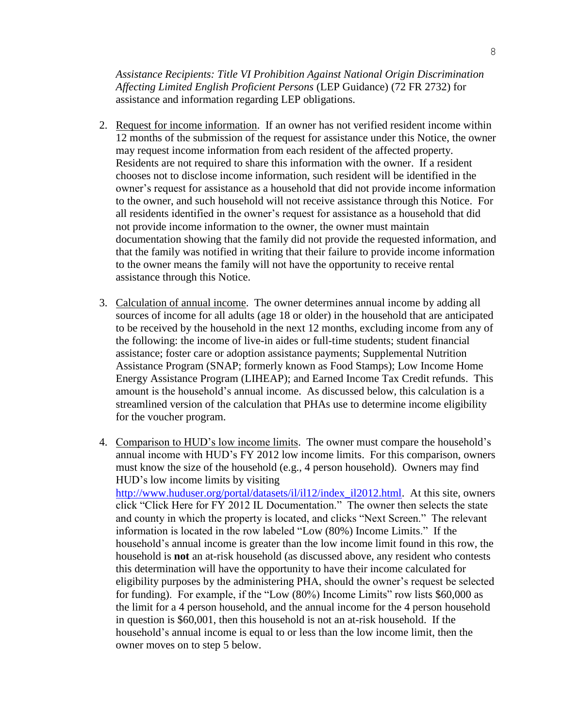*Assistance Recipients: Title VI Prohibition Against National Origin Discrimination Affecting Limited English Proficient Persons* (LEP Guidance) (72 FR 2732) for assistance and information regarding LEP obligations.

2. Request for income information. If an owner has not verified resident income within 12 months of the submission of the request for assistance under this Notice, the owner may request income information from each resident of the affected property. Residents are not required to share this information with the owner. If a resident chooses not to disclose income information, such resident will be identified in the owner's request for assistance as a household that did not provide income information to the owner, and such household will not receive assistance through this Notice. For all residents identified in the owner's request for assistance as a household that did not provide income information to the owner, the owner must maintain documentation showing that the family did not provide the requested information, and that the family was notified in writing that their failure to provide income information to the owner means the family will not have the opportunity to receive rental assistance through this Notice.

3. Calculation of annual income. The owner determines annual income by adding all sources of income for all adults (age 18 or older) in the household that are anticipated to be received by the household in the next 12 months, excluding income from any of the following: the income of live-in aides or full-time students; student financial assistance; foster care or adoption assistance payments; Supplemental Nutrition Assistance Program (SNAP; formerly known as Food Stamps); Low Income Home Energy Assistance Program (LIHEAP); and Earned Income Tax Credit refunds. This amount is the household's annual income. As discussed below, this calculation is a streamlined version of the calculation that PHAs use to determine income eligibility for the voucher program.

4. Comparison to HUD's low income limits. The owner must compare the household's annual income with HUD's FY 2012 low income limits. For this comparison, owners must know the size of the household (e.g., 4 person household). Owners may find HUD's low income limits by visiting http://www.huduser.org/portal/datasets/il/il12/index_il2012.html. At this site, owners click "Click Here for FY 2012 IL Documentation." The owner then selects the state and county in which the property is located, and clicks "Next Screen." The relevant information is located in the row labeled "Low (80%) Income Limits." If the household's annual income is greater than the low income limit found in this row, the household is **not** an at-risk household (as discussed above, any resident who contests this determination will have the opportunity to have their income calculated for eligibility purposes by the administering PHA, should the owner's request be selected for funding). For example, if the "Low (80%) Income Limits" row lists $60,000 as the limit for a 4 person household, and the annual income for the 4 person household in question is $60,001, then this household is not an at-risk household. If the household's annual income is equal to or less than the low income limit, then the owner moves on to step 5 below.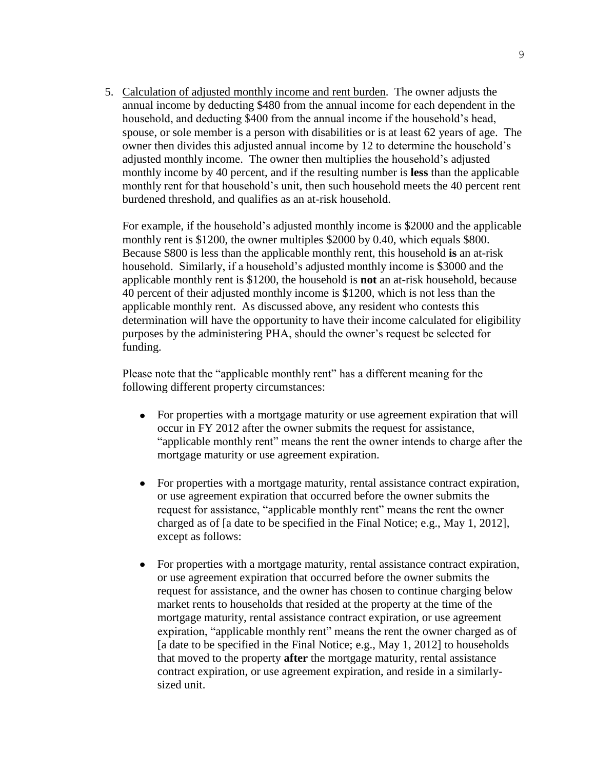5. <u>Calculation of adjusted monthly income and rent burden</u>. The owner adjusts the annual income by deducting $480 from the annual income for each dependent in the household, and deducting $400 from the annual income if the household's head, spouse, or sole member is a person with disabilities or is at least 62 years of age. The owner then divides this adjusted annual income by 12 to determine the household's adjusted monthly income. The owner then multiplies the household's adjusted monthly income by 40 percent, and if the resulting number is **less** than the applicable monthly rent for that household's unit, then such household meets the 40 percent rent burdened threshold, and qualifies as an at-risk household.

   For example, if the household's adjusted monthly income is $2000 and the applicable monthly rent is $1200, the owner multiples $2000 by 0.40, which equals $800. Because $800 is less than the applicable monthly rent, this household **is** an at-risk household. Similarly, if a household's adjusted monthly income is $3000 and the applicable monthly rent is $1200, the household is **not** an at-risk household, because 40 percent of their adjusted monthly income is $1200, which is not less than the applicable monthly rent. As discussed above, any resident who contests this determination will have the opportunity to have their income calculated for eligibility purposes by the administering PHA, should the owner's request be selected for funding.

   Please note that the "applicable monthly rent" has a different meaning for the following different property circumstances:

   - For properties with a mortgage maturity or use agreement expiration that will occur in FY 2012 after the owner submits the request for assistance, "applicable monthly rent" means the rent the owner intends to charge after the mortgage maturity or use agreement expiration.

   - For properties with a mortgage maturity, rental assistance contract expiration, or use agreement expiration that occurred before the owner submits the request for assistance, "applicable monthly rent" means the rent the owner charged as of [a date to be specified in the Final Notice; e.g., May 1, 2012], except as follows:

   - For properties with a mortgage maturity, rental assistance contract expiration, or use agreement expiration that occurred before the owner submits the request for assistance, and the owner has chosen to continue charging below market rents to households that resided at the property at the time of the mortgage maturity, rental assistance contract expiration, or use agreement expiration, "applicable monthly rent" means the rent the owner charged as of [a date to be specified in the Final Notice; e.g., May 1, 2012] to households that moved to the property **after** the mortgage maturity, rental assistance contract expiration, or use agreement expiration, and reside in a similarly-sized unit.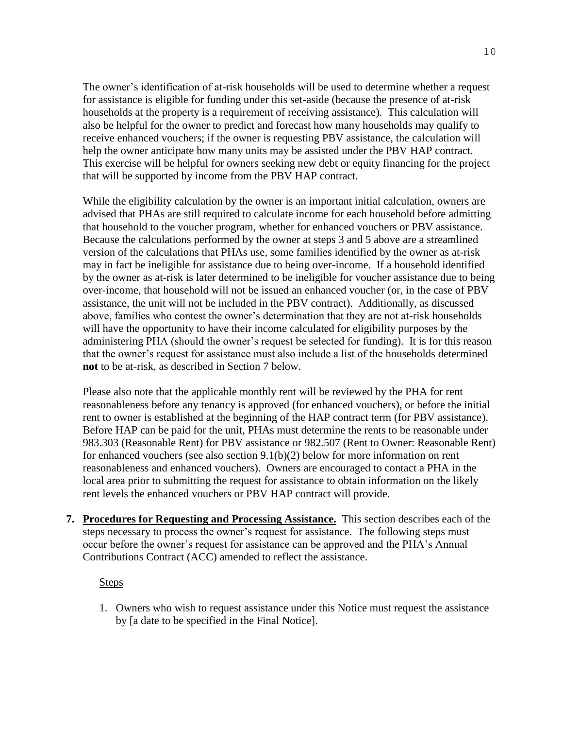The owner's identification of at-risk households will be used to determine whether a request for assistance is eligible for funding under this set-aside (because the presence of at-risk households at the property is a requirement of receiving assistance). This calculation will also be helpful for the owner to predict and forecast how many households may qualify to receive enhanced vouchers; if the owner is requesting PBV assistance, the calculation will help the owner anticipate how many units may be assisted under the PBV HAP contract. This exercise will be helpful for owners seeking new debt or equity financing for the project that will be supported by income from the PBV HAP contract.

While the eligibility calculation by the owner is an important initial calculation, owners are advised that PHAs are still required to calculate income for each household before admitting that household to the voucher program, whether for enhanced vouchers or PBV assistance. Because the calculations performed by the owner at steps 3 and 5 above are a streamlined version of the calculations that PHAs use, some families identified by the owner as at-risk may in fact be ineligible for assistance due to being over-income. If a household identified by the owner as at-risk is later determined to be ineligible for voucher assistance due to being over-income, that household will not be issued an enhanced voucher (or, in the case of PBV assistance, the unit will not be included in the PBV contract). Additionally, as discussed above, families who contest the owner's determination that they are not at-risk households will have the opportunity to have their income calculated for eligibility purposes by the administering PHA (should the owner's request be selected for funding). It is for this reason that the owner's request for assistance must also include a list of the households determined **not** to be at-risk, as described in Section 7 below.

Please also note that the applicable monthly rent will be reviewed by the PHA for rent reasonableness before any tenancy is approved (for enhanced vouchers), or before the initial rent to owner is established at the beginning of the HAP contract term (for PBV assistance). Before HAP can be paid for the unit, PHAs must determine the rents to be reasonable under 983.303 (Reasonable Rent) for PBV assistance or 982.507 (Rent to Owner: Reasonable Rent) for enhanced vouchers (see also section 9.1(b)(2) below for more information on rent reasonableness and enhanced vouchers). Owners are encouraged to contact a PHA in the local area prior to submitting the request for assistance to obtain information on the likely rent levels the enhanced vouchers or PBV HAP contract will provide.

**7. <u>Procedures for Requesting and Processing Assistance.</u>** This section describes each of the steps necessary to process the owner's request for assistance. The following steps must occur before the owner's request for assistance can be approved and the PHA's Annual Contributions Contract (ACC) amended to reflect the assistance.

<u>Steps</u>

1. Owners who wish to request assistance under this Notice must request the assistance by [a date to be specified in the Final Notice].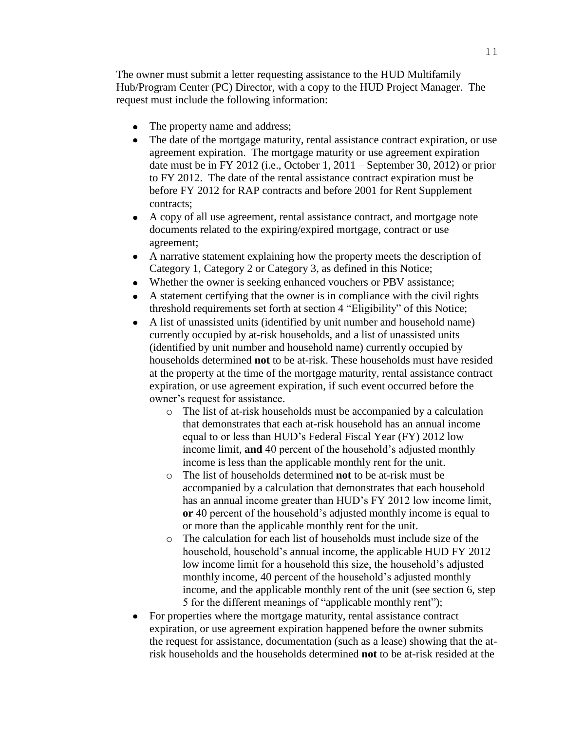The owner must submit a letter requesting assistance to the HUD Multifamily Hub/Program Center (PC) Director, with a copy to the HUD Project Manager. The request must include the following information:

- The property name and address;
- The date of the mortgage maturity, rental assistance contract expiration, or use agreement expiration. The mortgage maturity or use agreement expiration date must be in FY 2012 (i.e., October 1, 2011 – September 30, 2012) or prior to FY 2012. The date of the rental assistance contract expiration must be before FY 2012 for RAP contracts and before 2001 for Rent Supplement contracts;
- A copy of all use agreement, rental assistance contract, and mortgage note documents related to the expiring/expired mortgage, contract or use agreement;
- A narrative statement explaining how the property meets the description of Category 1, Category 2 or Category 3, as defined in this Notice;
- Whether the owner is seeking enhanced vouchers or PBV assistance;
- A statement certifying that the owner is in compliance with the civil rights threshold requirements set forth at section 4 "Eligibility" of this Notice;
- A list of unassisted units (identified by unit number and household name) currently occupied by at-risk households, and a list of unassisted units (identified by unit number and household name) currently occupied by households determined **not** to be at-risk. These households must have resided at the property at the time of the mortgage maturity, rental assistance contract expiration, or use agreement expiration, if such event occurred before the owner's request for assistance.
  - The list of at-risk households must be accompanied by a calculation that demonstrates that each at-risk household has an annual income equal to or less than HUD's Federal Fiscal Year (FY) 2012 low income limit, **and** 40 percent of the household's adjusted monthly income is less than the applicable monthly rent for the unit.
  - The list of households determined **not** to be at-risk must be accompanied by a calculation that demonstrates that each household has an annual income greater than HUD's FY 2012 low income limit, **or** 40 percent of the household's adjusted monthly income is equal to or more than the applicable monthly rent for the unit.
  - The calculation for each list of households must include size of the household, household's annual income, the applicable HUD FY 2012 low income limit for a household this size, the household's adjusted monthly income, 40 percent of the household's adjusted monthly income, and the applicable monthly rent of the unit (see section 6, step 5 for the different meanings of "applicable monthly rent");
- For properties where the mortgage maturity, rental assistance contract expiration, or use agreement expiration happened before the owner submits the request for assistance, documentation (such as a lease) showing that the at-risk households and the households determined **not** to be at-risk resided at the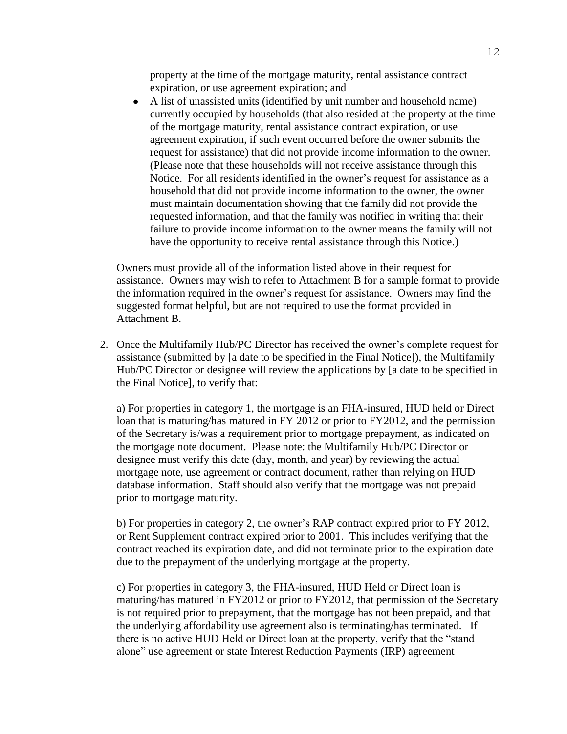property at the time of the mortgage maturity, rental assistance contract expiration, or use agreement expiration; and

- A list of unassisted units (identified by unit number and household name) currently occupied by households (that also resided at the property at the time of the mortgage maturity, rental assistance contract expiration, or use agreement expiration, if such event occurred before the owner submits the request for assistance) that did not provide income information to the owner. (Please note that these households will not receive assistance through this Notice. For all residents identified in the owner's request for assistance as a household that did not provide income information to the owner, the owner must maintain documentation showing that the family did not provide the requested information, and that the family was notified in writing that their failure to provide income information to the owner means the family will not have the opportunity to receive rental assistance through this Notice.)

Owners must provide all of the information listed above in their request for assistance. Owners may wish to refer to Attachment B for a sample format to provide the information required in the owner's request for assistance. Owners may find the suggested format helpful, but are not required to use the format provided in Attachment B.

2. Once the Multifamily Hub/PC Director has received the owner's complete request for assistance (submitted by [a date to be specified in the Final Notice]), the Multifamily Hub/PC Director or designee will review the applications by [a date to be specified in the Final Notice], to verify that:

   a) For properties in category 1, the mortgage is an FHA-insured, HUD held or Direct loan that is maturing/has matured in FY 2012 or prior to FY2012, and the permission of the Secretary is/was a requirement prior to mortgage prepayment, as indicated on the mortgage note document. Please note: the Multifamily Hub/PC Director or designee must verify this date (day, month, and year) by reviewing the actual mortgage note, use agreement or contract document, rather than relying on HUD database information. Staff should also verify that the mortgage was not prepaid prior to mortgage maturity.

   b) For properties in category 2, the owner's RAP contract expired prior to FY 2012, or Rent Supplement contract expired prior to 2001. This includes verifying that the contract reached its expiration date, and did not terminate prior to the expiration date due to the prepayment of the underlying mortgage at the property.

   c) For properties in category 3, the FHA-insured, HUD Held or Direct loan is maturing/has matured in FY2012 or prior to FY2012, that permission of the Secretary is not required prior to prepayment, that the mortgage has not been prepaid, and that the underlying affordability use agreement also is terminating/has terminated. If there is no active HUD Held or Direct loan at the property, verify that the "stand alone" use agreement or state Interest Reduction Payments (IRP) agreement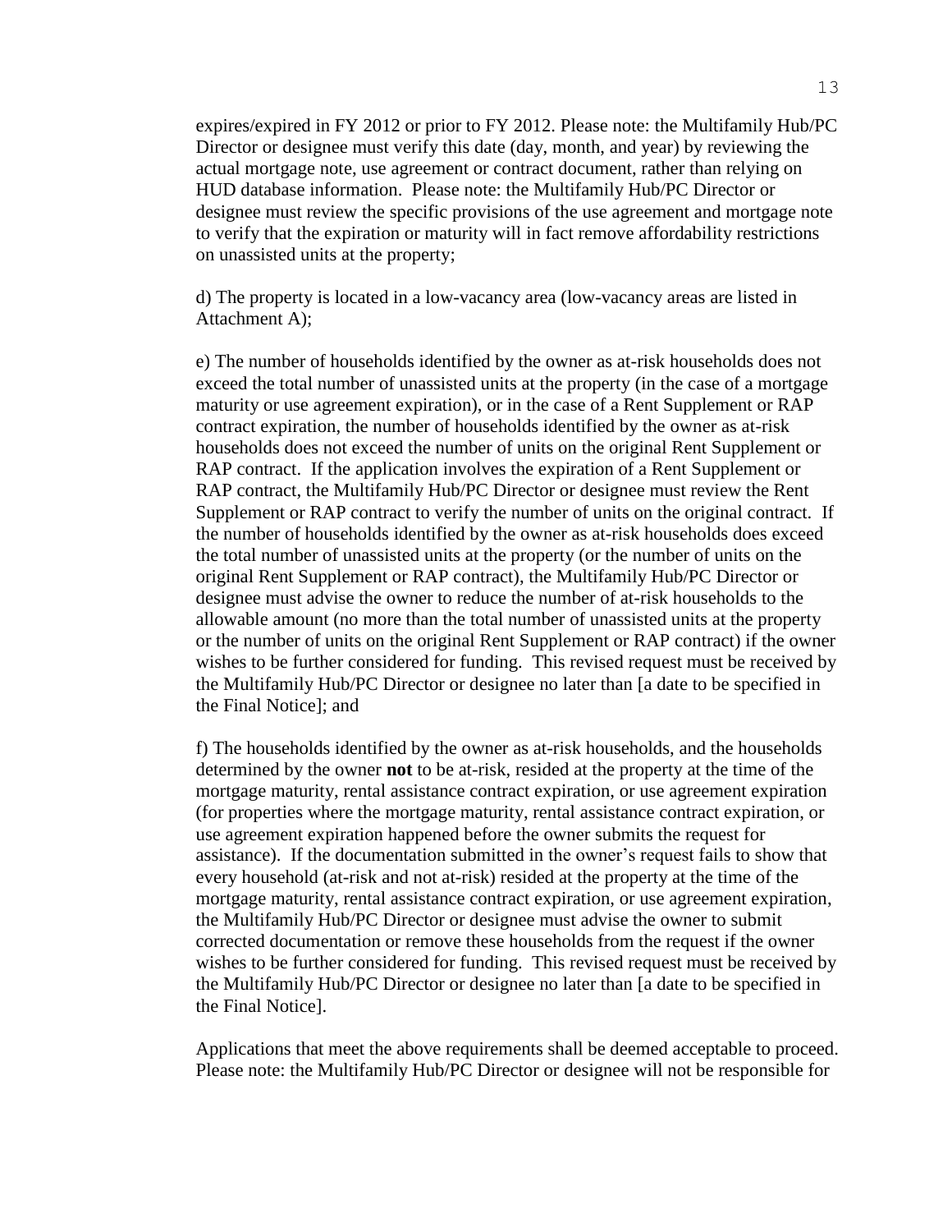expires/expired in FY 2012 or prior to FY 2012. Please note: the Multifamily Hub/PC Director or designee must verify this date (day, month, and year) by reviewing the actual mortgage note, use agreement or contract document, rather than relying on HUD database information. Please note: the Multifamily Hub/PC Director or designee must review the specific provisions of the use agreement and mortgage note to verify that the expiration or maturity will in fact remove affordability restrictions on unassisted units at the property;

d) The property is located in a low-vacancy area (low-vacancy areas are listed in Attachment A);

e) The number of households identified by the owner as at-risk households does not exceed the total number of unassisted units at the property (in the case of a mortgage maturity or use agreement expiration), or in the case of a Rent Supplement or RAP contract expiration, the number of households identified by the owner as at-risk households does not exceed the number of units on the original Rent Supplement or RAP contract. If the application involves the expiration of a Rent Supplement or RAP contract, the Multifamily Hub/PC Director or designee must review the Rent Supplement or RAP contract to verify the number of units on the original contract. If the number of households identified by the owner as at-risk households does exceed the total number of unassisted units at the property (or the number of units on the original Rent Supplement or RAP contract), the Multifamily Hub/PC Director or designee must advise the owner to reduce the number of at-risk households to the allowable amount (no more than the total number of unassisted units at the property or the number of units on the original Rent Supplement or RAP contract) if the owner wishes to be further considered for funding. This revised request must be received by the Multifamily Hub/PC Director or designee no later than [a date to be specified in the Final Notice]; and

f) The households identified by the owner as at-risk households, and the households determined by the owner **not** to be at-risk, resided at the property at the time of the mortgage maturity, rental assistance contract expiration, or use agreement expiration (for properties where the mortgage maturity, rental assistance contract expiration, or use agreement expiration happened before the owner submits the request for assistance). If the documentation submitted in the owner's request fails to show that every household (at-risk and not at-risk) resided at the property at the time of the mortgage maturity, rental assistance contract expiration, or use agreement expiration, the Multifamily Hub/PC Director or designee must advise the owner to submit corrected documentation or remove these households from the request if the owner wishes to be further considered for funding. This revised request must be received by the Multifamily Hub/PC Director or designee no later than [a date to be specified in the Final Notice].

Applications that meet the above requirements shall be deemed acceptable to proceed. Please note: the Multifamily Hub/PC Director or designee will not be responsible for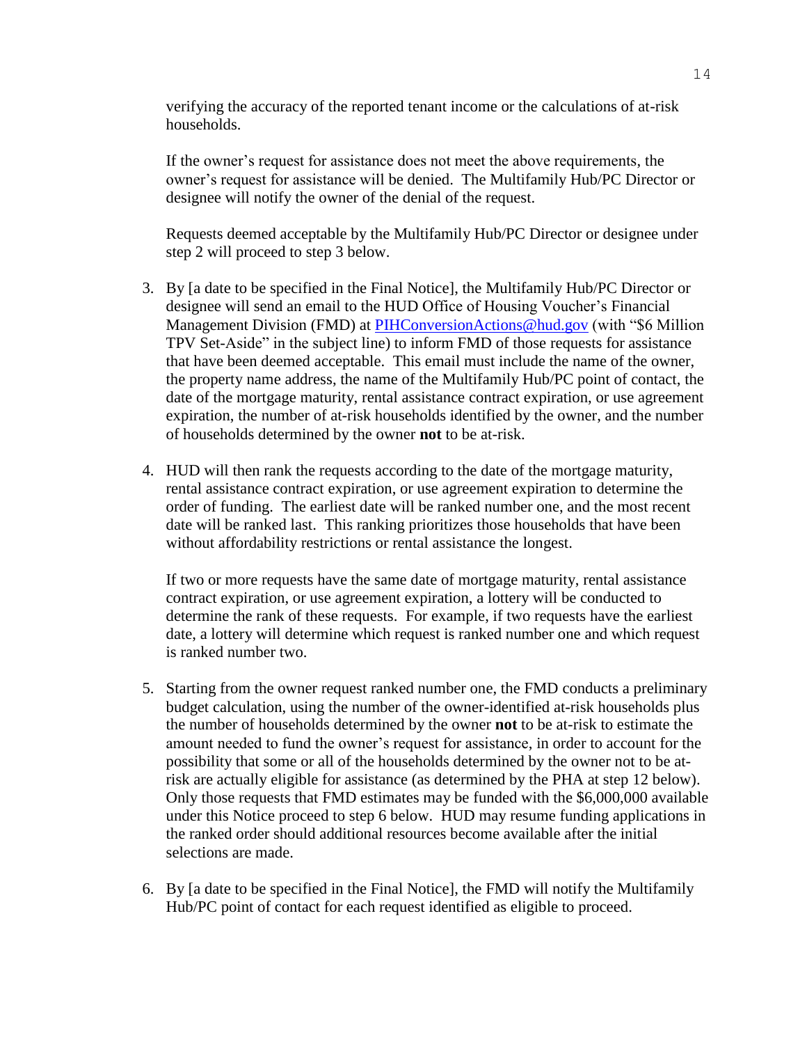verifying the accuracy of the reported tenant income or the calculations of at-risk households.

If the owner's request for assistance does not meet the above requirements, the owner's request for assistance will be denied. The Multifamily Hub/PC Director or designee will notify the owner of the denial of the request.

Requests deemed acceptable by the Multifamily Hub/PC Director or designee under step 2 will proceed to step 3 below.

3. By [a date to be specified in the Final Notice], the Multifamily Hub/PC Director or designee will send an email to the HUD Office of Housing Voucher's Financial Management Division (FMD) at PIHConversionActions@hud.gov (with "$6 Million TPV Set-Aside" in the subject line) to inform FMD of those requests for assistance that have been deemed acceptable. This email must include the name of the owner, the property name address, the name of the Multifamily Hub/PC point of contact, the date of the mortgage maturity, rental assistance contract expiration, or use agreement expiration, the number of at-risk households identified by the owner, and the number of households determined by the owner **not** to be at-risk.

4. HUD will then rank the requests according to the date of the mortgage maturity, rental assistance contract expiration, or use agreement expiration to determine the order of funding. The earliest date will be ranked number one, and the most recent date will be ranked last. This ranking prioritizes those households that have been without affordability restrictions or rental assistance the longest.

   If two or more requests have the same date of mortgage maturity, rental assistance contract expiration, or use agreement expiration, a lottery will be conducted to determine the rank of these requests. For example, if two requests have the earliest date, a lottery will determine which request is ranked number one and which request is ranked number two.

5. Starting from the owner request ranked number one, the FMD conducts a preliminary budget calculation, using the number of the owner-identified at-risk households plus the number of households determined by the owner **not** to be at-risk to estimate the amount needed to fund the owner's request for assistance, in order to account for the possibility that some or all of the households determined by the owner not to be at-risk are actually eligible for assistance (as determined by the PHA at step 12 below). Only those requests that FMD estimates may be funded with the $6,000,000 available under this Notice proceed to step 6 below. HUD may resume funding applications in the ranked order should additional resources become available after the initial selections are made.

6. By [a date to be specified in the Final Notice], the FMD will notify the Multifamily Hub/PC point of contact for each request identified as eligible to proceed.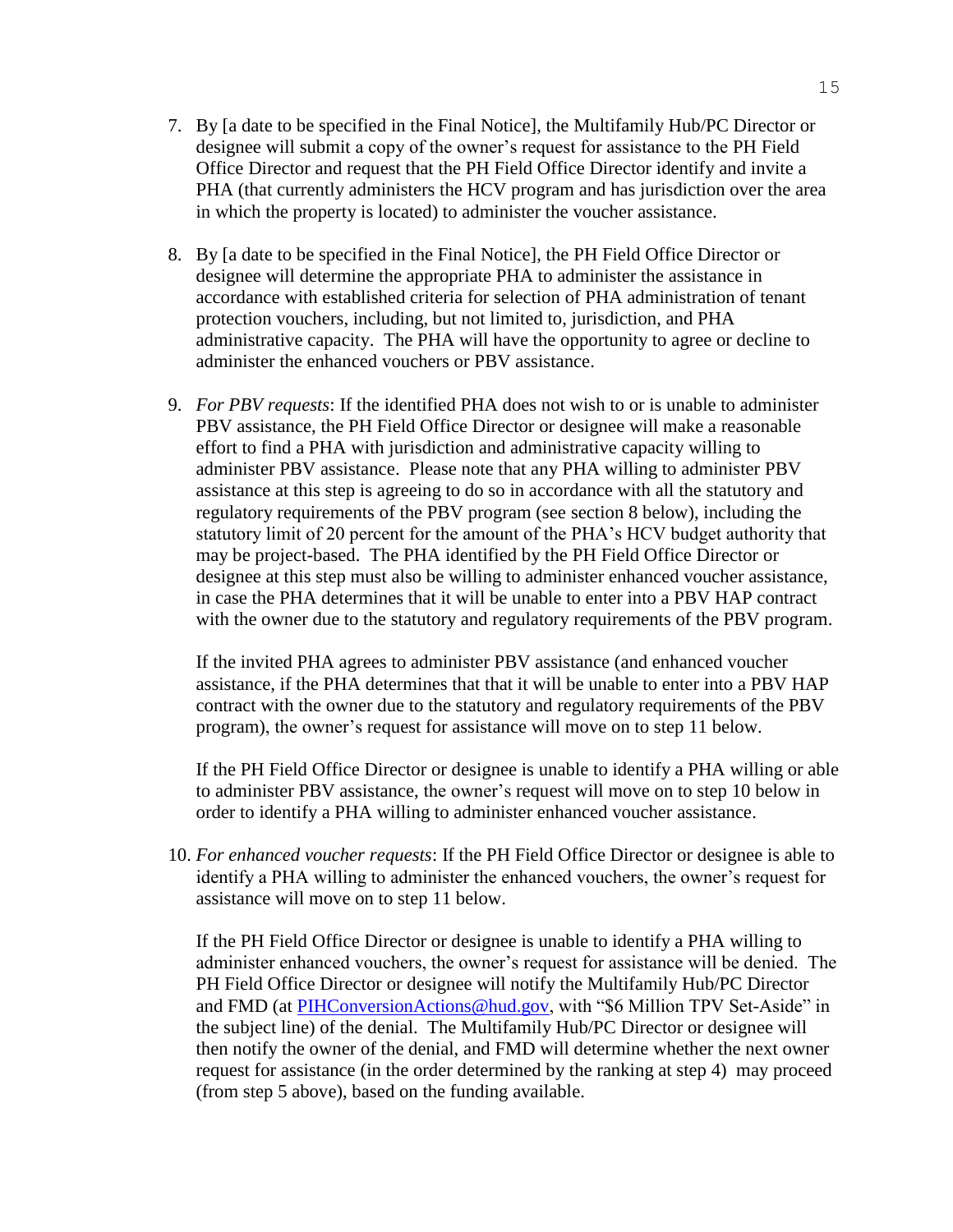7. By [a date to be specified in the Final Notice], the Multifamily Hub/PC Director or designee will submit a copy of the owner's request for assistance to the PH Field Office Director and request that the PH Field Office Director identify and invite a PHA (that currently administers the HCV program and has jurisdiction over the area in which the property is located) to administer the voucher assistance.

8. By [a date to be specified in the Final Notice], the PH Field Office Director or designee will determine the appropriate PHA to administer the assistance in accordance with established criteria for selection of PHA administration of tenant protection vouchers, including, but not limited to, jurisdiction, and PHA administrative capacity. The PHA will have the opportunity to agree or decline to administer the enhanced vouchers or PBV assistance.

9. *For PBV requests*: If the identified PHA does not wish to or is unable to administer PBV assistance, the PH Field Office Director or designee will make a reasonable effort to find a PHA with jurisdiction and administrative capacity willing to administer PBV assistance. Please note that any PHA willing to administer PBV assistance at this step is agreeing to do so in accordance with all the statutory and regulatory requirements of the PBV program (see section 8 below), including the statutory limit of 20 percent for the amount of the PHA's HCV budget authority that may be project-based. The PHA identified by the PH Field Office Director or designee at this step must also be willing to administer enhanced voucher assistance, in case the PHA determines that it will be unable to enter into a PBV HAP contract with the owner due to the statutory and regulatory requirements of the PBV program.

   If the invited PHA agrees to administer PBV assistance (and enhanced voucher assistance, if the PHA determines that that it will be unable to enter into a PBV HAP contract with the owner due to the statutory and regulatory requirements of the PBV program), the owner's request for assistance will move on to step 11 below.

   If the PH Field Office Director or designee is unable to identify a PHA willing or able to administer PBV assistance, the owner's request will move on to step 10 below in order to identify a PHA willing to administer enhanced voucher assistance.

10. *For enhanced voucher requests*: If the PH Field Office Director or designee is able to identify a PHA willing to administer the enhanced vouchers, the owner's request for assistance will move on to step 11 below.

    If the PH Field Office Director or designee is unable to identify a PHA willing to administer enhanced vouchers, the owner's request for assistance will be denied. The PH Field Office Director or designee will notify the Multifamily Hub/PC Director and FMD (at PIHConversionActions@hud.gov, with "$6 Million TPV Set-Aside" in the subject line) of the denial. The Multifamily Hub/PC Director or designee will then notify the owner of the denial, and FMD will determine whether the next owner request for assistance (in the order determined by the ranking at step 4) may proceed (from step 5 above), based on the funding available.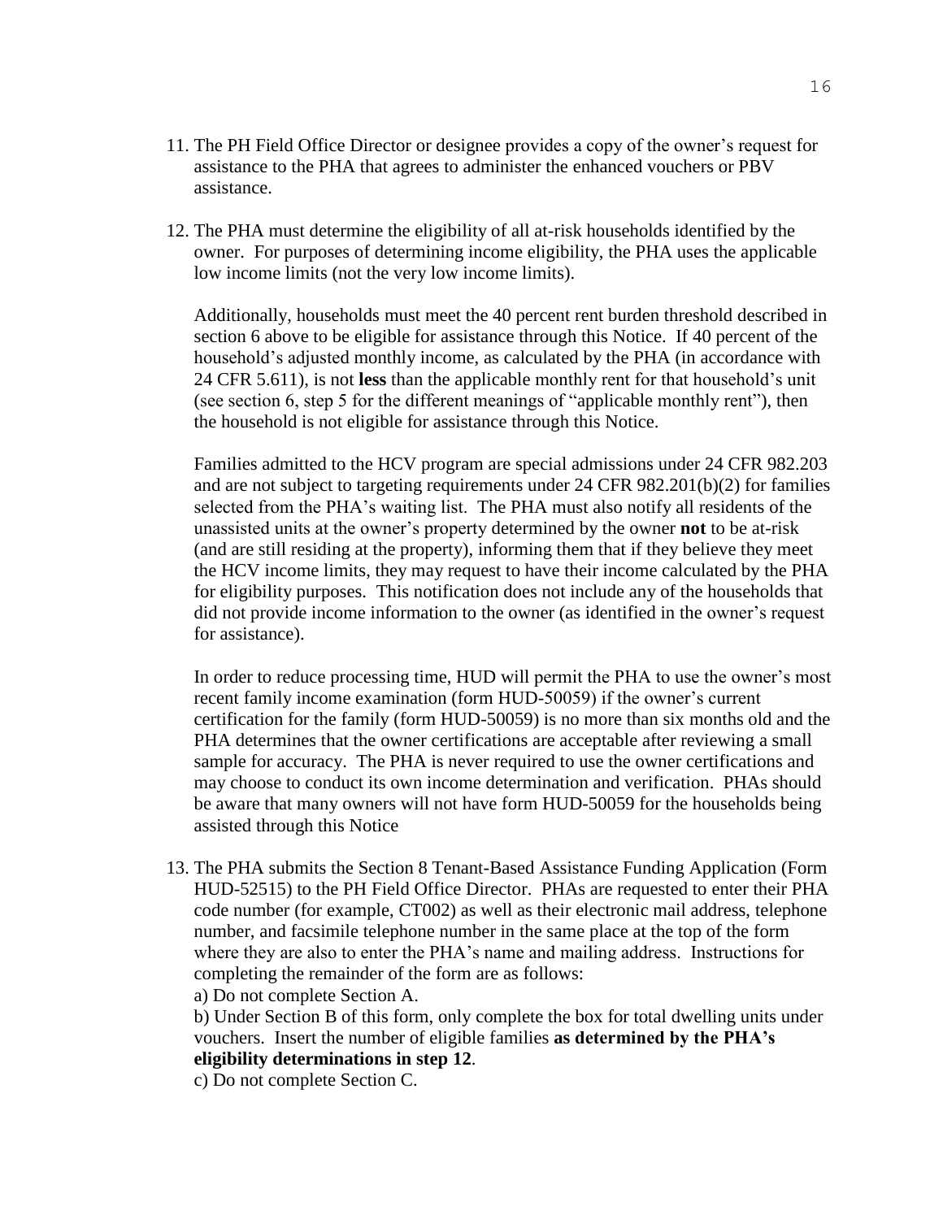11. The PH Field Office Director or designee provides a copy of the owner's request for assistance to the PHA that agrees to administer the enhanced vouchers or PBV assistance.

12. The PHA must determine the eligibility of all at-risk households identified by the owner. For purposes of determining income eligibility, the PHA uses the applicable low income limits (not the very low income limits).

    Additionally, households must meet the 40 percent rent burden threshold described in section 6 above to be eligible for assistance through this Notice. If 40 percent of the household's adjusted monthly income, as calculated by the PHA (in accordance with 24 CFR 5.611), is not **less** than the applicable monthly rent for that household's unit (see section 6, step 5 for the different meanings of "applicable monthly rent"), then the household is not eligible for assistance through this Notice.

    Families admitted to the HCV program are special admissions under 24 CFR 982.203 and are not subject to targeting requirements under 24 CFR 982.201(b)(2) for families selected from the PHA's waiting list. The PHA must also notify all residents of the unassisted units at the owner's property determined by the owner **not** to be at-risk (and are still residing at the property), informing them that if they believe they meet the HCV income limits, they may request to have their income calculated by the PHA for eligibility purposes. This notification does not include any of the households that did not provide income information to the owner (as identified in the owner's request for assistance).

    In order to reduce processing time, HUD will permit the PHA to use the owner's most recent family income examination (form HUD-50059) if the owner's current certification for the family (form HUD-50059) is no more than six months old and the PHA determines that the owner certifications are acceptable after reviewing a small sample for accuracy. The PHA is never required to use the owner certifications and may choose to conduct its own income determination and verification. PHAs should be aware that many owners will not have form HUD-50059 for the households being assisted through this Notice

13. The PHA submits the Section 8 Tenant-Based Assistance Funding Application (Form HUD-52515) to the PH Field Office Director. PHAs are requested to enter their PHA code number (for example, CT002) as well as their electronic mail address, telephone number, and facsimile telephone number in the same place at the top of the form where they are also to enter the PHA's name and mailing address. Instructions for completing the remainder of the form are as follows:

    a) Do not complete Section A.

    b) Under Section B of this form, only complete the box for total dwelling units under vouchers. Insert the number of eligible families **as determined by the PHA's eligibility determinations in step 12**.

    c) Do not complete Section C.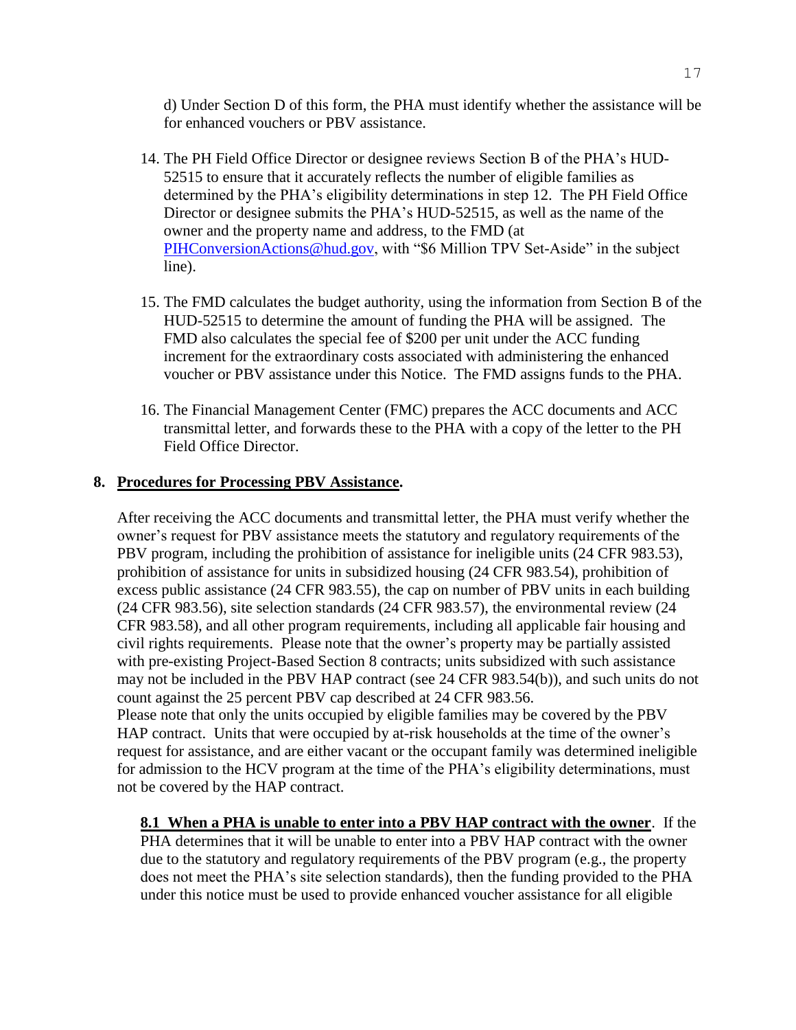d) Under Section D of this form, the PHA must identify whether the assistance will be for enhanced vouchers or PBV assistance.

14. The PH Field Office Director or designee reviews Section B of the PHA's HUD-52515 to ensure that it accurately reflects the number of eligible families as determined by the PHA's eligibility determinations in step 12. The PH Field Office Director or designee submits the PHA's HUD-52515, as well as the name of the owner and the property name and address, to the FMD (at PIHConversionActions@hud.gov, with "$6 Million TPV Set-Aside" in the subject line).

15. The FMD calculates the budget authority, using the information from Section B of the HUD-52515 to determine the amount of funding the PHA will be assigned. The FMD also calculates the special fee of $200 per unit under the ACC funding increment for the extraordinary costs associated with administering the enhanced voucher or PBV assistance under this Notice. The FMD assigns funds to the PHA.

16. The Financial Management Center (FMC) prepares the ACC documents and ACC transmittal letter, and forwards these to the PHA with a copy of the letter to the PH Field Office Director.

## 8. Procedures for Processing PBV Assistance.

After receiving the ACC documents and transmittal letter, the PHA must verify whether the owner's request for PBV assistance meets the statutory and regulatory requirements of the PBV program, including the prohibition of assistance for ineligible units (24 CFR 983.53), prohibition of assistance for units in subsidized housing (24 CFR 983.54), prohibition of excess public assistance (24 CFR 983.55), the cap on number of PBV units in each building (24 CFR 983.56), site selection standards (24 CFR 983.57), the environmental review (24 CFR 983.58), and all other program requirements, including all applicable fair housing and civil rights requirements. Please note that the owner's property may be partially assisted with pre-existing Project-Based Section 8 contracts; units subsidized with such assistance may not be included in the PBV HAP contract (see 24 CFR 983.54(b)), and such units do not count against the 25 percent PBV cap described at 24 CFR 983.56.

Please note that only the units occupied by eligible families may be covered by the PBV HAP contract. Units that were occupied by at-risk households at the time of the owner's request for assistance, and are either vacant or the occupant family was determined ineligible for admission to the HCV program at the time of the PHA's eligibility determinations, must not be covered by the HAP contract.

**8.1 When a PHA is unable to enter into a PBV HAP contract with the owner**. If the PHA determines that it will be unable to enter into a PBV HAP contract with the owner due to the statutory and regulatory requirements of the PBV program (e.g., the property does not meet the PHA's site selection standards), then the funding provided to the PHA under this notice must be used to provide enhanced voucher assistance for all eligible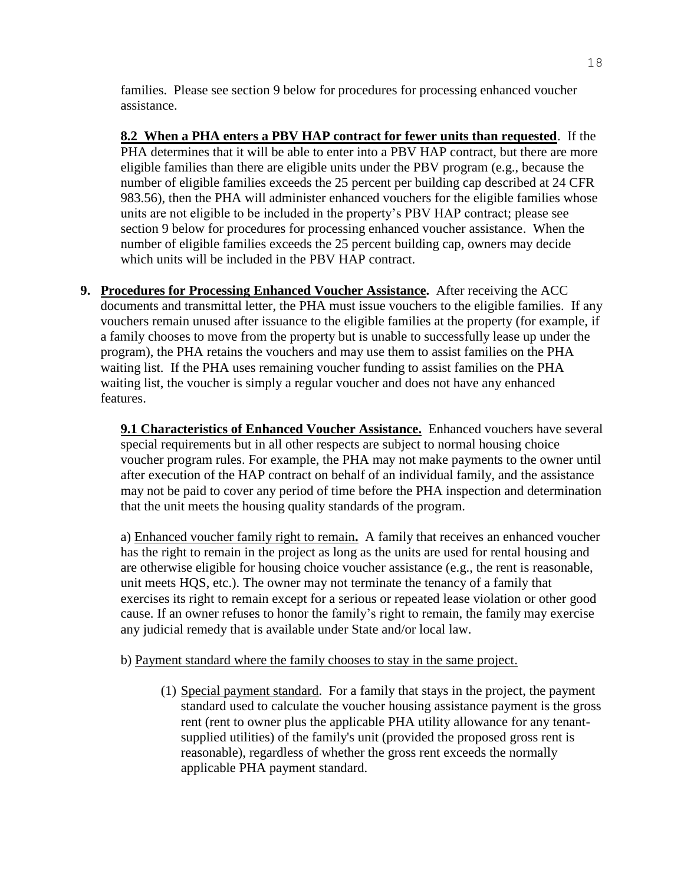families. Please see section 9 below for procedures for processing enhanced voucher assistance.

**8.2 When a PHA enters a PBV HAP contract for fewer units than requested**. If the PHA determines that it will be able to enter into a PBV HAP contract, but there are more eligible families than there are eligible units under the PBV program (e.g., because the number of eligible families exceeds the 25 percent per building cap described at 24 CFR 983.56), then the PHA will administer enhanced vouchers for the eligible families whose units are not eligible to be included in the property's PBV HAP contract; please see section 9 below for procedures for processing enhanced voucher assistance. When the number of eligible families exceeds the 25 percent building cap, owners may decide which units will be included in the PBV HAP contract.

**9. Procedures for Processing Enhanced Voucher Assistance.** After receiving the ACC documents and transmittal letter, the PHA must issue vouchers to the eligible families. If any vouchers remain unused after issuance to the eligible families at the property (for example, if a family chooses to move from the property but is unable to successfully lease up under the program), the PHA retains the vouchers and may use them to assist families on the PHA waiting list. If the PHA uses remaining voucher funding to assist families on the PHA waiting list, the voucher is simply a regular voucher and does not have any enhanced features.

**9.1 Characteristics of Enhanced Voucher Assistance.** Enhanced vouchers have several special requirements but in all other respects are subject to normal housing choice voucher program rules. For example, the PHA may not make payments to the owner until after execution of the HAP contract on behalf of an individual family, and the assistance may not be paid to cover any period of time before the PHA inspection and determination that the unit meets the housing quality standards of the program.

a) Enhanced voucher family right to remain**.** A family that receives an enhanced voucher has the right to remain in the project as long as the units are used for rental housing and are otherwise eligible for housing choice voucher assistance (e.g., the rent is reasonable, unit meets HQS, etc.). The owner may not terminate the tenancy of a family that exercises its right to remain except for a serious or repeated lease violation or other good cause. If an owner refuses to honor the family's right to remain, the family may exercise any judicial remedy that is available under State and/or local law.

b) Payment standard where the family chooses to stay in the same project.

(1) Special payment standard. For a family that stays in the project, the payment standard used to calculate the voucher housing assistance payment is the gross rent (rent to owner plus the applicable PHA utility allowance for any tenant-supplied utilities) of the family's unit (provided the proposed gross rent is reasonable), regardless of whether the gross rent exceeds the normally applicable PHA payment standard.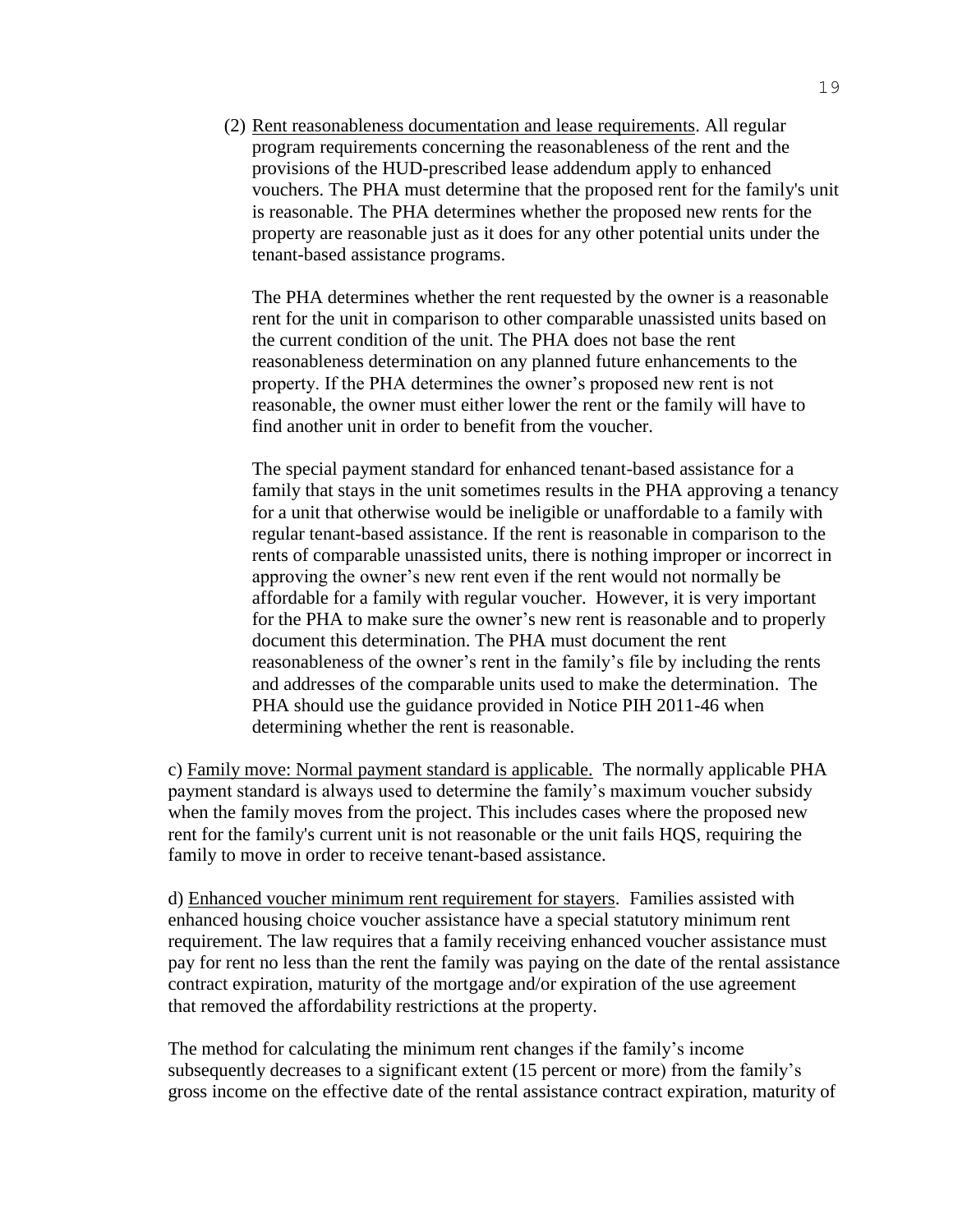(2) Rent reasonableness documentation and lease requirements. All regular program requirements concerning the reasonableness of the rent and the provisions of the HUD-prescribed lease addendum apply to enhanced vouchers. The PHA must determine that the proposed rent for the family's unit is reasonable. The PHA determines whether the proposed new rents for the property are reasonable just as it does for any other potential units under the tenant-based assistance programs.

The PHA determines whether the rent requested by the owner is a reasonable rent for the unit in comparison to other comparable unassisted units based on the current condition of the unit. The PHA does not base the rent reasonableness determination on any planned future enhancements to the property. If the PHA determines the owner's proposed new rent is not reasonable, the owner must either lower the rent or the family will have to find another unit in order to benefit from the voucher.

The special payment standard for enhanced tenant-based assistance for a family that stays in the unit sometimes results in the PHA approving a tenancy for a unit that otherwise would be ineligible or unaffordable to a family with regular tenant-based assistance. If the rent is reasonable in comparison to the rents of comparable unassisted units, there is nothing improper or incorrect in approving the owner's new rent even if the rent would not normally be affordable for a family with regular voucher. However, it is very important for the PHA to make sure the owner's new rent is reasonable and to properly document this determination. The PHA must document the rent reasonableness of the owner's rent in the family's file by including the rents and addresses of the comparable units used to make the determination. The PHA should use the guidance provided in Notice PIH 2011-46 when determining whether the rent is reasonable.

c) Family move: Normal payment standard is applicable. The normally applicable PHA payment standard is always used to determine the family's maximum voucher subsidy when the family moves from the project. This includes cases where the proposed new rent for the family's current unit is not reasonable or the unit fails HQS, requiring the family to move in order to receive tenant-based assistance.

d) Enhanced voucher minimum rent requirement for stayers. Families assisted with enhanced housing choice voucher assistance have a special statutory minimum rent requirement. The law requires that a family receiving enhanced voucher assistance must pay for rent no less than the rent the family was paying on the date of the rental assistance contract expiration, maturity of the mortgage and/or expiration of the use agreement that removed the affordability restrictions at the property.

The method for calculating the minimum rent changes if the family's income subsequently decreases to a significant extent (15 percent or more) from the family's gross income on the effective date of the rental assistance contract expiration, maturity of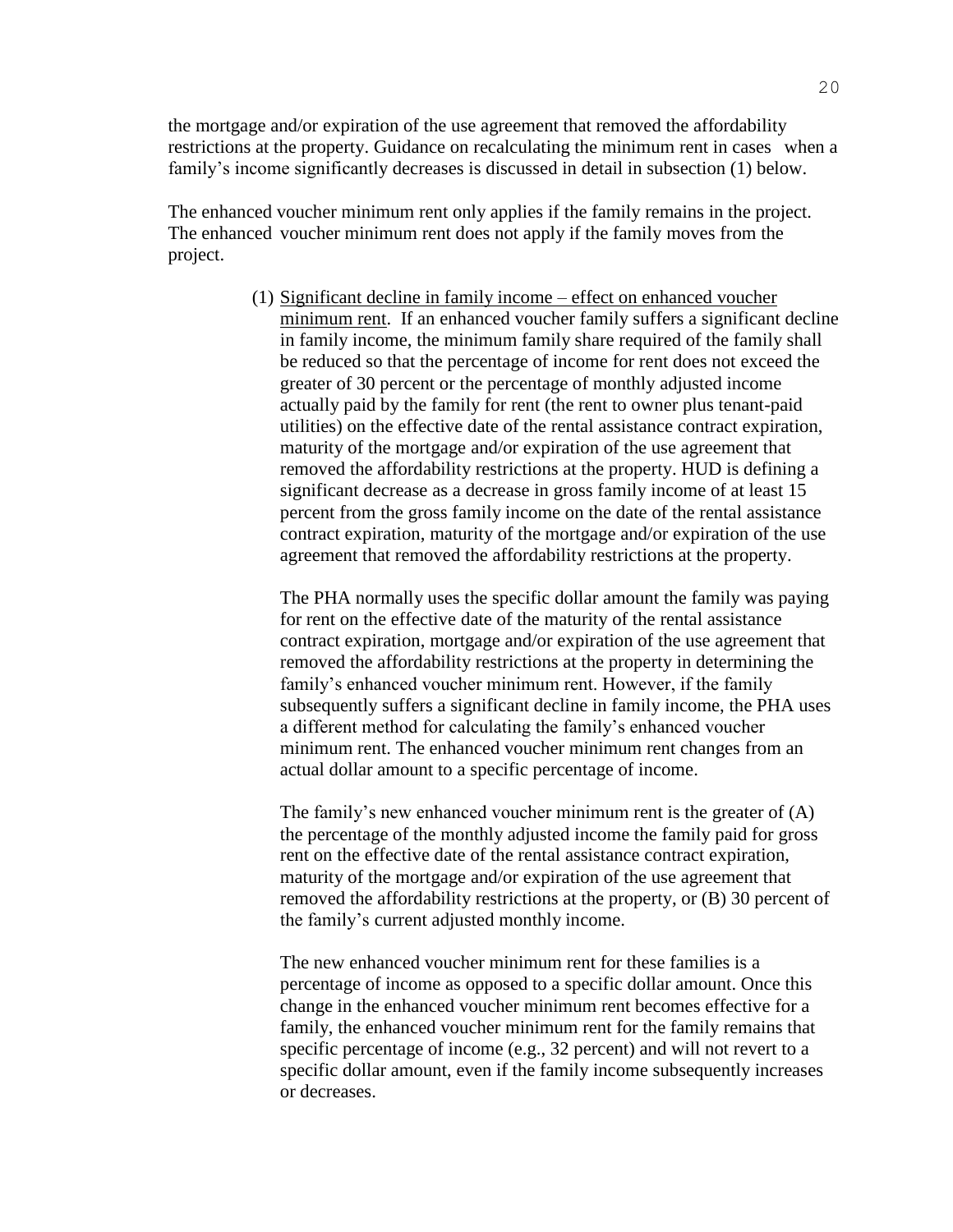the mortgage and/or expiration of the use agreement that removed the affordability restrictions at the property. Guidance on recalculating the minimum rent in cases when a family's income significantly decreases is discussed in detail in subsection (1) below.

The enhanced voucher minimum rent only applies if the family remains in the project. The enhanced voucher minimum rent does not apply if the family moves from the project.

(1) Significant decline in family income – effect on enhanced voucher minimum rent. If an enhanced voucher family suffers a significant decline in family income, the minimum family share required of the family shall be reduced so that the percentage of income for rent does not exceed the greater of 30 percent or the percentage of monthly adjusted income actually paid by the family for rent (the rent to owner plus tenant-paid utilities) on the effective date of the rental assistance contract expiration, maturity of the mortgage and/or expiration of the use agreement that removed the affordability restrictions at the property. HUD is defining a significant decrease as a decrease in gross family income of at least 15 percent from the gross family income on the date of the rental assistance contract expiration, maturity of the mortgage and/or expiration of the use agreement that removed the affordability restrictions at the property.

The PHA normally uses the specific dollar amount the family was paying for rent on the effective date of the maturity of the rental assistance contract expiration, mortgage and/or expiration of the use agreement that removed the affordability restrictions at the property in determining the family's enhanced voucher minimum rent. However, if the family subsequently suffers a significant decline in family income, the PHA uses a different method for calculating the family's enhanced voucher minimum rent. The enhanced voucher minimum rent changes from an actual dollar amount to a specific percentage of income.

The family's new enhanced voucher minimum rent is the greater of (A) the percentage of the monthly adjusted income the family paid for gross rent on the effective date of the rental assistance contract expiration, maturity of the mortgage and/or expiration of the use agreement that removed the affordability restrictions at the property, or (B) 30 percent of the family's current adjusted monthly income.

The new enhanced voucher minimum rent for these families is a percentage of income as opposed to a specific dollar amount. Once this change in the enhanced voucher minimum rent becomes effective for a family, the enhanced voucher minimum rent for the family remains that specific percentage of income (e.g., 32 percent) and will not revert to a specific dollar amount, even if the family income subsequently increases or decreases.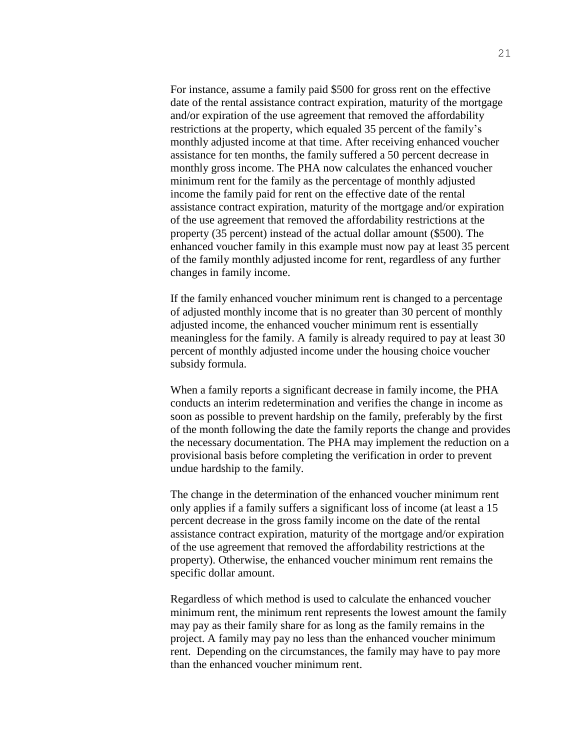For instance, assume a family paid $500 for gross rent on the effective date of the rental assistance contract expiration, maturity of the mortgage and/or expiration of the use agreement that removed the affordability restrictions at the property, which equaled 35 percent of the family's monthly adjusted income at that time. After receiving enhanced voucher assistance for ten months, the family suffered a 50 percent decrease in monthly gross income. The PHA now calculates the enhanced voucher minimum rent for the family as the percentage of monthly adjusted income the family paid for rent on the effective date of the rental assistance contract expiration, maturity of the mortgage and/or expiration of the use agreement that removed the affordability restrictions at the property (35 percent) instead of the actual dollar amount ($500). The enhanced voucher family in this example must now pay at least 35 percent of the family monthly adjusted income for rent, regardless of any further changes in family income.

If the family enhanced voucher minimum rent is changed to a percentage of adjusted monthly income that is no greater than 30 percent of monthly adjusted income, the enhanced voucher minimum rent is essentially meaningless for the family. A family is already required to pay at least 30 percent of monthly adjusted income under the housing choice voucher subsidy formula.

When a family reports a significant decrease in family income, the PHA conducts an interim redetermination and verifies the change in income as soon as possible to prevent hardship on the family, preferably by the first of the month following the date the family reports the change and provides the necessary documentation. The PHA may implement the reduction on a provisional basis before completing the verification in order to prevent undue hardship to the family.

The change in the determination of the enhanced voucher minimum rent only applies if a family suffers a significant loss of income (at least a 15 percent decrease in the gross family income on the date of the rental assistance contract expiration, maturity of the mortgage and/or expiration of the use agreement that removed the affordability restrictions at the property). Otherwise, the enhanced voucher minimum rent remains the specific dollar amount.

Regardless of which method is used to calculate the enhanced voucher minimum rent, the minimum rent represents the lowest amount the family may pay as their family share for as long as the family remains in the project. A family may pay no less than the enhanced voucher minimum rent. Depending on the circumstances, the family may have to pay more than the enhanced voucher minimum rent.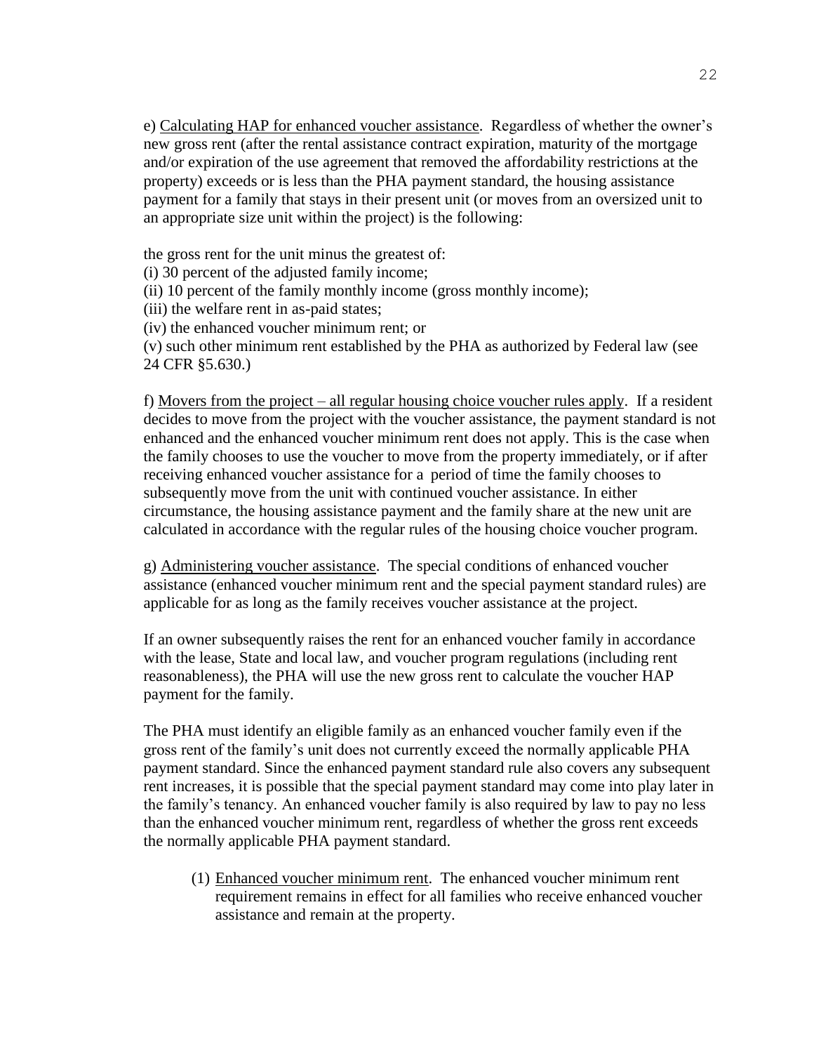e) Calculating HAP for enhanced voucher assistance. Regardless of whether the owner's new gross rent (after the rental assistance contract expiration, maturity of the mortgage and/or expiration of the use agreement that removed the affordability restrictions at the property) exceeds or is less than the PHA payment standard, the housing assistance payment for a family that stays in their present unit (or moves from an oversized unit to an appropriate size unit within the project) is the following:

the gross rent for the unit minus the greatest of:
(i) 30 percent of the adjusted family income;
(ii) 10 percent of the family monthly income (gross monthly income);
(iii) the welfare rent in as-paid states;
(iv) the enhanced voucher minimum rent; or
(v) such other minimum rent established by the PHA as authorized by Federal law (see 24 CFR §5.630.)

f) Movers from the project – all regular housing choice voucher rules apply. If a resident decides to move from the project with the voucher assistance, the payment standard is not enhanced and the enhanced voucher minimum rent does not apply. This is the case when the family chooses to use the voucher to move from the property immediately, or if after receiving enhanced voucher assistance for a period of time the family chooses to subsequently move from the unit with continued voucher assistance. In either circumstance, the housing assistance payment and the family share at the new unit are calculated in accordance with the regular rules of the housing choice voucher program.

g) Administering voucher assistance. The special conditions of enhanced voucher assistance (enhanced voucher minimum rent and the special payment standard rules) are applicable for as long as the family receives voucher assistance at the project.

If an owner subsequently raises the rent for an enhanced voucher family in accordance with the lease, State and local law, and voucher program regulations (including rent reasonableness), the PHA will use the new gross rent to calculate the voucher HAP payment for the family.

The PHA must identify an eligible family as an enhanced voucher family even if the gross rent of the family's unit does not currently exceed the normally applicable PHA payment standard. Since the enhanced payment standard rule also covers any subsequent rent increases, it is possible that the special payment standard may come into play later in the family's tenancy. An enhanced voucher family is also required by law to pay no less than the enhanced voucher minimum rent, regardless of whether the gross rent exceeds the normally applicable PHA payment standard.

(1) Enhanced voucher minimum rent. The enhanced voucher minimum rent requirement remains in effect for all families who receive enhanced voucher assistance and remain at the property.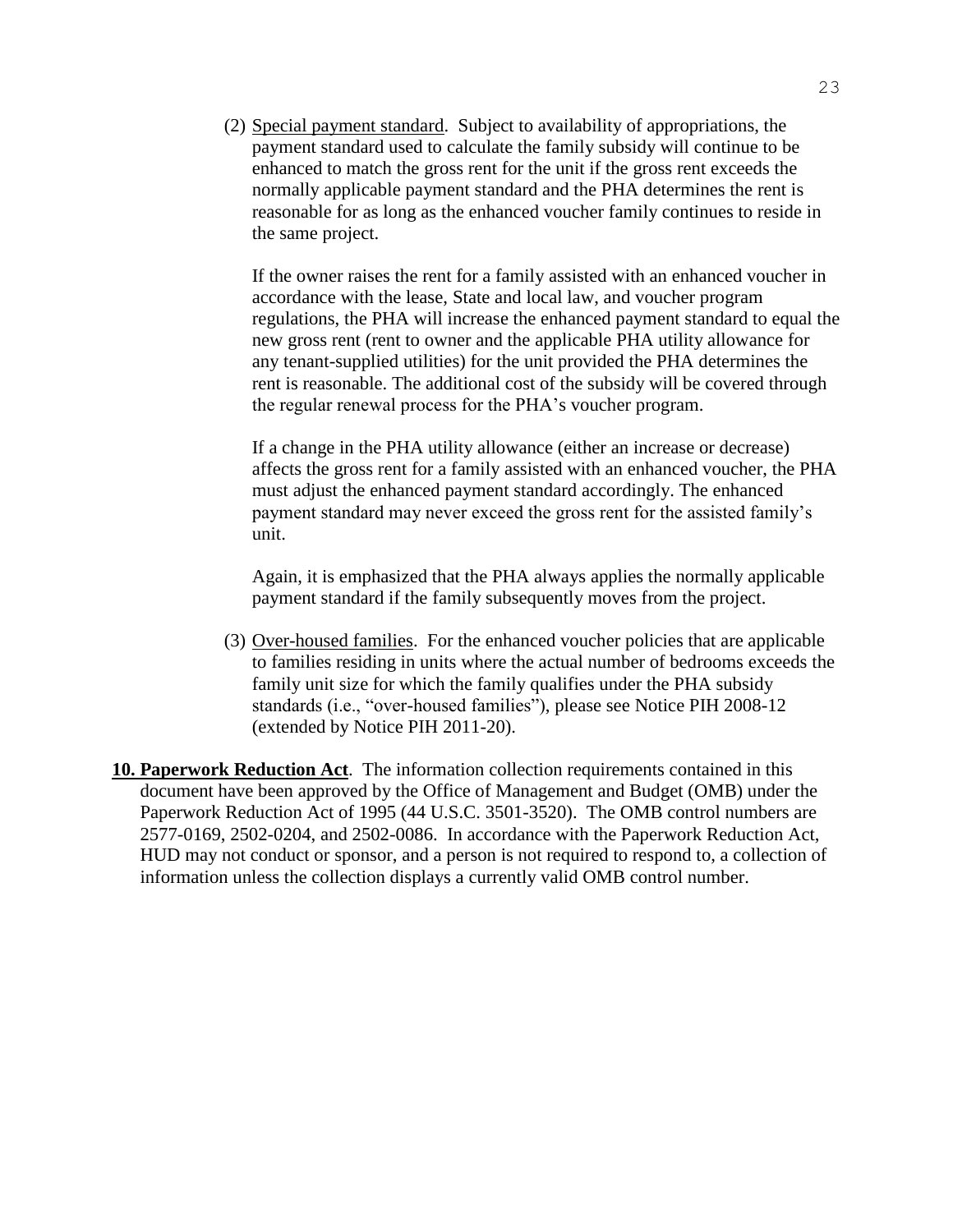(2) Special payment standard. Subject to availability of appropriations, the payment standard used to calculate the family subsidy will continue to be enhanced to match the gross rent for the unit if the gross rent exceeds the normally applicable payment standard and the PHA determines the rent is reasonable for as long as the enhanced voucher family continues to reside in the same project.

If the owner raises the rent for a family assisted with an enhanced voucher in accordance with the lease, State and local law, and voucher program regulations, the PHA will increase the enhanced payment standard to equal the new gross rent (rent to owner and the applicable PHA utility allowance for any tenant-supplied utilities) for the unit provided the PHA determines the rent is reasonable. The additional cost of the subsidy will be covered through the regular renewal process for the PHA's voucher program.

If a change in the PHA utility allowance (either an increase or decrease) affects the gross rent for a family assisted with an enhanced voucher, the PHA must adjust the enhanced payment standard accordingly. The enhanced payment standard may never exceed the gross rent for the assisted family's unit.

Again, it is emphasized that the PHA always applies the normally applicable payment standard if the family subsequently moves from the project.

(3) Over-housed families. For the enhanced voucher policies that are applicable to families residing in units where the actual number of bedrooms exceeds the family unit size for which the family qualifies under the PHA subsidy standards (i.e., "over-housed families"), please see Notice PIH 2008-12 (extended by Notice PIH 2011-20).

**10. Paperwork Reduction Act**. The information collection requirements contained in this document have been approved by the Office of Management and Budget (OMB) under the Paperwork Reduction Act of 1995 (44 U.S.C. 3501-3520). The OMB control numbers are 2577-0169, 2502-0204, and 2502-0086. In accordance with the Paperwork Reduction Act, HUD may not conduct or sponsor, and a person is not required to respond to, a collection of information unless the collection displays a currently valid OMB control number.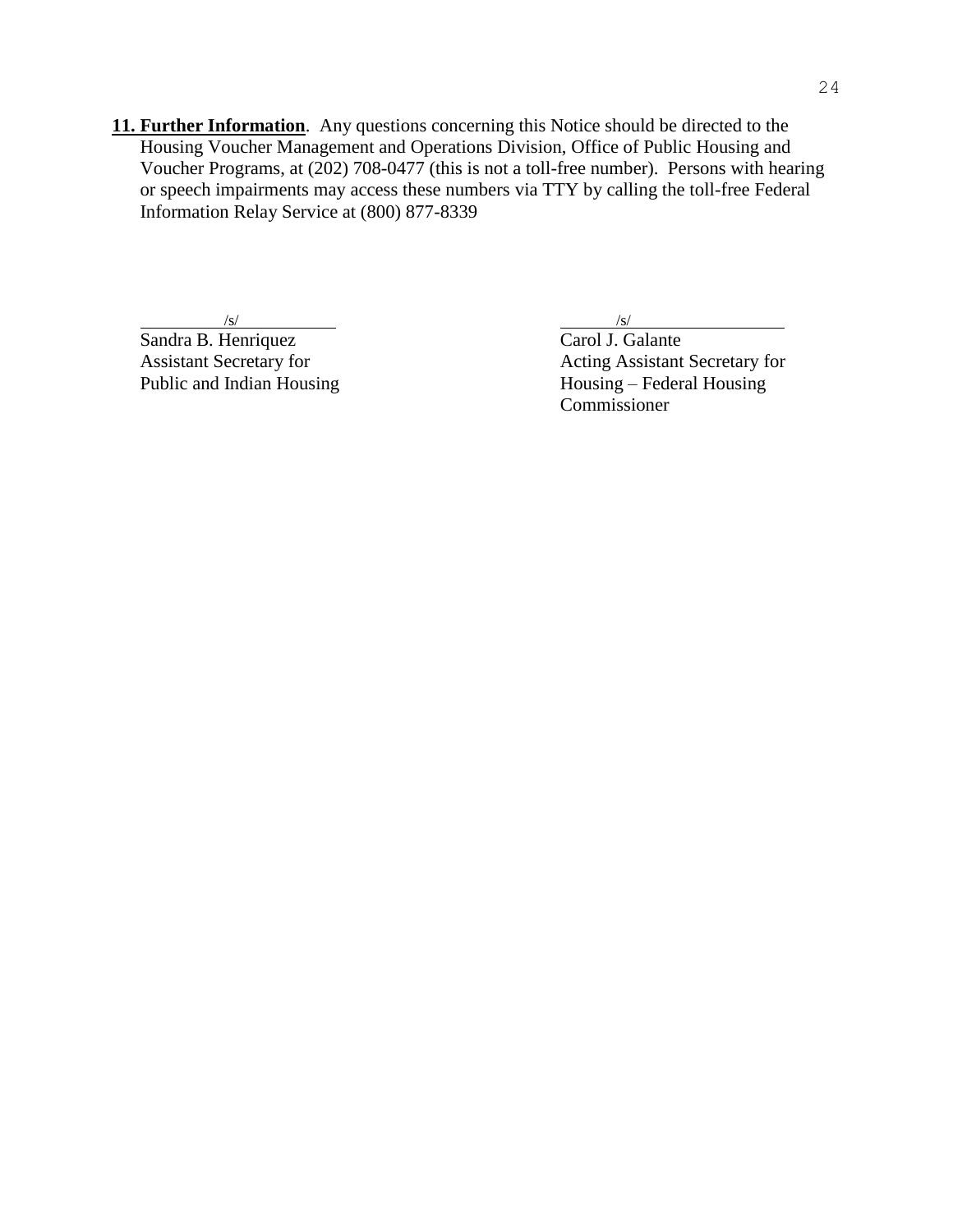**11. Further Information**. Any questions concerning this Notice should be directed to the Housing Voucher Management and Operations Division, Office of Public Housing and Voucher Programs, at (202) 708-0477 (this is not a toll-free number). Persons with hearing or speech impairments may access these numbers via TTY by calling the toll-free Federal Information Relay Service at (800) 877-8339

/s/
Sandra B. Henriquez
Assistant Secretary for
Public and Indian Housing

/s/
Carol J. Galante
Acting Assistant Secretary for
Housing – Federal Housing
Commissioner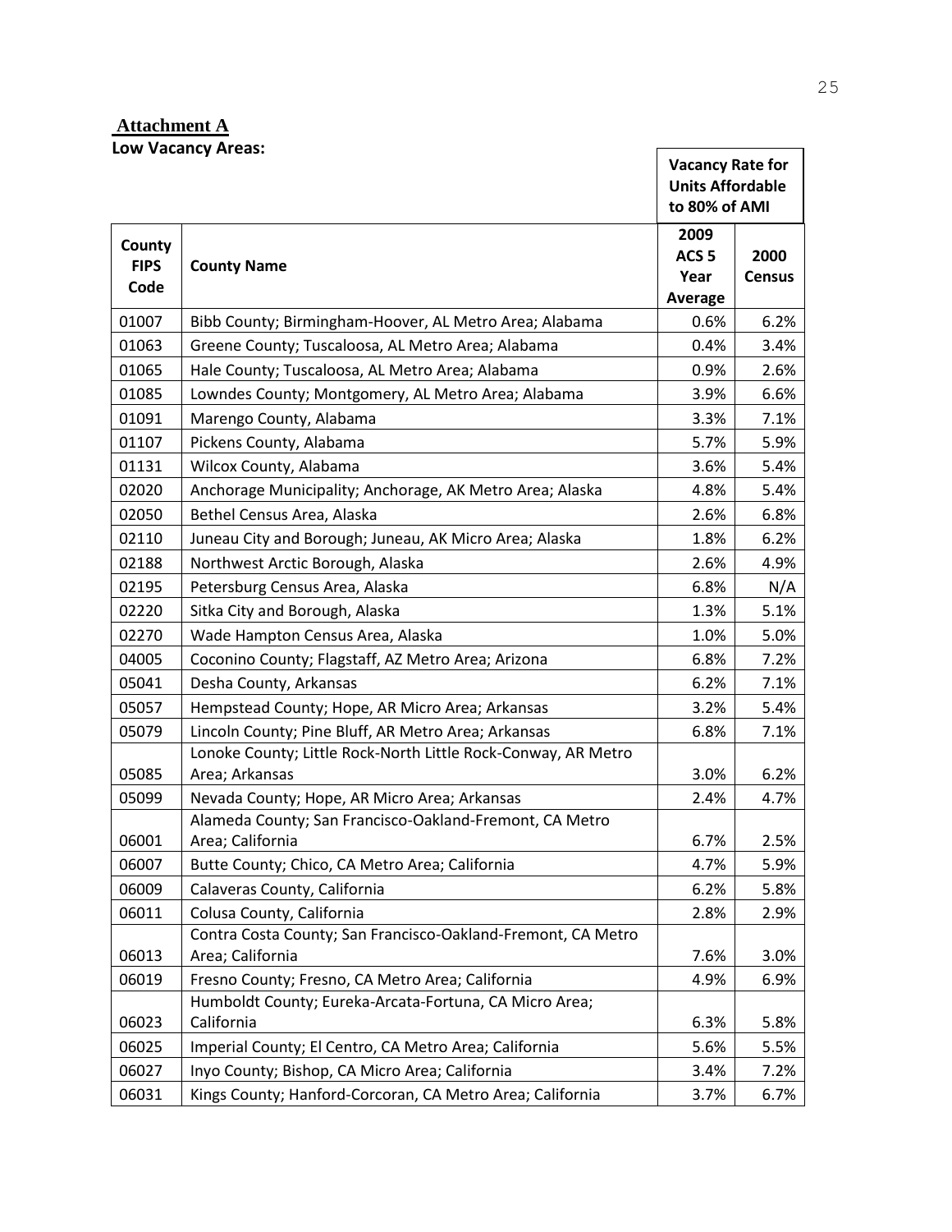**Attachment A**

**Low Vacancy Areas:**

| County FIPS Code | County Name | Vacancy Rate for Units Affordable to 80% of AMI | |
|---|---|---|---|
| | | 2009 ACS 5 Year Average | 2000 Census |
| 01007 | Bibb County; Birmingham-Hoover, AL Metro Area; Alabama | 0.6% | 6.2% |
| 01063 | Greene County; Tuscaloosa, AL Metro Area; Alabama | 0.4% | 3.4% |
| 01065 | Hale County; Tuscaloosa, AL Metro Area; Alabama | 0.9% | 2.6% |
| 01085 | Lowndes County; Montgomery, AL Metro Area; Alabama | 3.9% | 6.6% |
| 01091 | Marengo County, Alabama | 3.3% | 7.1% |
| 01107 | Pickens County, Alabama | 5.7% | 5.9% |
| 01131 | Wilcox County, Alabama | 3.6% | 5.4% |
| 02020 | Anchorage Municipality; Anchorage, AK Metro Area; Alaska | 4.8% | 5.4% |
| 02050 | Bethel Census Area, Alaska | 2.6% | 6.8% |
| 02110 | Juneau City and Borough; Juneau, AK Micro Area; Alaska | 1.8% | 6.2% |
| 02188 | Northwest Arctic Borough, Alaska | 2.6% | 4.9% |
| 02195 | Petersburg Census Area, Alaska | 6.8% | N/A |
| 02220 | Sitka City and Borough, Alaska | 1.3% | 5.1% |
| 02270 | Wade Hampton Census Area, Alaska | 1.0% | 5.0% |
| 04005 | Coconino County; Flagstaff, AZ Metro Area; Arizona | 6.8% | 7.2% |
| 05041 | Desha County, Arkansas | 6.2% | 7.1% |
| 05057 | Hempstead County; Hope, AR Micro Area; Arkansas | 3.2% | 5.4% |
| 05079 | Lincoln County; Pine Bluff, AR Metro Area; Arkansas | 6.8% | 7.1% |
| 05085 | Lonoke County; Little Rock-North Little Rock-Conway, AR Metro Area; Arkansas | 3.0% | 6.2% |
| 05099 | Nevada County; Hope, AR Micro Area; Arkansas | 2.4% | 4.7% |
| 06001 | Alameda County; San Francisco-Oakland-Fremont, CA Metro Area; California | 6.7% | 2.5% |
| 06007 | Butte County; Chico, CA Metro Area; California | 4.7% | 5.9% |
| 06009 | Calaveras County, California | 6.2% | 5.8% |
| 06011 | Colusa County, California | 2.8% | 2.9% |
| 06013 | Contra Costa County; San Francisco-Oakland-Fremont, CA Metro Area; California | 7.6% | 3.0% |
| 06019 | Fresno County; Fresno, CA Metro Area; California | 4.9% | 6.9% |
| 06023 | Humboldt County; Eureka-Arcata-Fortuna, CA Micro Area; California | 6.3% | 5.8% |
| 06025 | Imperial County; El Centro, CA Metro Area; California | 5.6% | 5.5% |
| 06027 | Inyo County; Bishop, CA Micro Area; California | 3.4% | 7.2% |
| 06031 | Kings County; Hanford-Corcoran, CA Metro Area; California | 3.7% | 6.7% |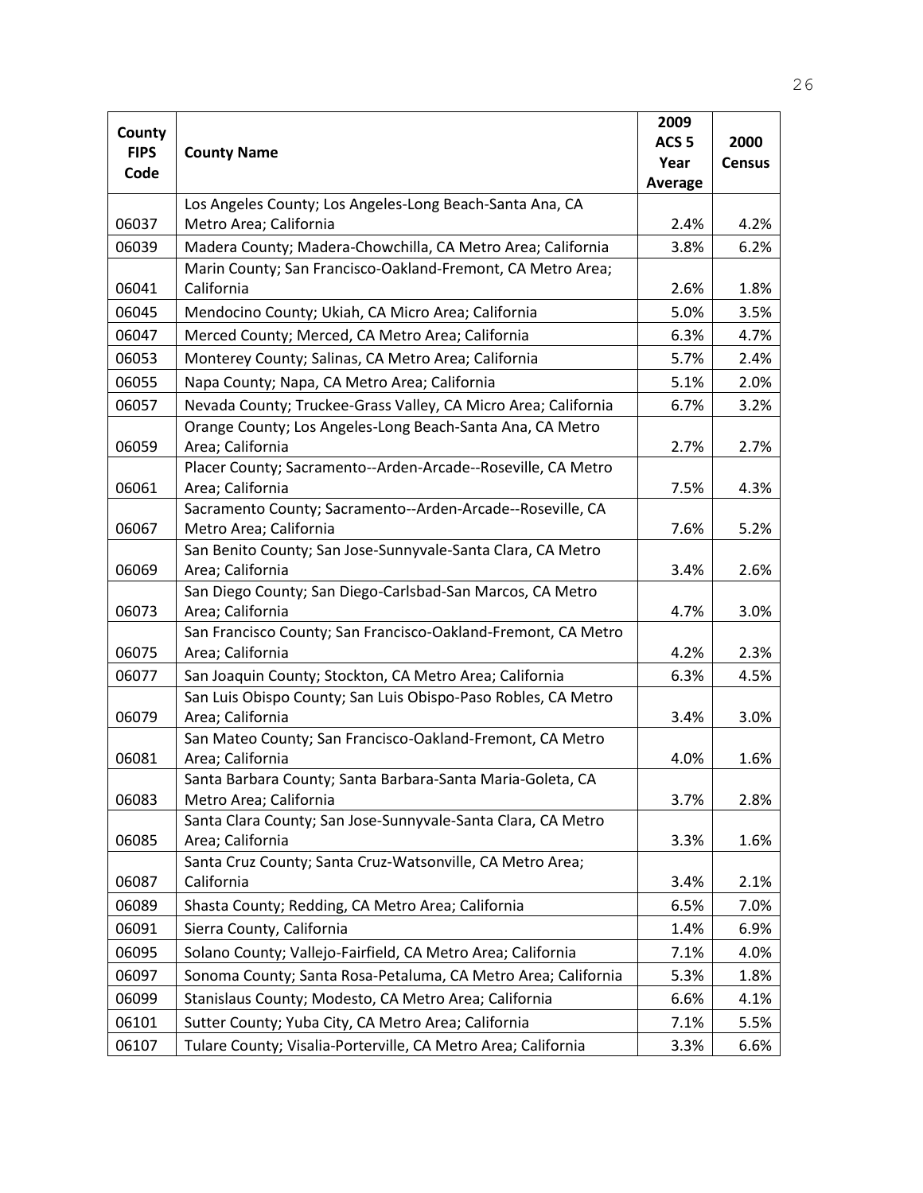| County FIPS Code | County Name | 2009 ACS 5 Year Average | 2000 Census |
|---|---|---|---|
| 06037 | Los Angeles County; Los Angeles-Long Beach-Santa Ana, CA Metro Area; California | 2.4% | 4.2% |
| 06039 | Madera County; Madera-Chowchilla, CA Metro Area; California | 3.8% | 6.2% |
| 06041 | Marin County; San Francisco-Oakland-Fremont, CA Metro Area; California | 2.6% | 1.8% |
| 06045 | Mendocino County; Ukiah, CA Micro Area; California | 5.0% | 3.5% |
| 06047 | Merced County; Merced, CA Metro Area; California | 6.3% | 4.7% |
| 06053 | Monterey County; Salinas, CA Metro Area; California | 5.7% | 2.4% |
| 06055 | Napa County; Napa, CA Metro Area; California | 5.1% | 2.0% |
| 06057 | Nevada County; Truckee-Grass Valley, CA Micro Area; California | 6.7% | 3.2% |
| 06059 | Orange County; Los Angeles-Long Beach-Santa Ana, CA Metro Area; California | 2.7% | 2.7% |
| 06061 | Placer County; Sacramento--Arden-Arcade--Roseville, CA Metro Area; California | 7.5% | 4.3% |
| 06067 | Sacramento County; Sacramento--Arden-Arcade--Roseville, CA Metro Area; California | 7.6% | 5.2% |
| 06069 | San Benito County; San Jose-Sunnyvale-Santa Clara, CA Metro Area; California | 3.4% | 2.6% |
| 06073 | San Diego County; San Diego-Carlsbad-San Marcos, CA Metro Area; California | 4.7% | 3.0% |
| 06075 | San Francisco County; San Francisco-Oakland-Fremont, CA Metro Area; California | 4.2% | 2.3% |
| 06077 | San Joaquin County; Stockton, CA Metro Area; California | 6.3% | 4.5% |
| 06079 | San Luis Obispo County; San Luis Obispo-Paso Robles, CA Metro Area; California | 3.4% | 3.0% |
| 06081 | San Mateo County; San Francisco-Oakland-Fremont, CA Metro Area; California | 4.0% | 1.6% |
| 06083 | Santa Barbara County; Santa Barbara-Santa Maria-Goleta, CA Metro Area; California | 3.7% | 2.8% |
| 06085 | Santa Clara County; San Jose-Sunnyvale-Santa Clara, CA Metro Area; California | 3.3% | 1.6% |
| 06087 | Santa Cruz County; Santa Cruz-Watsonville, CA Metro Area; California | 3.4% | 2.1% |
| 06089 | Shasta County; Redding, CA Metro Area; California | 6.5% | 7.0% |
| 06091 | Sierra County, California | 1.4% | 6.9% |
| 06095 | Solano County; Vallejo-Fairfield, CA Metro Area; California | 7.1% | 4.0% |
| 06097 | Sonoma County; Santa Rosa-Petaluma, CA Metro Area; California | 5.3% | 1.8% |
| 06099 | Stanislaus County; Modesto, CA Metro Area; California | 6.6% | 4.1% |
| 06101 | Sutter County; Yuba City, CA Metro Area; California | 7.1% | 5.5% |
| 06107 | Tulare County; Visalia-Porterville, CA Metro Area; California | 3.3% | 6.6% |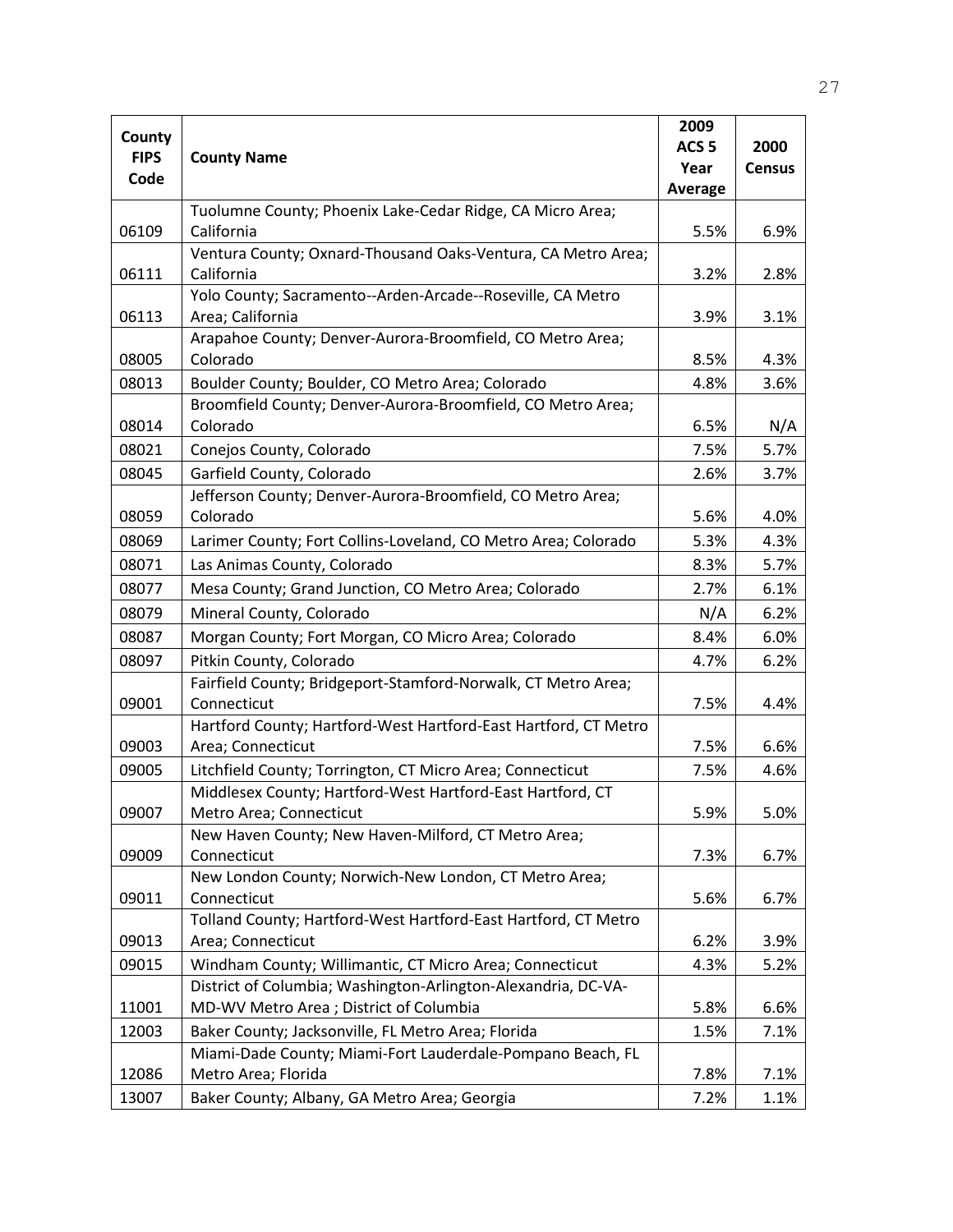| County FIPS Code | County Name | 2009 ACS 5 Year Average | 2000 Census |
|---|---|---|---|
| 06109 | Tuolumne County; Phoenix Lake-Cedar Ridge, CA Micro Area; California | 5.5% | 6.9% |
| 06111 | Ventura County; Oxnard-Thousand Oaks-Ventura, CA Metro Area; California | 3.2% | 2.8% |
| 06113 | Yolo County; Sacramento--Arden-Arcade--Roseville, CA Metro Area; California | 3.9% | 3.1% |
| 08005 | Arapahoe County; Denver-Aurora-Broomfield, CO Metro Area; Colorado | 8.5% | 4.3% |
| 08013 | Boulder County; Boulder, CO Metro Area; Colorado | 4.8% | 3.6% |
| 08014 | Broomfield County; Denver-Aurora-Broomfield, CO Metro Area; Colorado | 6.5% | N/A |
| 08021 | Conejos County, Colorado | 7.5% | 5.7% |
| 08045 | Garfield County, Colorado | 2.6% | 3.7% |
| 08059 | Jefferson County; Denver-Aurora-Broomfield, CO Metro Area; Colorado | 5.6% | 4.0% |
| 08069 | Larimer County; Fort Collins-Loveland, CO Metro Area; Colorado | 5.3% | 4.3% |
| 08071 | Las Animas County, Colorado | 8.3% | 5.7% |
| 08077 | Mesa County; Grand Junction, CO Metro Area; Colorado | 2.7% | 6.1% |
| 08079 | Mineral County, Colorado | N/A | 6.2% |
| 08087 | Morgan County; Fort Morgan, CO Micro Area; Colorado | 8.4% | 6.0% |
| 08097 | Pitkin County, Colorado | 4.7% | 6.2% |
| 09001 | Fairfield County; Bridgeport-Stamford-Norwalk, CT Metro Area; Connecticut | 7.5% | 4.4% |
| 09003 | Hartford County; Hartford-West Hartford-East Hartford, CT Metro Area; Connecticut | 7.5% | 6.6% |
| 09005 | Litchfield County; Torrington, CT Micro Area; Connecticut | 7.5% | 4.6% |
| 09007 | Middlesex County; Hartford-West Hartford-East Hartford, CT Metro Area; Connecticut | 5.9% | 5.0% |
| 09009 | New Haven County; New Haven-Milford, CT Metro Area; Connecticut | 7.3% | 6.7% |
| 09011 | New London County; Norwich-New London, CT Metro Area; Connecticut | 5.6% | 6.7% |
| 09013 | Tolland County; Hartford-West Hartford-East Hartford, CT Metro Area; Connecticut | 6.2% | 3.9% |
| 09015 | Windham County; Willimantic, CT Micro Area; Connecticut | 4.3% | 5.2% |
| 11001 | District of Columbia; Washington-Arlington-Alexandria, DC-VA-MD-WV Metro Area ; District of Columbia | 5.8% | 6.6% |
| 12003 | Baker County; Jacksonville, FL Metro Area; Florida | 1.5% | 7.1% |
| 12086 | Miami-Dade County; Miami-Fort Lauderdale-Pompano Beach, FL Metro Area; Florida | 7.8% | 7.1% |
| 13007 | Baker County; Albany, GA Metro Area; Georgia | 7.2% | 1.1% |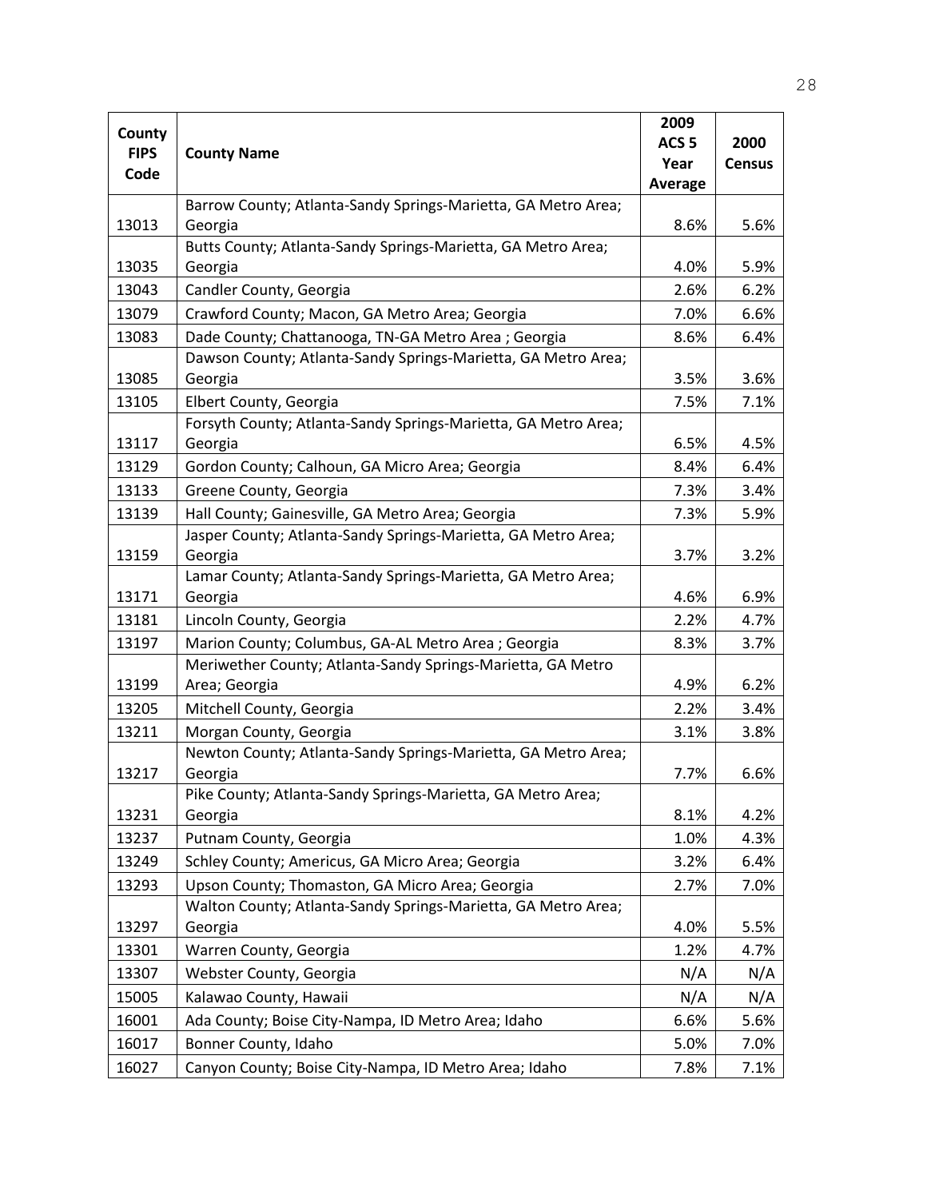| County FIPS Code | County Name | 2009 ACS 5 Year Average | 2000 Census |
|---|---|---|---|
| 13013 | Barrow County; Atlanta-Sandy Springs-Marietta, GA Metro Area; Georgia | 8.6% | 5.6% |
| 13035 | Butts County; Atlanta-Sandy Springs-Marietta, GA Metro Area; Georgia | 4.0% | 5.9% |
| 13043 | Candler County, Georgia | 2.6% | 6.2% |
| 13079 | Crawford County; Macon, GA Metro Area; Georgia | 7.0% | 6.6% |
| 13083 | Dade County; Chattanooga, TN-GA Metro Area ; Georgia | 8.6% | 6.4% |
| 13085 | Dawson County; Atlanta-Sandy Springs-Marietta, GA Metro Area; Georgia | 3.5% | 3.6% |
| 13105 | Elbert County, Georgia | 7.5% | 7.1% |
| 13117 | Forsyth County; Atlanta-Sandy Springs-Marietta, GA Metro Area; Georgia | 6.5% | 4.5% |
| 13129 | Gordon County; Calhoun, GA Micro Area; Georgia | 8.4% | 6.4% |
| 13133 | Greene County, Georgia | 7.3% | 3.4% |
| 13139 | Hall County; Gainesville, GA Metro Area; Georgia | 7.3% | 5.9% |
| 13159 | Jasper County; Atlanta-Sandy Springs-Marietta, GA Metro Area; Georgia | 3.7% | 3.2% |
| 13171 | Lamar County; Atlanta-Sandy Springs-Marietta, GA Metro Area; Georgia | 4.6% | 6.9% |
| 13181 | Lincoln County, Georgia | 2.2% | 4.7% |
| 13197 | Marion County; Columbus, GA-AL Metro Area ; Georgia | 8.3% | 3.7% |
| 13199 | Meriwether County; Atlanta-Sandy Springs-Marietta, GA Metro Area; Georgia | 4.9% | 6.2% |
| 13205 | Mitchell County, Georgia | 2.2% | 3.4% |
| 13211 | Morgan County, Georgia | 3.1% | 3.8% |
| 13217 | Newton County; Atlanta-Sandy Springs-Marietta, GA Metro Area; Georgia | 7.7% | 6.6% |
| 13231 | Pike County; Atlanta-Sandy Springs-Marietta, GA Metro Area; Georgia | 8.1% | 4.2% |
| 13237 | Putnam County, Georgia | 1.0% | 4.3% |
| 13249 | Schley County; Americus, GA Micro Area; Georgia | 3.2% | 6.4% |
| 13293 | Upson County; Thomaston, GA Micro Area; Georgia | 2.7% | 7.0% |
| 13297 | Walton County; Atlanta-Sandy Springs-Marietta, GA Metro Area; Georgia | 4.0% | 5.5% |
| 13301 | Warren County, Georgia | 1.2% | 4.7% |
| 13307 | Webster County, Georgia | N/A | N/A |
| 15005 | Kalawao County, Hawaii | N/A | N/A |
| 16001 | Ada County; Boise City-Nampa, ID Metro Area; Idaho | 6.6% | 5.6% |
| 16017 | Bonner County, Idaho | 5.0% | 7.0% |
| 16027 | Canyon County; Boise City-Nampa, ID Metro Area; Idaho | 7.8% | 7.1% |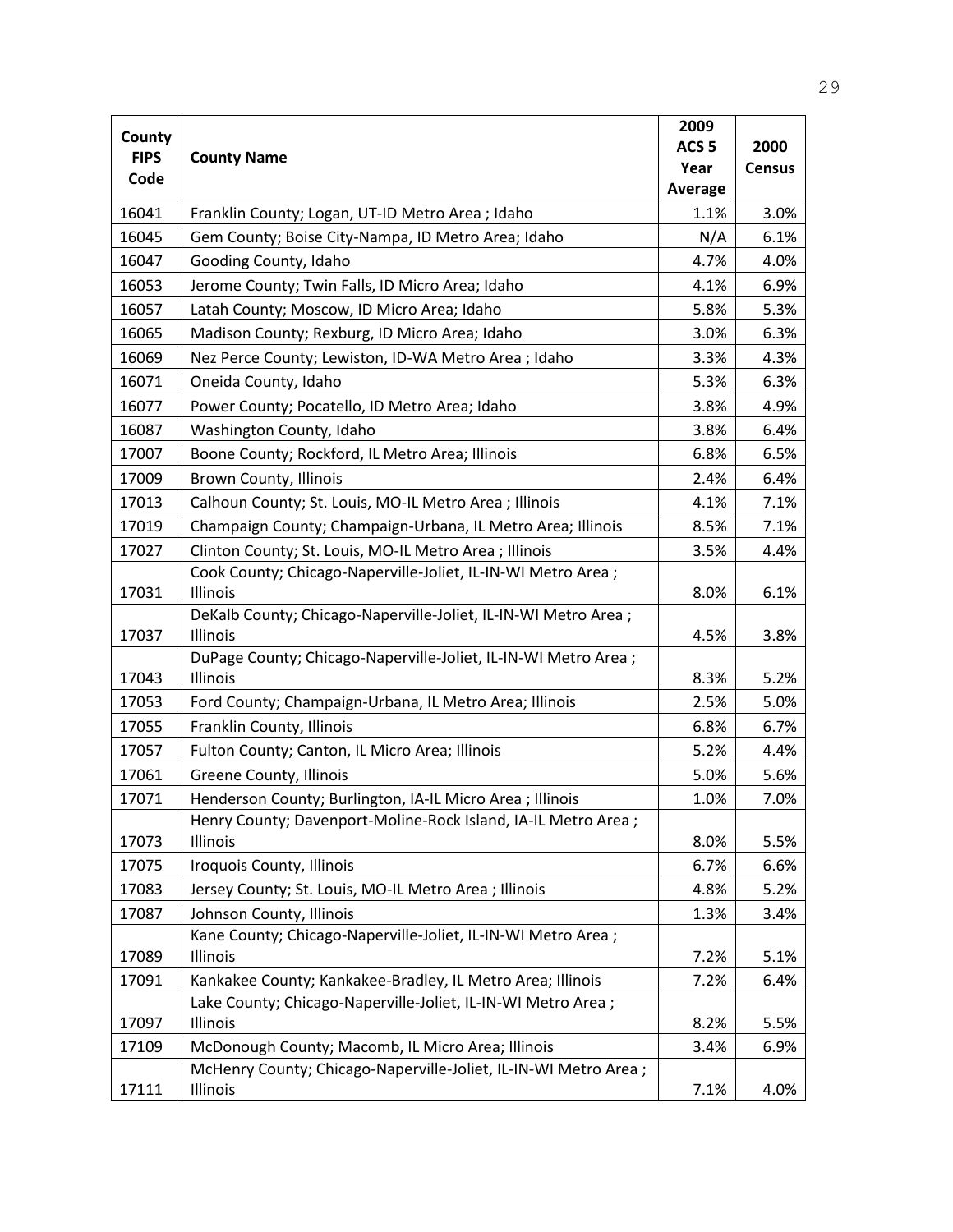| County FIPS Code | County Name | 2009 ACS 5 Year Average | 2000 Census |
|---|---|---|---|
| 16041 | Franklin County; Logan, UT-ID Metro Area ; Idaho | 1.1% | 3.0% |
| 16045 | Gem County; Boise City-Nampa, ID Metro Area; Idaho | N/A | 6.1% |
| 16047 | Gooding County, Idaho | 4.7% | 4.0% |
| 16053 | Jerome County; Twin Falls, ID Micro Area; Idaho | 4.1% | 6.9% |
| 16057 | Latah County; Moscow, ID Micro Area; Idaho | 5.8% | 5.3% |
| 16065 | Madison County; Rexburg, ID Micro Area; Idaho | 3.0% | 6.3% |
| 16069 | Nez Perce County; Lewiston, ID-WA Metro Area ; Idaho | 3.3% | 4.3% |
| 16071 | Oneida County, Idaho | 5.3% | 6.3% |
| 16077 | Power County; Pocatello, ID Metro Area; Idaho | 3.8% | 4.9% |
| 16087 | Washington County, Idaho | 3.8% | 6.4% |
| 17007 | Boone County; Rockford, IL Metro Area; Illinois | 6.8% | 6.5% |
| 17009 | Brown County, Illinois | 2.4% | 6.4% |
| 17013 | Calhoun County; St. Louis, MO-IL Metro Area ; Illinois | 4.1% | 7.1% |
| 17019 | Champaign County; Champaign-Urbana, IL Metro Area; Illinois | 8.5% | 7.1% |
| 17027 | Clinton County; St. Louis, MO-IL Metro Area ; Illinois | 3.5% | 4.4% |
| 17031 | Cook County; Chicago-Naperville-Joliet, IL-IN-WI Metro Area ; Illinois | 8.0% | 6.1% |
| 17037 | DeKalb County; Chicago-Naperville-Joliet, IL-IN-WI Metro Area ; Illinois | 4.5% | 3.8% |
| 17043 | DuPage County; Chicago-Naperville-Joliet, IL-IN-WI Metro Area ; Illinois | 8.3% | 5.2% |
| 17053 | Ford County; Champaign-Urbana, IL Metro Area; Illinois | 2.5% | 5.0% |
| 17055 | Franklin County, Illinois | 6.8% | 6.7% |
| 17057 | Fulton County; Canton, IL Micro Area; Illinois | 5.2% | 4.4% |
| 17061 | Greene County, Illinois | 5.0% | 5.6% |
| 17071 | Henderson County; Burlington, IA-IL Micro Area ; Illinois | 1.0% | 7.0% |
| 17073 | Henry County; Davenport-Moline-Rock Island, IA-IL Metro Area ; Illinois | 8.0% | 5.5% |
| 17075 | Iroquois County, Illinois | 6.7% | 6.6% |
| 17083 | Jersey County; St. Louis, MO-IL Metro Area ; Illinois | 4.8% | 5.2% |
| 17087 | Johnson County, Illinois | 1.3% | 3.4% |
| 17089 | Kane County; Chicago-Naperville-Joliet, IL-IN-WI Metro Area ; Illinois | 7.2% | 5.1% |
| 17091 | Kankakee County; Kankakee-Bradley, IL Metro Area; Illinois | 7.2% | 6.4% |
| 17097 | Lake County; Chicago-Naperville-Joliet, IL-IN-WI Metro Area ; Illinois | 8.2% | 5.5% |
| 17109 | McDonough County; Macomb, IL Micro Area; Illinois | 3.4% | 6.9% |
| 17111 | McHenry County; Chicago-Naperville-Joliet, IL-IN-WI Metro Area ; Illinois | 7.1% | 4.0% |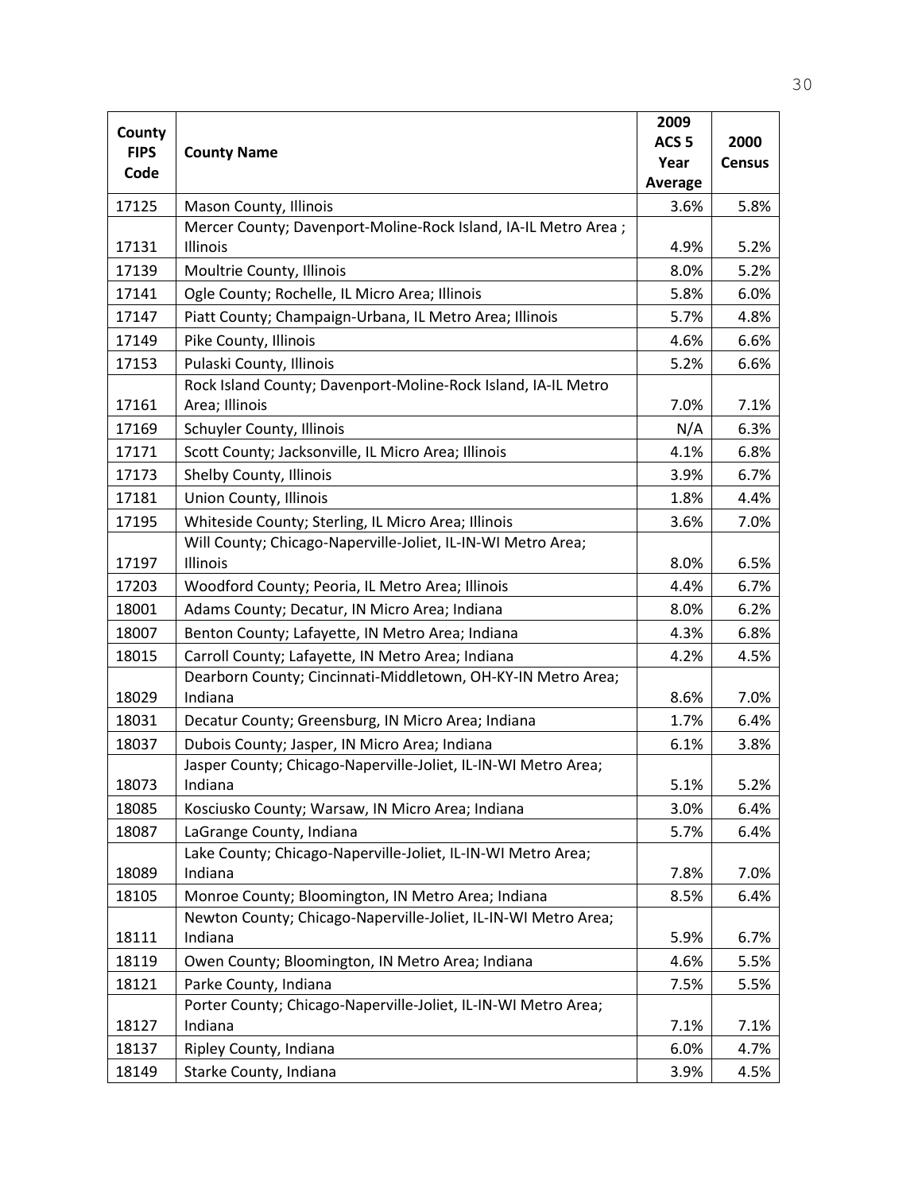| County FIPS Code | County Name | 2009 ACS 5 Year Average | 2000 Census |
|---|---|---|---|
| 17125 | Mason County, Illinois | 3.6% | 5.8% |
| 17131 | Mercer County; Davenport-Moline-Rock Island, IA-IL Metro Area ; Illinois | 4.9% | 5.2% |
| 17139 | Moultrie County, Illinois | 8.0% | 5.2% |
| 17141 | Ogle County; Rochelle, IL Micro Area; Illinois | 5.8% | 6.0% |
| 17147 | Piatt County; Champaign-Urbana, IL Metro Area; Illinois | 5.7% | 4.8% |
| 17149 | Pike County, Illinois | 4.6% | 6.6% |
| 17153 | Pulaski County, Illinois | 5.2% | 6.6% |
| 17161 | Rock Island County; Davenport-Moline-Rock Island, IA-IL Metro Area; Illinois | 7.0% | 7.1% |
| 17169 | Schuyler County, Illinois | N/A | 6.3% |
| 17171 | Scott County; Jacksonville, IL Micro Area; Illinois | 4.1% | 6.8% |
| 17173 | Shelby County, Illinois | 3.9% | 6.7% |
| 17181 | Union County, Illinois | 1.8% | 4.4% |
| 17195 | Whiteside County; Sterling, IL Micro Area; Illinois | 3.6% | 7.0% |
| 17197 | Will County; Chicago-Naperville-Joliet, IL-IN-WI Metro Area; Illinois | 8.0% | 6.5% |
| 17203 | Woodford County; Peoria, IL Metro Area; Illinois | 4.4% | 6.7% |
| 18001 | Adams County; Decatur, IN Micro Area; Indiana | 8.0% | 6.2% |
| 18007 | Benton County; Lafayette, IN Metro Area; Indiana | 4.3% | 6.8% |
| 18015 | Carroll County; Lafayette, IN Metro Area; Indiana | 4.2% | 4.5% |
| 18029 | Dearborn County; Cincinnati-Middletown, OH-KY-IN Metro Area; Indiana | 8.6% | 7.0% |
| 18031 | Decatur County; Greensburg, IN Micro Area; Indiana | 1.7% | 6.4% |
| 18037 | Dubois County; Jasper, IN Micro Area; Indiana | 6.1% | 3.8% |
| 18073 | Jasper County; Chicago-Naperville-Joliet, IL-IN-WI Metro Area; Indiana | 5.1% | 5.2% |
| 18085 | Kosciusko County; Warsaw, IN Micro Area; Indiana | 3.0% | 6.4% |
| 18087 | LaGrange County, Indiana | 5.7% | 6.4% |
| 18089 | Lake County; Chicago-Naperville-Joliet, IL-IN-WI Metro Area; Indiana | 7.8% | 7.0% |
| 18105 | Monroe County; Bloomington, IN Metro Area; Indiana | 8.5% | 6.4% |
| 18111 | Newton County; Chicago-Naperville-Joliet, IL-IN-WI Metro Area; Indiana | 5.9% | 6.7% |
| 18119 | Owen County; Bloomington, IN Metro Area; Indiana | 4.6% | 5.5% |
| 18121 | Parke County, Indiana | 7.5% | 5.5% |
| 18127 | Porter County; Chicago-Naperville-Joliet, IL-IN-WI Metro Area; Indiana | 7.1% | 7.1% |
| 18137 | Ripley County, Indiana | 6.0% | 4.7% |
| 18149 | Starke County, Indiana | 3.9% | 4.5% |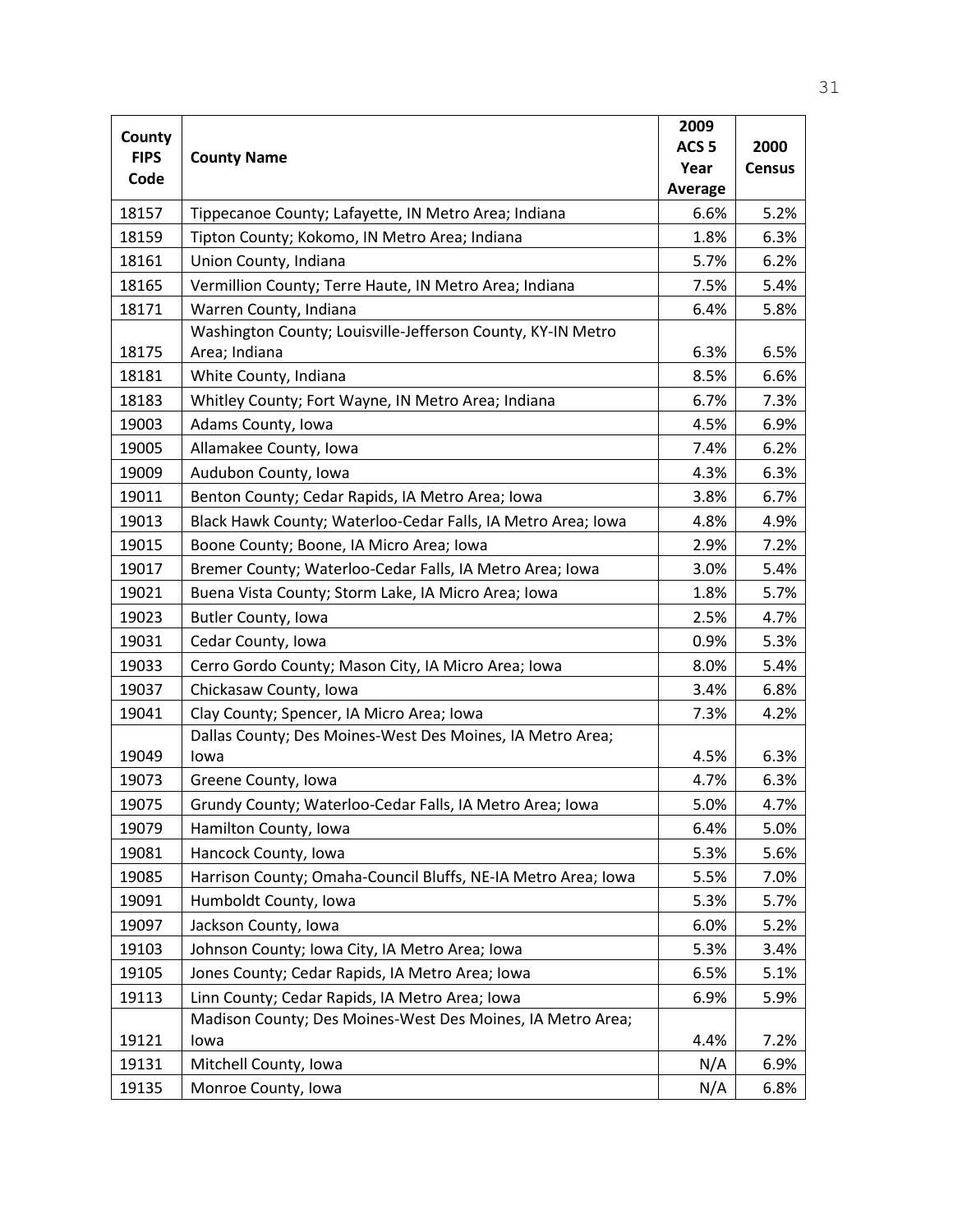| County FIPS Code | County Name | 2009 ACS 5 Year Average | 2000 Census |
|---|---|---|---|
| 18157 | Tippecanoe County; Lafayette, IN Metro Area; Indiana | 6.6% | 5.2% |
| 18159 | Tipton County; Kokomo, IN Metro Area; Indiana | 1.8% | 6.3% |
| 18161 | Union County, Indiana | 5.7% | 6.2% |
| 18165 | Vermillion County; Terre Haute, IN Metro Area; Indiana | 7.5% | 5.4% |
| 18171 | Warren County, Indiana | 6.4% | 5.8% |
| 18175 | Washington County; Louisville-Jefferson County, KY-IN Metro Area; Indiana | 6.3% | 6.5% |
| 18181 | White County, Indiana | 8.5% | 6.6% |
| 18183 | Whitley County; Fort Wayne, IN Metro Area; Indiana | 6.7% | 7.3% |
| 19003 | Adams County, Iowa | 4.5% | 6.9% |
| 19005 | Allamakee County, Iowa | 7.4% | 6.2% |
| 19009 | Audubon County, Iowa | 4.3% | 6.3% |
| 19011 | Benton County; Cedar Rapids, IA Metro Area; Iowa | 3.8% | 6.7% |
| 19013 | Black Hawk County; Waterloo-Cedar Falls, IA Metro Area; Iowa | 4.8% | 4.9% |
| 19015 | Boone County; Boone, IA Micro Area; Iowa | 2.9% | 7.2% |
| 19017 | Bremer County; Waterloo-Cedar Falls, IA Metro Area; Iowa | 3.0% | 5.4% |
| 19021 | Buena Vista County; Storm Lake, IA Micro Area; Iowa | 1.8% | 5.7% |
| 19023 | Butler County, Iowa | 2.5% | 4.7% |
| 19031 | Cedar County, Iowa | 0.9% | 5.3% |
| 19033 | Cerro Gordo County; Mason City, IA Micro Area; Iowa | 8.0% | 5.4% |
| 19037 | Chickasaw County, Iowa | 3.4% | 6.8% |
| 19041 | Clay County; Spencer, IA Micro Area; Iowa | 7.3% | 4.2% |
| 19049 | Dallas County; Des Moines-West Des Moines, IA Metro Area; Iowa | 4.5% | 6.3% |
| 19073 | Greene County, Iowa | 4.7% | 6.3% |
| 19075 | Grundy County; Waterloo-Cedar Falls, IA Metro Area; Iowa | 5.0% | 4.7% |
| 19079 | Hamilton County, Iowa | 6.4% | 5.0% |
| 19081 | Hancock County, Iowa | 5.3% | 5.6% |
| 19085 | Harrison County; Omaha-Council Bluffs, NE-IA Metro Area; Iowa | 5.5% | 7.0% |
| 19091 | Humboldt County, Iowa | 5.3% | 5.7% |
| 19097 | Jackson County, Iowa | 6.0% | 5.2% |
| 19103 | Johnson County; Iowa City, IA Metro Area; Iowa | 5.3% | 3.4% |
| 19105 | Jones County; Cedar Rapids, IA Metro Area; Iowa | 6.5% | 5.1% |
| 19113 | Linn County; Cedar Rapids, IA Metro Area; Iowa | 6.9% | 5.9% |
| 19121 | Madison County; Des Moines-West Des Moines, IA Metro Area; Iowa | 4.4% | 7.2% |
| 19131 | Mitchell County, Iowa | N/A | 6.9% |
| 19135 | Monroe County, Iowa | N/A | 6.8% |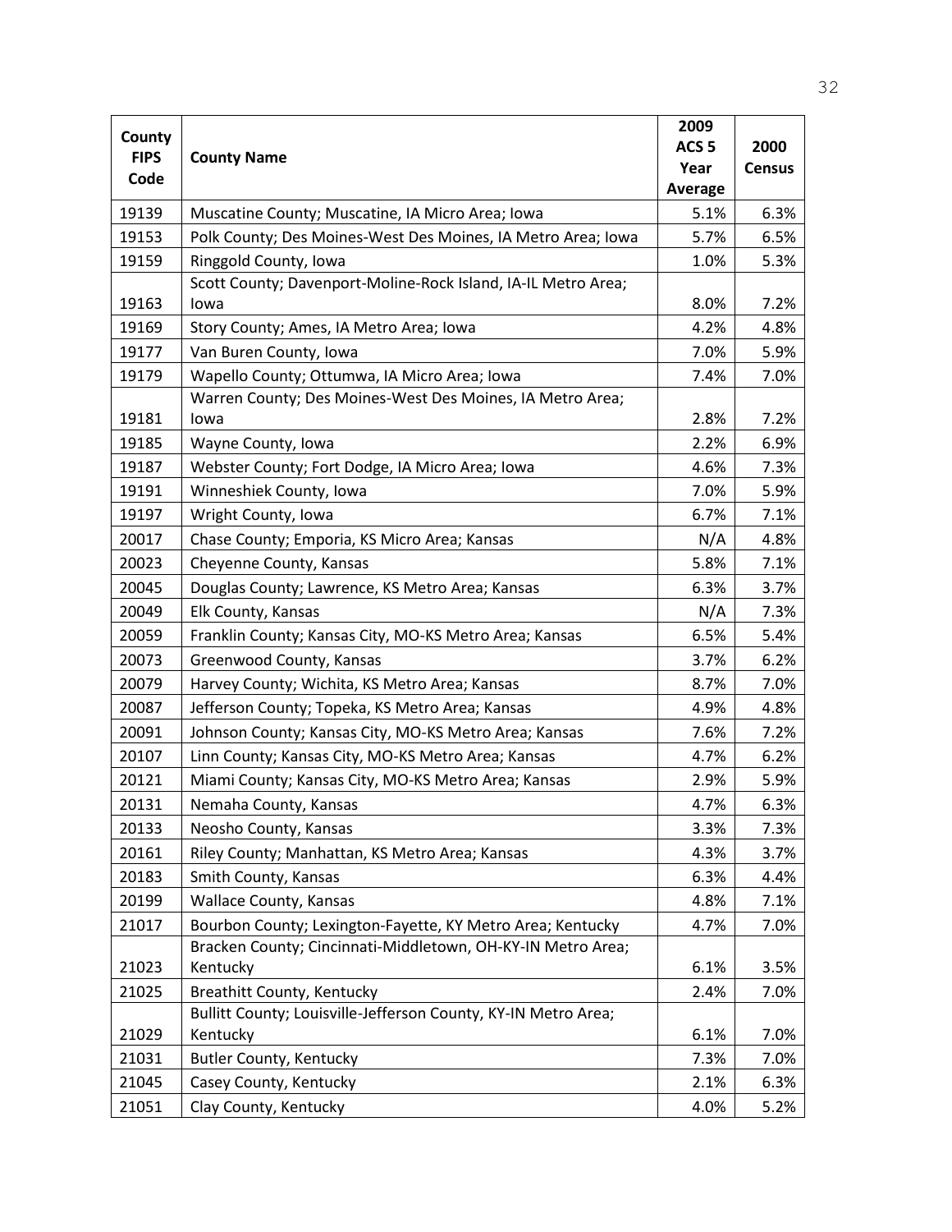| County FIPS Code | County Name | 2009 ACS 5 Year Average | 2000 Census |
|---|---|---|---|
| 19139 | Muscatine County; Muscatine, IA Micro Area; Iowa | 5.1% | 6.3% |
| 19153 | Polk County; Des Moines-West Des Moines, IA Metro Area; Iowa | 5.7% | 6.5% |
| 19159 | Ringgold County, Iowa | 1.0% | 5.3% |
| 19163 | Scott County; Davenport-Moline-Rock Island, IA-IL Metro Area; Iowa | 8.0% | 7.2% |
| 19169 | Story County; Ames, IA Metro Area; Iowa | 4.2% | 4.8% |
| 19177 | Van Buren County, Iowa | 7.0% | 5.9% |
| 19179 | Wapello County; Ottumwa, IA Micro Area; Iowa | 7.4% | 7.0% |
| 19181 | Warren County; Des Moines-West Des Moines, IA Metro Area; Iowa | 2.8% | 7.2% |
| 19185 | Wayne County, Iowa | 2.2% | 6.9% |
| 19187 | Webster County; Fort Dodge, IA Micro Area; Iowa | 4.6% | 7.3% |
| 19191 | Winneshiek County, Iowa | 7.0% | 5.9% |
| 19197 | Wright County, Iowa | 6.7% | 7.1% |
| 20017 | Chase County; Emporia, KS Micro Area; Kansas | N/A | 4.8% |
| 20023 | Cheyenne County, Kansas | 5.8% | 7.1% |
| 20045 | Douglas County; Lawrence, KS Metro Area; Kansas | 6.3% | 3.7% |
| 20049 | Elk County, Kansas | N/A | 7.3% |
| 20059 | Franklin County; Kansas City, MO-KS Metro Area; Kansas | 6.5% | 5.4% |
| 20073 | Greenwood County, Kansas | 3.7% | 6.2% |
| 20079 | Harvey County; Wichita, KS Metro Area; Kansas | 8.7% | 7.0% |
| 20087 | Jefferson County; Topeka, KS Metro Area; Kansas | 4.9% | 4.8% |
| 20091 | Johnson County; Kansas City, MO-KS Metro Area; Kansas | 7.6% | 7.2% |
| 20107 | Linn County; Kansas City, MO-KS Metro Area; Kansas | 4.7% | 6.2% |
| 20121 | Miami County; Kansas City, MO-KS Metro Area; Kansas | 2.9% | 5.9% |
| 20131 | Nemaha County, Kansas | 4.7% | 6.3% |
| 20133 | Neosho County, Kansas | 3.3% | 7.3% |
| 20161 | Riley County; Manhattan, KS Metro Area; Kansas | 4.3% | 3.7% |
| 20183 | Smith County, Kansas | 6.3% | 4.4% |
| 20199 | Wallace County, Kansas | 4.8% | 7.1% |
| 21017 | Bourbon County; Lexington-Fayette, KY Metro Area; Kentucky | 4.7% | 7.0% |
| 21023 | Bracken County; Cincinnati-Middletown, OH-KY-IN Metro Area; Kentucky | 6.1% | 3.5% |
| 21025 | Breathitt County, Kentucky | 2.4% | 7.0% |
| 21029 | Bullitt County; Louisville-Jefferson County, KY-IN Metro Area; Kentucky | 6.1% | 7.0% |
| 21031 | Butler County, Kentucky | 7.3% | 7.0% |
| 21045 | Casey County, Kentucky | 2.1% | 6.3% |
| 21051 | Clay County, Kentucky | 4.0% | 5.2% |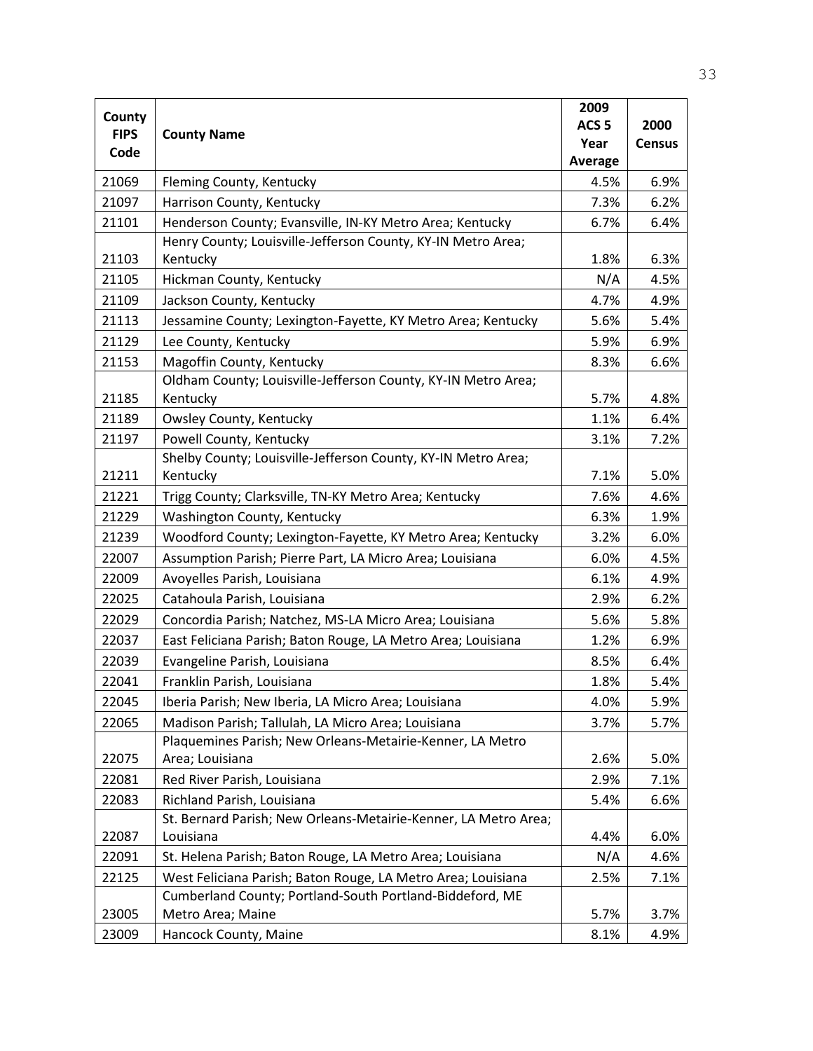| County FIPS Code | County Name | 2009 ACS 5 Year Average | 2000 Census |
|---|---|---|---|
| 21069 | Fleming County, Kentucky | 4.5% | 6.9% |
| 21097 | Harrison County, Kentucky | 7.3% | 6.2% |
| 21101 | Henderson County; Evansville, IN-KY Metro Area; Kentucky | 6.7% | 6.4% |
| 21103 | Henry County; Louisville-Jefferson County, KY-IN Metro Area; Kentucky | 1.8% | 6.3% |
| 21105 | Hickman County, Kentucky | N/A | 4.5% |
| 21109 | Jackson County, Kentucky | 4.7% | 4.9% |
| 21113 | Jessamine County; Lexington-Fayette, KY Metro Area; Kentucky | 5.6% | 5.4% |
| 21129 | Lee County, Kentucky | 5.9% | 6.9% |
| 21153 | Magoffin County, Kentucky | 8.3% | 6.6% |
| 21185 | Oldham County; Louisville-Jefferson County, KY-IN Metro Area; Kentucky | 5.7% | 4.8% |
| 21189 | Owsley County, Kentucky | 1.1% | 6.4% |
| 21197 | Powell County, Kentucky | 3.1% | 7.2% |
| 21211 | Shelby County; Louisville-Jefferson County, KY-IN Metro Area; Kentucky | 7.1% | 5.0% |
| 21221 | Trigg County; Clarksville, TN-KY Metro Area; Kentucky | 7.6% | 4.6% |
| 21229 | Washington County, Kentucky | 6.3% | 1.9% |
| 21239 | Woodford County; Lexington-Fayette, KY Metro Area; Kentucky | 3.2% | 6.0% |
| 22007 | Assumption Parish; Pierre Part, LA Micro Area; Louisiana | 6.0% | 4.5% |
| 22009 | Avoyelles Parish, Louisiana | 6.1% | 4.9% |
| 22025 | Catahoula Parish, Louisiana | 2.9% | 6.2% |
| 22029 | Concordia Parish; Natchez, MS-LA Micro Area; Louisiana | 5.6% | 5.8% |
| 22037 | East Feliciana Parish; Baton Rouge, LA Metro Area; Louisiana | 1.2% | 6.9% |
| 22039 | Evangeline Parish, Louisiana | 8.5% | 6.4% |
| 22041 | Franklin Parish, Louisiana | 1.8% | 5.4% |
| 22045 | Iberia Parish; New Iberia, LA Micro Area; Louisiana | 4.0% | 5.9% |
| 22065 | Madison Parish; Tallulah, LA Micro Area; Louisiana | 3.7% | 5.7% |
| 22075 | Plaquemines Parish; New Orleans-Metairie-Kenner, LA Metro Area; Louisiana | 2.6% | 5.0% |
| 22081 | Red River Parish, Louisiana | 2.9% | 7.1% |
| 22083 | Richland Parish, Louisiana | 5.4% | 6.6% |
| 22087 | St. Bernard Parish; New Orleans-Metairie-Kenner, LA Metro Area; Louisiana | 4.4% | 6.0% |
| 22091 | St. Helena Parish; Baton Rouge, LA Metro Area; Louisiana | N/A | 4.6% |
| 22125 | West Feliciana Parish; Baton Rouge, LA Metro Area; Louisiana | 2.5% | 7.1% |
| 23005 | Cumberland County; Portland-South Portland-Biddeford, ME Metro Area; Maine | 5.7% | 3.7% |
| 23009 | Hancock County, Maine | 8.1% | 4.9% |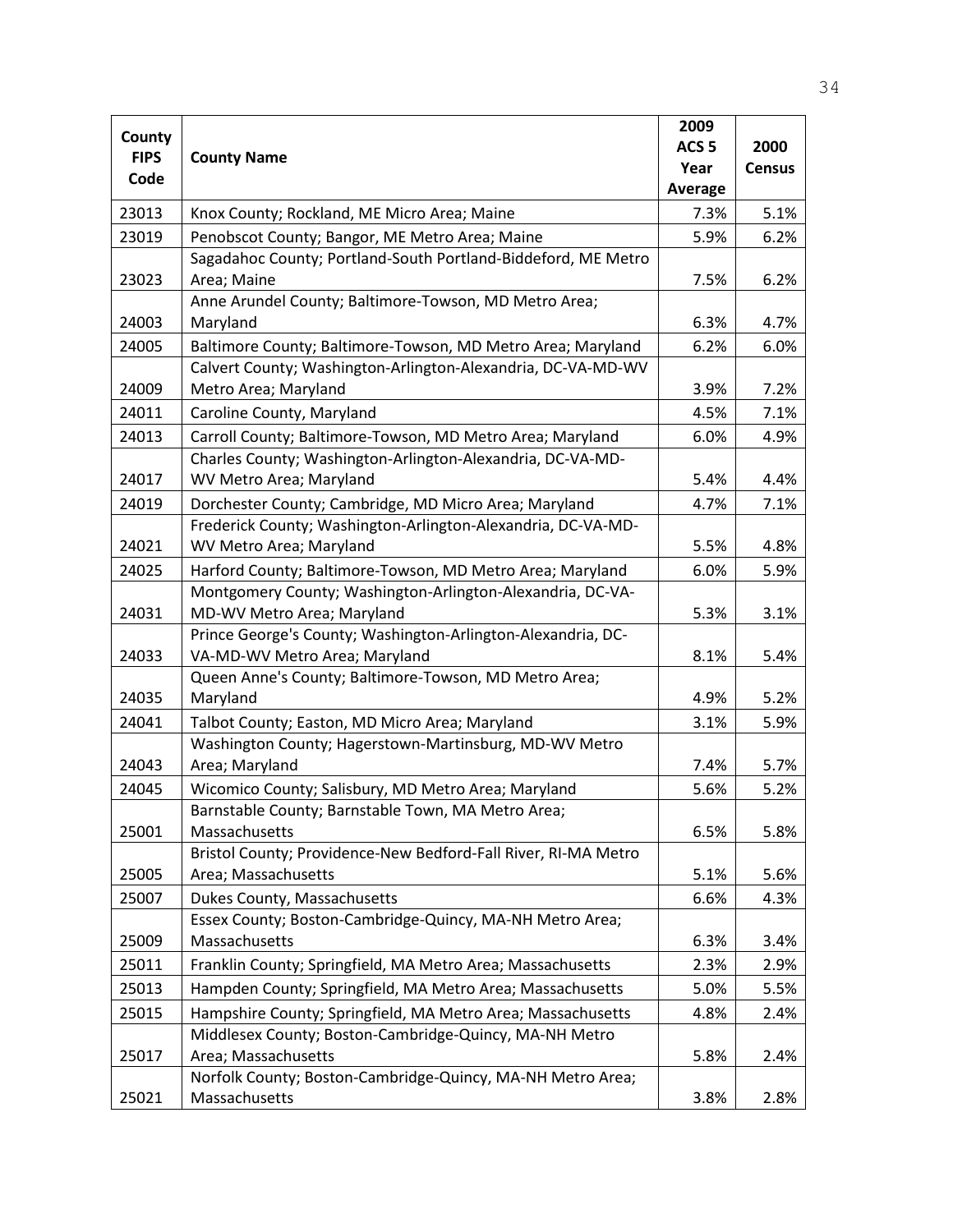| County FIPS Code | County Name | 2009 ACS 5 Year Average | 2000 Census |
|---|---|---|---|
| 23013 | Knox County; Rockland, ME Micro Area; Maine | 7.3% | 5.1% |
| 23019 | Penobscot County; Bangor, ME Metro Area; Maine | 5.9% | 6.2% |
| 23023 | Sagadahoc County; Portland-South Portland-Biddeford, ME Metro Area; Maine | 7.5% | 6.2% |
| 24003 | Anne Arundel County; Baltimore-Towson, MD Metro Area; Maryland | 6.3% | 4.7% |
| 24005 | Baltimore County; Baltimore-Towson, MD Metro Area; Maryland | 6.2% | 6.0% |
| 24009 | Calvert County; Washington-Arlington-Alexandria, DC-VA-MD-WV Metro Area; Maryland | 3.9% | 7.2% |
| 24011 | Caroline County, Maryland | 4.5% | 7.1% |
| 24013 | Carroll County; Baltimore-Towson, MD Metro Area; Maryland | 6.0% | 4.9% |
| 24017 | Charles County; Washington-Arlington-Alexandria, DC-VA-MD-WV Metro Area; Maryland | 5.4% | 4.4% |
| 24019 | Dorchester County; Cambridge, MD Micro Area; Maryland | 4.7% | 7.1% |
| 24021 | Frederick County; Washington-Arlington-Alexandria, DC-VA-MD-WV Metro Area; Maryland | 5.5% | 4.8% |
| 24025 | Harford County; Baltimore-Towson, MD Metro Area; Maryland | 6.0% | 5.9% |
| 24031 | Montgomery County; Washington-Arlington-Alexandria, DC-VA-MD-WV Metro Area; Maryland | 5.3% | 3.1% |
| 24033 | Prince George's County; Washington-Arlington-Alexandria, DC-VA-MD-WV Metro Area; Maryland | 8.1% | 5.4% |
| 24035 | Queen Anne's County; Baltimore-Towson, MD Metro Area; Maryland | 4.9% | 5.2% |
| 24041 | Talbot County; Easton, MD Micro Area; Maryland | 3.1% | 5.9% |
| 24043 | Washington County; Hagerstown-Martinsburg, MD-WV Metro Area; Maryland | 7.4% | 5.7% |
| 24045 | Wicomico County; Salisbury, MD Metro Area; Maryland | 5.6% | 5.2% |
| 25001 | Barnstable County; Barnstable Town, MA Metro Area; Massachusetts | 6.5% | 5.8% |
| 25005 | Bristol County; Providence-New Bedford-Fall River, RI-MA Metro Area; Massachusetts | 5.1% | 5.6% |
| 25007 | Dukes County, Massachusetts | 6.6% | 4.3% |
| 25009 | Essex County; Boston-Cambridge-Quincy, MA-NH Metro Area; Massachusetts | 6.3% | 3.4% |
| 25011 | Franklin County; Springfield, MA Metro Area; Massachusetts | 2.3% | 2.9% |
| 25013 | Hampden County; Springfield, MA Metro Area; Massachusetts | 5.0% | 5.5% |
| 25015 | Hampshire County; Springfield, MA Metro Area; Massachusetts | 4.8% | 2.4% |
| 25017 | Middlesex County; Boston-Cambridge-Quincy, MA-NH Metro Area; Massachusetts | 5.8% | 2.4% |
| 25021 | Norfolk County; Boston-Cambridge-Quincy, MA-NH Metro Area; Massachusetts | 3.8% | 2.8% |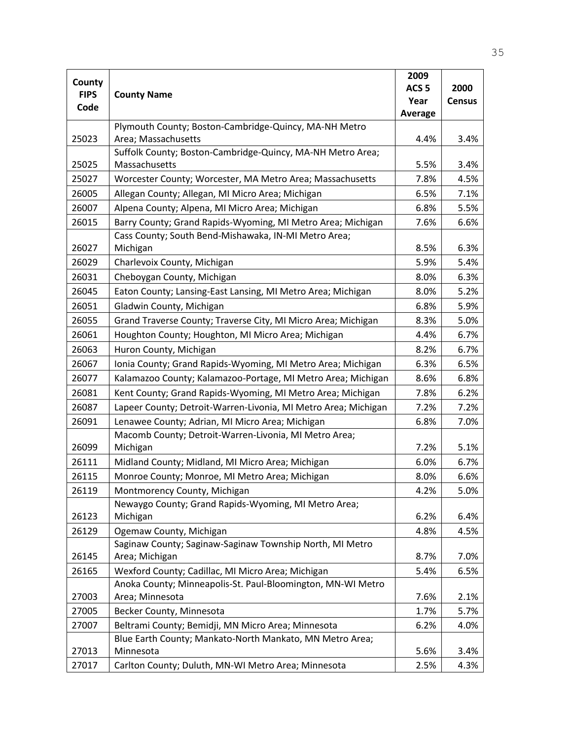| County FIPS Code | County Name | 2009 ACS 5 Year Average | 2000 Census |
|---|---|---|---|
| 25023 | Plymouth County; Boston-Cambridge-Quincy, MA-NH Metro Area; Massachusetts | 4.4% | 3.4% |
| 25025 | Suffolk County; Boston-Cambridge-Quincy, MA-NH Metro Area; Massachusetts | 5.5% | 3.4% |
| 25027 | Worcester County; Worcester, MA Metro Area; Massachusetts | 7.8% | 4.5% |
| 26005 | Allegan County; Allegan, MI Micro Area; Michigan | 6.5% | 7.1% |
| 26007 | Alpena County; Alpena, MI Micro Area; Michigan | 6.8% | 5.5% |
| 26015 | Barry County; Grand Rapids-Wyoming, MI Metro Area; Michigan | 7.6% | 6.6% |
| 26027 | Cass County; South Bend-Mishawaka, IN-MI Metro Area; Michigan | 8.5% | 6.3% |
| 26029 | Charlevoix County, Michigan | 5.9% | 5.4% |
| 26031 | Cheboygan County, Michigan | 8.0% | 6.3% |
| 26045 | Eaton County; Lansing-East Lansing, MI Metro Area; Michigan | 8.0% | 5.2% |
| 26051 | Gladwin County, Michigan | 6.8% | 5.9% |
| 26055 | Grand Traverse County; Traverse City, MI Micro Area; Michigan | 8.3% | 5.0% |
| 26061 | Houghton County; Houghton, MI Micro Area; Michigan | 4.4% | 6.7% |
| 26063 | Huron County, Michigan | 8.2% | 6.7% |
| 26067 | Ionia County; Grand Rapids-Wyoming, MI Metro Area; Michigan | 6.3% | 6.5% |
| 26077 | Kalamazoo County; Kalamazoo-Portage, MI Metro Area; Michigan | 8.6% | 6.8% |
| 26081 | Kent County; Grand Rapids-Wyoming, MI Metro Area; Michigan | 7.8% | 6.2% |
| 26087 | Lapeer County; Detroit-Warren-Livonia, MI Metro Area; Michigan | 7.2% | 7.2% |
| 26091 | Lenawee County; Adrian, MI Micro Area; Michigan | 6.8% | 7.0% |
| 26099 | Macomb County; Detroit-Warren-Livonia, MI Metro Area; Michigan | 7.2% | 5.1% |
| 26111 | Midland County; Midland, MI Micro Area; Michigan | 6.0% | 6.7% |
| 26115 | Monroe County; Monroe, MI Metro Area; Michigan | 8.0% | 6.6% |
| 26119 | Montmorency County, Michigan | 4.2% | 5.0% |
| 26123 | Newaygo County; Grand Rapids-Wyoming, MI Metro Area; Michigan | 6.2% | 6.4% |
| 26129 | Ogemaw County, Michigan | 4.8% | 4.5% |
| 26145 | Saginaw County; Saginaw-Saginaw Township North, MI Metro Area; Michigan | 8.7% | 7.0% |
| 26165 | Wexford County; Cadillac, MI Micro Area; Michigan | 5.4% | 6.5% |
| 27003 | Anoka County; Minneapolis-St. Paul-Bloomington, MN-WI Metro Area; Minnesota | 7.6% | 2.1% |
| 27005 | Becker County, Minnesota | 1.7% | 5.7% |
| 27007 | Beltrami County; Bemidji, MN Micro Area; Minnesota | 6.2% | 4.0% |
| 27013 | Blue Earth County; Mankato-North Mankato, MN Metro Area; Minnesota | 5.6% | 3.4% |
| 27017 | Carlton County; Duluth, MN-WI Metro Area; Minnesota | 2.5% | 4.3% |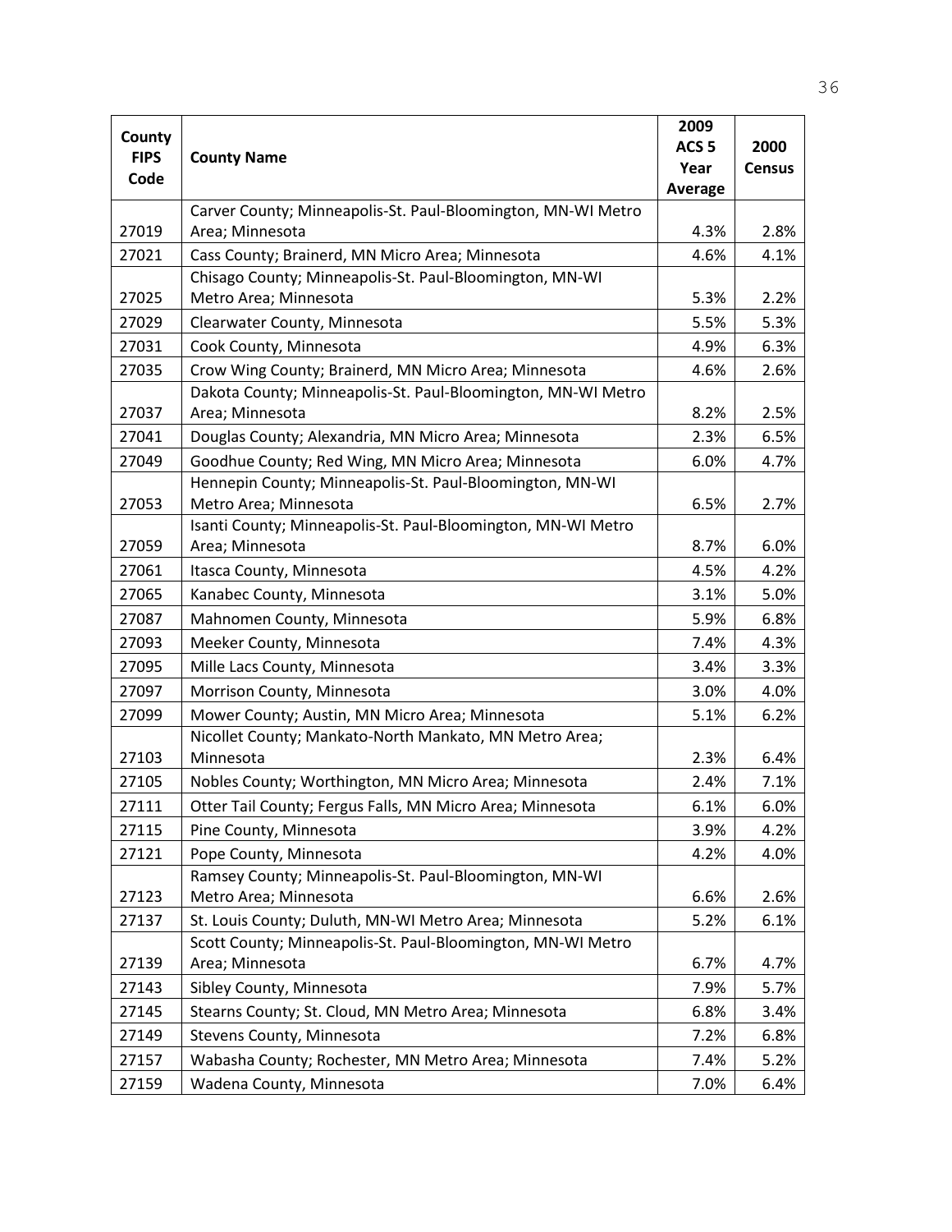| County FIPS Code | County Name | 2009 ACS 5 Year Average | 2000 Census |
|---|---|---|---|
| 27019 | Carver County; Minneapolis-St. Paul-Bloomington, MN-WI Metro Area; Minnesota | 4.3% | 2.8% |
| 27021 | Cass County; Brainerd, MN Micro Area; Minnesota | 4.6% | 4.1% |
| 27025 | Chisago County; Minneapolis-St. Paul-Bloomington, MN-WI Metro Area; Minnesota | 5.3% | 2.2% |
| 27029 | Clearwater County, Minnesota | 5.5% | 5.3% |
| 27031 | Cook County, Minnesota | 4.9% | 6.3% |
| 27035 | Crow Wing County; Brainerd, MN Micro Area; Minnesota | 4.6% | 2.6% |
| 27037 | Dakota County; Minneapolis-St. Paul-Bloomington, MN-WI Metro Area; Minnesota | 8.2% | 2.5% |
| 27041 | Douglas County; Alexandria, MN Micro Area; Minnesota | 2.3% | 6.5% |
| 27049 | Goodhue County; Red Wing, MN Micro Area; Minnesota | 6.0% | 4.7% |
| 27053 | Hennepin County; Minneapolis-St. Paul-Bloomington, MN-WI Metro Area; Minnesota | 6.5% | 2.7% |
| 27059 | Isanti County; Minneapolis-St. Paul-Bloomington, MN-WI Metro Area; Minnesota | 8.7% | 6.0% |
| 27061 | Itasca County, Minnesota | 4.5% | 4.2% |
| 27065 | Kanabec County, Minnesota | 3.1% | 5.0% |
| 27087 | Mahnomen County, Minnesota | 5.9% | 6.8% |
| 27093 | Meeker County, Minnesota | 7.4% | 4.3% |
| 27095 | Mille Lacs County, Minnesota | 3.4% | 3.3% |
| 27097 | Morrison County, Minnesota | 3.0% | 4.0% |
| 27099 | Mower County; Austin, MN Micro Area; Minnesota | 5.1% | 6.2% |
| 27103 | Nicollet County; Mankato-North Mankato, MN Metro Area; Minnesota | 2.3% | 6.4% |
| 27105 | Nobles County; Worthington, MN Micro Area; Minnesota | 2.4% | 7.1% |
| 27111 | Otter Tail County; Fergus Falls, MN Micro Area; Minnesota | 6.1% | 6.0% |
| 27115 | Pine County, Minnesota | 3.9% | 4.2% |
| 27121 | Pope County, Minnesota | 4.2% | 4.0% |
| 27123 | Ramsey County; Minneapolis-St. Paul-Bloomington, MN-WI Metro Area; Minnesota | 6.6% | 2.6% |
| 27137 | St. Louis County; Duluth, MN-WI Metro Area; Minnesota | 5.2% | 6.1% |
| 27139 | Scott County; Minneapolis-St. Paul-Bloomington, MN-WI Metro Area; Minnesota | 6.7% | 4.7% |
| 27143 | Sibley County, Minnesota | 7.9% | 5.7% |
| 27145 | Stearns County; St. Cloud, MN Metro Area; Minnesota | 6.8% | 3.4% |
| 27149 | Stevens County, Minnesota | 7.2% | 6.8% |
| 27157 | Wabasha County; Rochester, MN Metro Area; Minnesota | 7.4% | 5.2% |
| 27159 | Wadena County, Minnesota | 7.0% | 6.4% |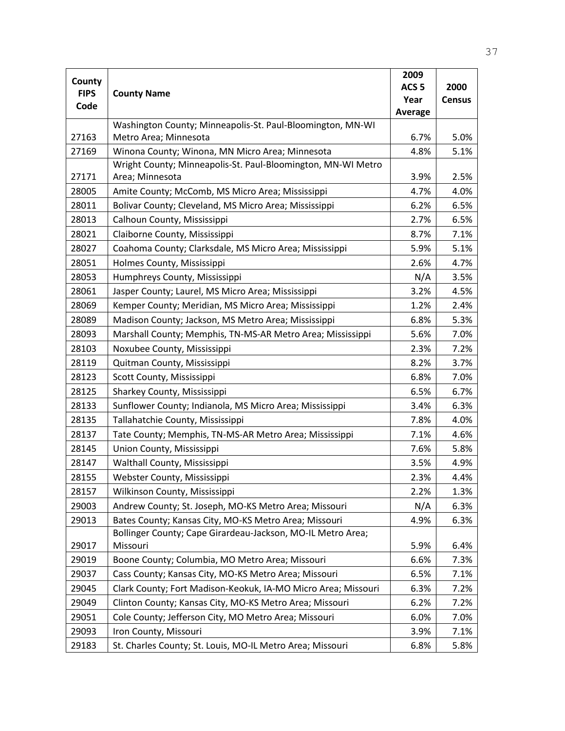| County FIPS Code | County Name | 2009 ACS 5 Year Average | 2000 Census |
|---|---|---|---|
| 27163 | Washington County; Minneapolis-St. Paul-Bloomington, MN-WI Metro Area; Minnesota | 6.7% | 5.0% |
| 27169 | Winona County; Winona, MN Micro Area; Minnesota | 4.8% | 5.1% |
| 27171 | Wright County; Minneapolis-St. Paul-Bloomington, MN-WI Metro Area; Minnesota | 3.9% | 2.5% |
| 28005 | Amite County; McComb, MS Micro Area; Mississippi | 4.7% | 4.0% |
| 28011 | Bolivar County; Cleveland, MS Micro Area; Mississippi | 6.2% | 6.5% |
| 28013 | Calhoun County, Mississippi | 2.7% | 6.5% |
| 28021 | Claiborne County, Mississippi | 8.7% | 7.1% |
| 28027 | Coahoma County; Clarksdale, MS Micro Area; Mississippi | 5.9% | 5.1% |
| 28051 | Holmes County, Mississippi | 2.6% | 4.7% |
| 28053 | Humphreys County, Mississippi | N/A | 3.5% |
| 28061 | Jasper County; Laurel, MS Micro Area; Mississippi | 3.2% | 4.5% |
| 28069 | Kemper County; Meridian, MS Micro Area; Mississippi | 1.2% | 2.4% |
| 28089 | Madison County; Jackson, MS Metro Area; Mississippi | 6.8% | 5.3% |
| 28093 | Marshall County; Memphis, TN-MS-AR Metro Area; Mississippi | 5.6% | 7.0% |
| 28103 | Noxubee County, Mississippi | 2.3% | 7.2% |
| 28119 | Quitman County, Mississippi | 8.2% | 3.7% |
| 28123 | Scott County, Mississippi | 6.8% | 7.0% |
| 28125 | Sharkey County, Mississippi | 6.5% | 6.7% |
| 28133 | Sunflower County; Indianola, MS Micro Area; Mississippi | 3.4% | 6.3% |
| 28135 | Tallahatchie County, Mississippi | 7.8% | 4.0% |
| 28137 | Tate County; Memphis, TN-MS-AR Metro Area; Mississippi | 7.1% | 4.6% |
| 28145 | Union County, Mississippi | 7.6% | 5.8% |
| 28147 | Walthall County, Mississippi | 3.5% | 4.9% |
| 28155 | Webster County, Mississippi | 2.3% | 4.4% |
| 28157 | Wilkinson County, Mississippi | 2.2% | 1.3% |
| 29003 | Andrew County; St. Joseph, MO-KS Metro Area; Missouri | N/A | 6.3% |
| 29013 | Bates County; Kansas City, MO-KS Metro Area; Missouri | 4.9% | 6.3% |
| 29017 | Bollinger County; Cape Girardeau-Jackson, MO-IL Metro Area; Missouri | 5.9% | 6.4% |
| 29019 | Boone County; Columbia, MO Metro Area; Missouri | 6.6% | 7.3% |
| 29037 | Cass County; Kansas City, MO-KS Metro Area; Missouri | 6.5% | 7.1% |
| 29045 | Clark County; Fort Madison-Keokuk, IA-MO Micro Area; Missouri | 6.3% | 7.2% |
| 29049 | Clinton County; Kansas City, MO-KS Metro Area; Missouri | 6.2% | 7.2% |
| 29051 | Cole County; Jefferson City, MO Metro Area; Missouri | 6.0% | 7.0% |
| 29093 | Iron County, Missouri | 3.9% | 7.1% |
| 29183 | St. Charles County; St. Louis, MO-IL Metro Area; Missouri | 6.8% | 5.8% |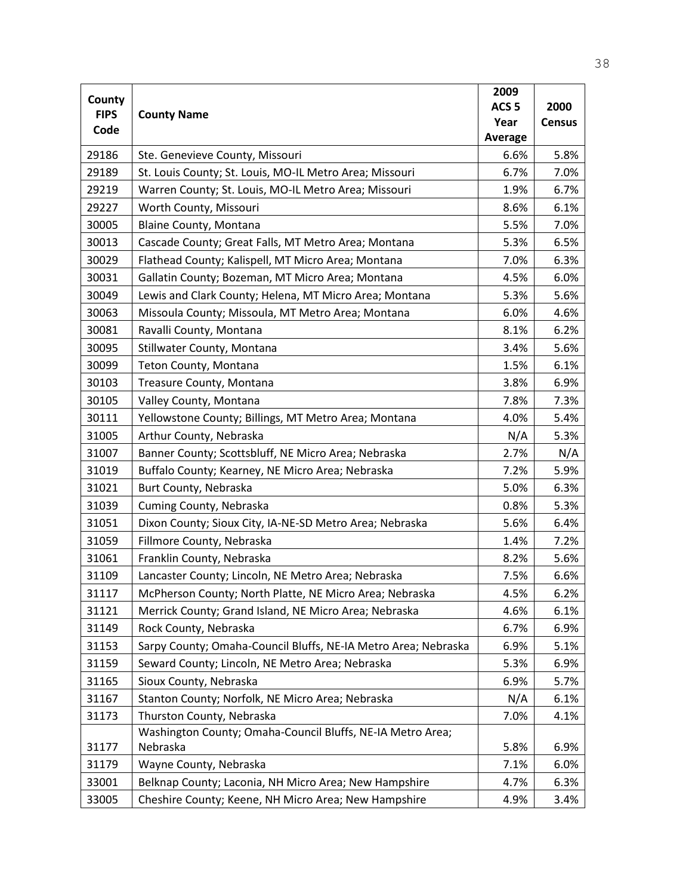| County FIPS Code | County Name | 2009 ACS 5 Year Average | 2000 Census |
|---|---|---|---|
| 29186 | Ste. Genevieve County, Missouri | 6.6% | 5.8% |
| 29189 | St. Louis County; St. Louis, MO-IL Metro Area; Missouri | 6.7% | 7.0% |
| 29219 | Warren County; St. Louis, MO-IL Metro Area; Missouri | 1.9% | 6.7% |
| 29227 | Worth County, Missouri | 8.6% | 6.1% |
| 30005 | Blaine County, Montana | 5.5% | 7.0% |
| 30013 | Cascade County; Great Falls, MT Metro Area; Montana | 5.3% | 6.5% |
| 30029 | Flathead County; Kalispell, MT Micro Area; Montana | 7.0% | 6.3% |
| 30031 | Gallatin County; Bozeman, MT Micro Area; Montana | 4.5% | 6.0% |
| 30049 | Lewis and Clark County; Helena, MT Micro Area; Montana | 5.3% | 5.6% |
| 30063 | Missoula County; Missoula, MT Metro Area; Montana | 6.0% | 4.6% |
| 30081 | Ravalli County, Montana | 8.1% | 6.2% |
| 30095 | Stillwater County, Montana | 3.4% | 5.6% |
| 30099 | Teton County, Montana | 1.5% | 6.1% |
| 30103 | Treasure County, Montana | 3.8% | 6.9% |
| 30105 | Valley County, Montana | 7.8% | 7.3% |
| 30111 | Yellowstone County; Billings, MT Metro Area; Montana | 4.0% | 5.4% |
| 31005 | Arthur County, Nebraska | N/A | 5.3% |
| 31007 | Banner County; Scottsbluff, NE Micro Area; Nebraska | 2.7% | N/A |
| 31019 | Buffalo County; Kearney, NE Micro Area; Nebraska | 7.2% | 5.9% |
| 31021 | Burt County, Nebraska | 5.0% | 6.3% |
| 31039 | Cuming County, Nebraska | 0.8% | 5.3% |
| 31051 | Dixon County; Sioux City, IA-NE-SD Metro Area; Nebraska | 5.6% | 6.4% |
| 31059 | Fillmore County, Nebraska | 1.4% | 7.2% |
| 31061 | Franklin County, Nebraska | 8.2% | 5.6% |
| 31109 | Lancaster County; Lincoln, NE Metro Area; Nebraska | 7.5% | 6.6% |
| 31117 | McPherson County; North Platte, NE Micro Area; Nebraska | 4.5% | 6.2% |
| 31121 | Merrick County; Grand Island, NE Micro Area; Nebraska | 4.6% | 6.1% |
| 31149 | Rock County, Nebraska | 6.7% | 6.9% |
| 31153 | Sarpy County; Omaha-Council Bluffs, NE-IA Metro Area; Nebraska | 6.9% | 5.1% |
| 31159 | Seward County; Lincoln, NE Metro Area; Nebraska | 5.3% | 6.9% |
| 31165 | Sioux County, Nebraska | 6.9% | 5.7% |
| 31167 | Stanton County; Norfolk, NE Micro Area; Nebraska | N/A | 6.1% |
| 31173 | Thurston County, Nebraska | 7.0% | 4.1% |
| 31177 | Washington County; Omaha-Council Bluffs, NE-IA Metro Area; Nebraska | 5.8% | 6.9% |
| 31179 | Wayne County, Nebraska | 7.1% | 6.0% |
| 33001 | Belknap County; Laconia, NH Micro Area; New Hampshire | 4.7% | 6.3% |
| 33005 | Cheshire County; Keene, NH Micro Area; New Hampshire | 4.9% | 3.4% |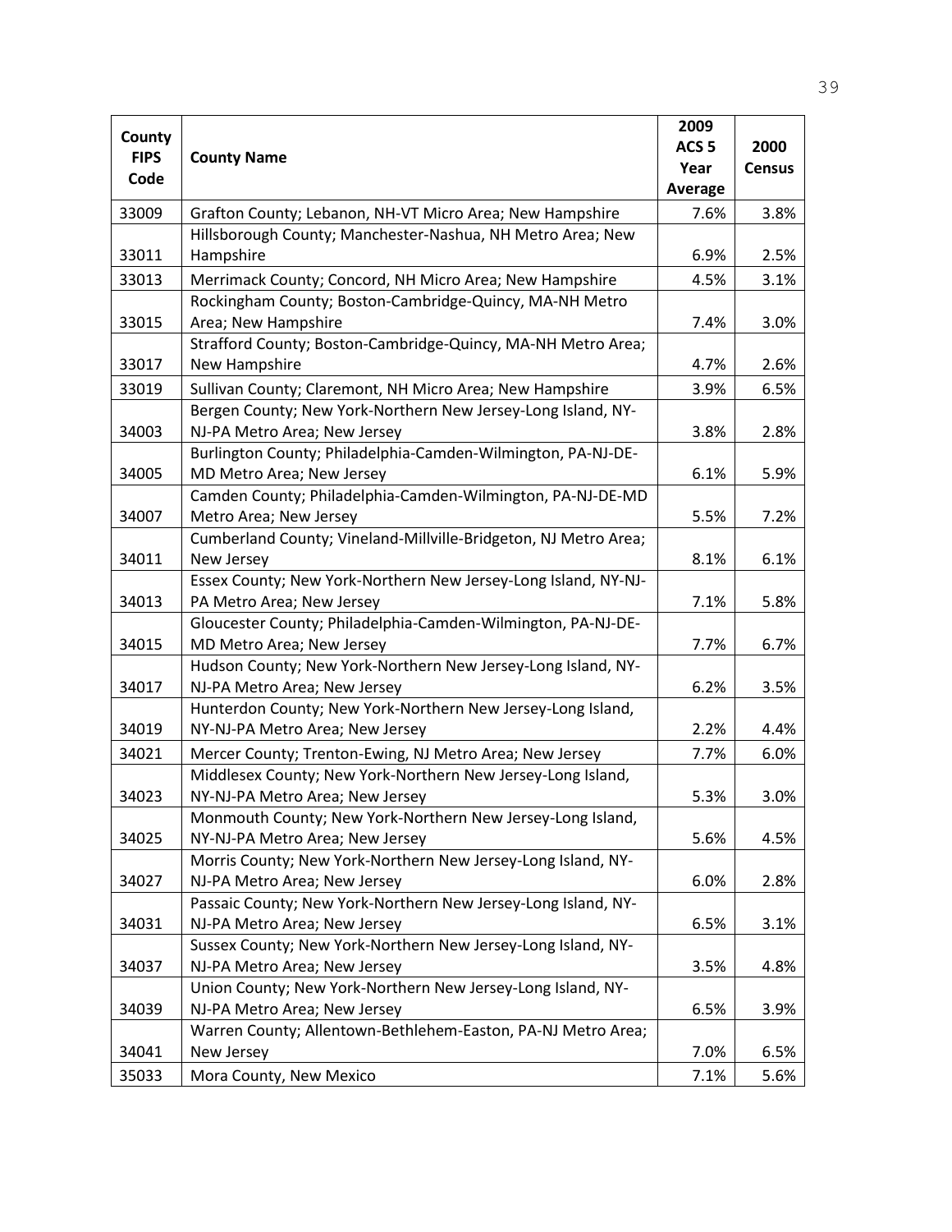| County FIPS Code | County Name | 2009 ACS 5 Year Average | 2000 Census |
|---|---|---|---|
| 33009 | Grafton County; Lebanon, NH-VT Micro Area; New Hampshire | 7.6% | 3.8% |
| 33011 | Hillsborough County; Manchester-Nashua, NH Metro Area; New Hampshire | 6.9% | 2.5% |
| 33013 | Merrimack County; Concord, NH Micro Area; New Hampshire | 4.5% | 3.1% |
| 33015 | Rockingham County; Boston-Cambridge-Quincy, MA-NH Metro Area; New Hampshire | 7.4% | 3.0% |
| 33017 | Strafford County; Boston-Cambridge-Quincy, MA-NH Metro Area; New Hampshire | 4.7% | 2.6% |
| 33019 | Sullivan County; Claremont, NH Micro Area; New Hampshire | 3.9% | 6.5% |
| 34003 | Bergen County; New York-Northern New Jersey-Long Island, NY-NJ-PA Metro Area; New Jersey | 3.8% | 2.8% |
| 34005 | Burlington County; Philadelphia-Camden-Wilmington, PA-NJ-DE-MD Metro Area; New Jersey | 6.1% | 5.9% |
| 34007 | Camden County; Philadelphia-Camden-Wilmington, PA-NJ-DE-MD Metro Area; New Jersey | 5.5% | 7.2% |
| 34011 | Cumberland County; Vineland-Millville-Bridgeton, NJ Metro Area; New Jersey | 8.1% | 6.1% |
| 34013 | Essex County; New York-Northern New Jersey-Long Island, NY-NJ-PA Metro Area; New Jersey | 7.1% | 5.8% |
| 34015 | Gloucester County; Philadelphia-Camden-Wilmington, PA-NJ-DE-MD Metro Area; New Jersey | 7.7% | 6.7% |
| 34017 | Hudson County; New York-Northern New Jersey-Long Island, NY-NJ-PA Metro Area; New Jersey | 6.2% | 3.5% |
| 34019 | Hunterdon County; New York-Northern New Jersey-Long Island, NY-NJ-PA Metro Area; New Jersey | 2.2% | 4.4% |
| 34021 | Mercer County; Trenton-Ewing, NJ Metro Area; New Jersey | 7.7% | 6.0% |
| 34023 | Middlesex County; New York-Northern New Jersey-Long Island, NY-NJ-PA Metro Area; New Jersey | 5.3% | 3.0% |
| 34025 | Monmouth County; New York-Northern New Jersey-Long Island, NY-NJ-PA Metro Area; New Jersey | 5.6% | 4.5% |
| 34027 | Morris County; New York-Northern New Jersey-Long Island, NY-NJ-PA Metro Area; New Jersey | 6.0% | 2.8% |
| 34031 | Passaic County; New York-Northern New Jersey-Long Island, NY-NJ-PA Metro Area; New Jersey | 6.5% | 3.1% |
| 34037 | Sussex County; New York-Northern New Jersey-Long Island, NY-NJ-PA Metro Area; New Jersey | 3.5% | 4.8% |
| 34039 | Union County; New York-Northern New Jersey-Long Island, NY-NJ-PA Metro Area; New Jersey | 6.5% | 3.9% |
| 34041 | Warren County; Allentown-Bethlehem-Easton, PA-NJ Metro Area; New Jersey | 7.0% | 6.5% |
| 35033 | Mora County, New Mexico | 7.1% | 5.6% |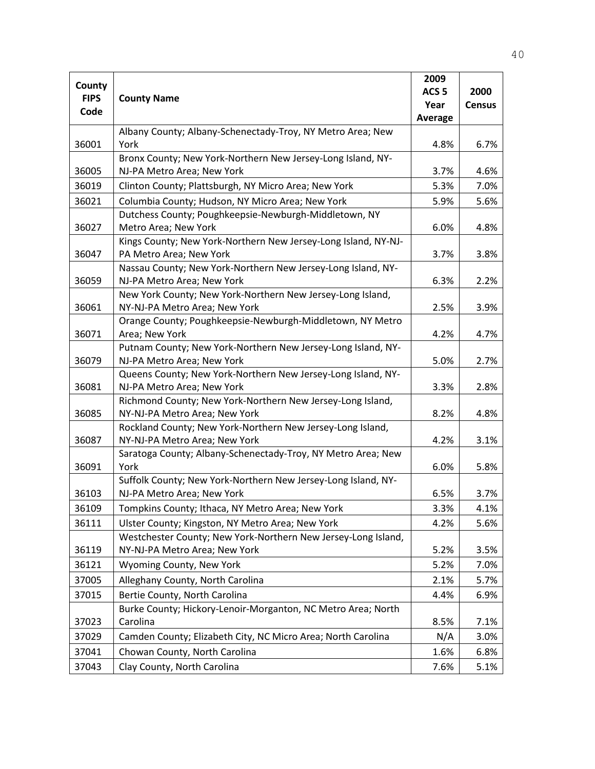| County FIPS Code | County Name | 2009 ACS 5 Year Average | 2000 Census |
|---|---|---|---|
| 36001 | Albany County; Albany-Schenectady-Troy, NY Metro Area; New York | 4.8% | 6.7% |
| 36005 | Bronx County; New York-Northern New Jersey-Long Island, NY-NJ-PA Metro Area; New York | 3.7% | 4.6% |
| 36019 | Clinton County; Plattsburgh, NY Micro Area; New York | 5.3% | 7.0% |
| 36021 | Columbia County; Hudson, NY Micro Area; New York | 5.9% | 5.6% |
| 36027 | Dutchess County; Poughkeepsie-Newburgh-Middletown, NY Metro Area; New York | 6.0% | 4.8% |
| 36047 | Kings County; New York-Northern New Jersey-Long Island, NY-NJ-PA Metro Area; New York | 3.7% | 3.8% |
| 36059 | Nassau County; New York-Northern New Jersey-Long Island, NY-NJ-PA Metro Area; New York | 6.3% | 2.2% |
| 36061 | New York County; New York-Northern New Jersey-Long Island, NY-NJ-PA Metro Area; New York | 2.5% | 3.9% |
| 36071 | Orange County; Poughkeepsie-Newburgh-Middletown, NY Metro Area; New York | 4.2% | 4.7% |
| 36079 | Putnam County; New York-Northern New Jersey-Long Island, NY-NJ-PA Metro Area; New York | 5.0% | 2.7% |
| 36081 | Queens County; New York-Northern New Jersey-Long Island, NY-NJ-PA Metro Area; New York | 3.3% | 2.8% |
| 36085 | Richmond County; New York-Northern New Jersey-Long Island, NY-NJ-PA Metro Area; New York | 8.2% | 4.8% |
| 36087 | Rockland County; New York-Northern New Jersey-Long Island, NY-NJ-PA Metro Area; New York | 4.2% | 3.1% |
| 36091 | Saratoga County; Albany-Schenectady-Troy, NY Metro Area; New York | 6.0% | 5.8% |
| 36103 | Suffolk County; New York-Northern New Jersey-Long Island, NY-NJ-PA Metro Area; New York | 6.5% | 3.7% |
| 36109 | Tompkins County; Ithaca, NY Metro Area; New York | 3.3% | 4.1% |
| 36111 | Ulster County; Kingston, NY Metro Area; New York | 4.2% | 5.6% |
| 36119 | Westchester County; New York-Northern New Jersey-Long Island, NY-NJ-PA Metro Area; New York | 5.2% | 3.5% |
| 36121 | Wyoming County, New York | 5.2% | 7.0% |
| 37005 | Alleghany County, North Carolina | 2.1% | 5.7% |
| 37015 | Bertie County, North Carolina | 4.4% | 6.9% |
| 37023 | Burke County; Hickory-Lenoir-Morganton, NC Metro Area; North Carolina | 8.5% | 7.1% |
| 37029 | Camden County; Elizabeth City, NC Micro Area; North Carolina | N/A | 3.0% |
| 37041 | Chowan County, North Carolina | 1.6% | 6.8% |
| 37043 | Clay County, North Carolina | 7.6% | 5.1% |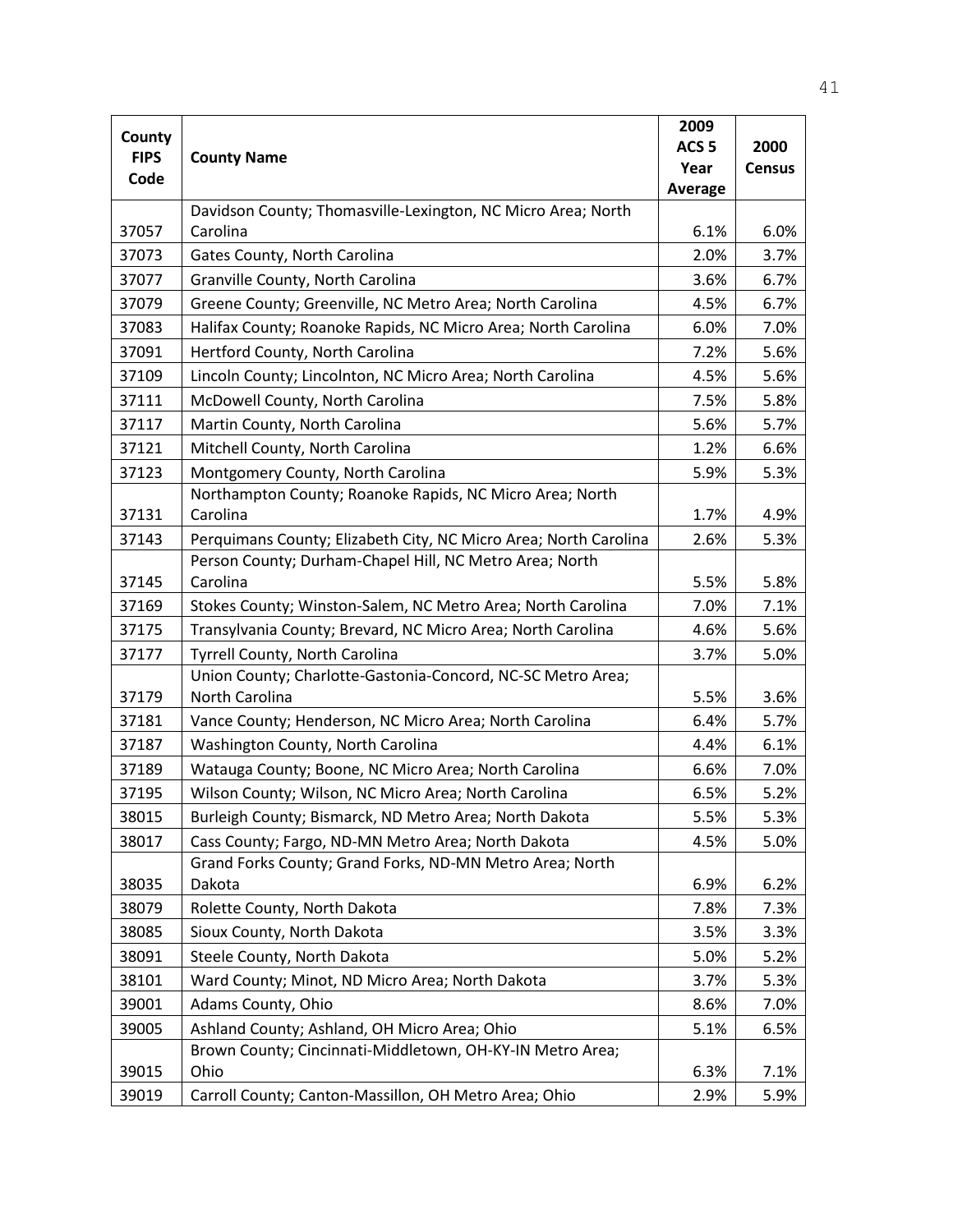| County FIPS Code | County Name | 2009 ACS 5 Year Average | 2000 Census |
|---|---|---|---|
| 37057 | Davidson County; Thomasville-Lexington, NC Micro Area; North Carolina | 6.1% | 6.0% |
| 37073 | Gates County, North Carolina | 2.0% | 3.7% |
| 37077 | Granville County, North Carolina | 3.6% | 6.7% |
| 37079 | Greene County; Greenville, NC Metro Area; North Carolina | 4.5% | 6.7% |
| 37083 | Halifax County; Roanoke Rapids, NC Micro Area; North Carolina | 6.0% | 7.0% |
| 37091 | Hertford County, North Carolina | 7.2% | 5.6% |
| 37109 | Lincoln County; Lincolnton, NC Micro Area; North Carolina | 4.5% | 5.6% |
| 37111 | McDowell County, North Carolina | 7.5% | 5.8% |
| 37117 | Martin County, North Carolina | 5.6% | 5.7% |
| 37121 | Mitchell County, North Carolina | 1.2% | 6.6% |
| 37123 | Montgomery County, North Carolina | 5.9% | 5.3% |
| 37131 | Northampton County; Roanoke Rapids, NC Micro Area; North Carolina | 1.7% | 4.9% |
| 37143 | Perquimans County; Elizabeth City, NC Micro Area; North Carolina | 2.6% | 5.3% |
| 37145 | Person County; Durham-Chapel Hill, NC Metro Area; North Carolina | 5.5% | 5.8% |
| 37169 | Stokes County; Winston-Salem, NC Metro Area; North Carolina | 7.0% | 7.1% |
| 37175 | Transylvania County; Brevard, NC Micro Area; North Carolina | 4.6% | 5.6% |
| 37177 | Tyrrell County, North Carolina | 3.7% | 5.0% |
| 37179 | Union County; Charlotte-Gastonia-Concord, NC-SC Metro Area; North Carolina | 5.5% | 3.6% |
| 37181 | Vance County; Henderson, NC Micro Area; North Carolina | 6.4% | 5.7% |
| 37187 | Washington County, North Carolina | 4.4% | 6.1% |
| 37189 | Watauga County; Boone, NC Micro Area; North Carolina | 6.6% | 7.0% |
| 37195 | Wilson County; Wilson, NC Micro Area; North Carolina | 6.5% | 5.2% |
| 38015 | Burleigh County; Bismarck, ND Metro Area; North Dakota | 5.5% | 5.3% |
| 38017 | Cass County; Fargo, ND-MN Metro Area; North Dakota | 4.5% | 5.0% |
| 38035 | Grand Forks County; Grand Forks, ND-MN Metro Area; North Dakota | 6.9% | 6.2% |
| 38079 | Rolette County, North Dakota | 7.8% | 7.3% |
| 38085 | Sioux County, North Dakota | 3.5% | 3.3% |
| 38091 | Steele County, North Dakota | 5.0% | 5.2% |
| 38101 | Ward County; Minot, ND Micro Area; North Dakota | 3.7% | 5.3% |
| 39001 | Adams County, Ohio | 8.6% | 7.0% |
| 39005 | Ashland County; Ashland, OH Micro Area; Ohio | 5.1% | 6.5% |
| 39015 | Brown County; Cincinnati-Middletown, OH-KY-IN Metro Area; Ohio | 6.3% | 7.1% |
| 39019 | Carroll County; Canton-Massillon, OH Metro Area; Ohio | 2.9% | 5.9% |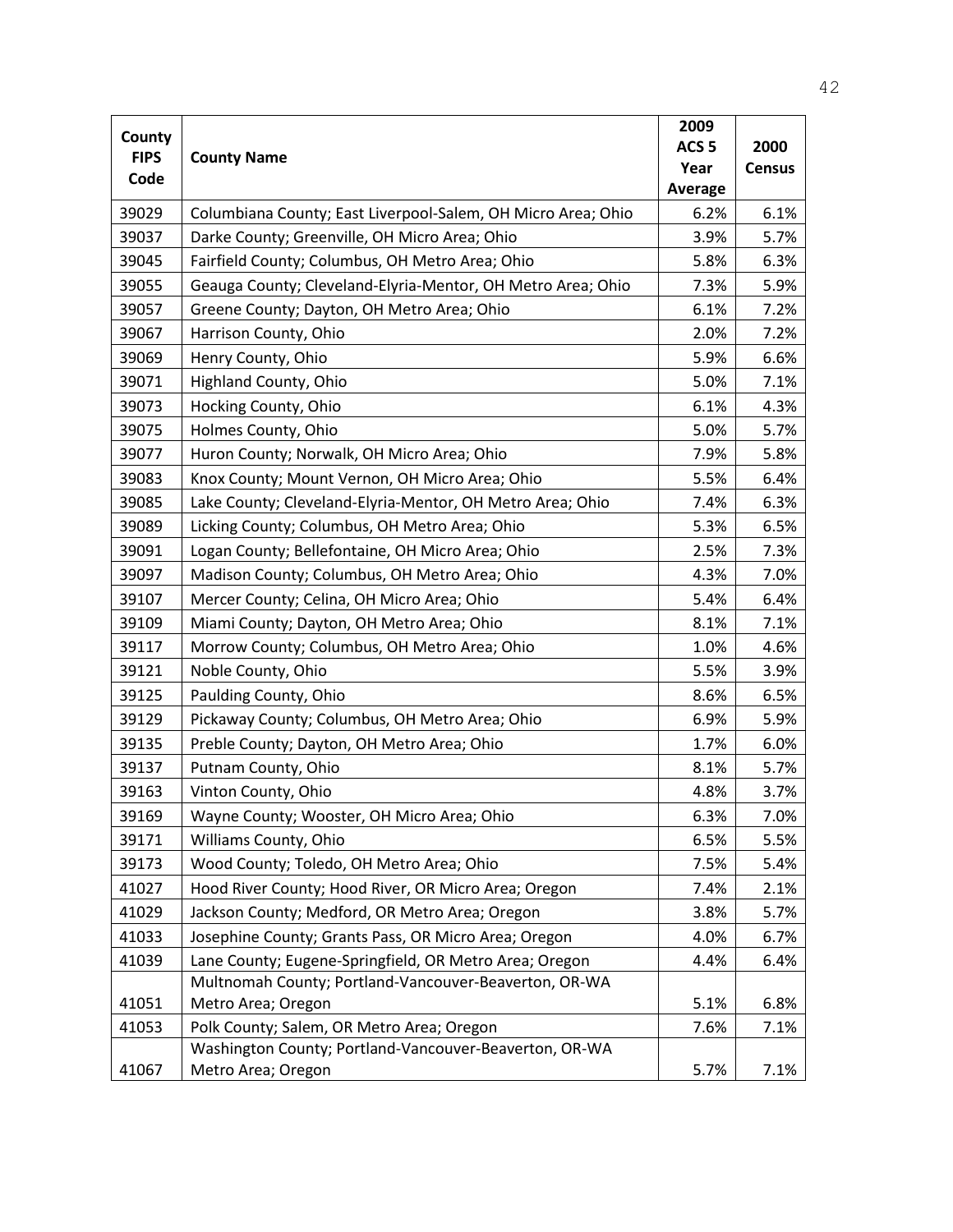| County FIPS Code | County Name | 2009 ACS 5 Year Average | 2000 Census |
|---|---|---|---|
| 39029 | Columbiana County; East Liverpool-Salem, OH Micro Area; Ohio | 6.2% | 6.1% |
| 39037 | Darke County; Greenville, OH Micro Area; Ohio | 3.9% | 5.7% |
| 39045 | Fairfield County; Columbus, OH Metro Area; Ohio | 5.8% | 6.3% |
| 39055 | Geauga County; Cleveland-Elyria-Mentor, OH Metro Area; Ohio | 7.3% | 5.9% |
| 39057 | Greene County; Dayton, OH Metro Area; Ohio | 6.1% | 7.2% |
| 39067 | Harrison County, Ohio | 2.0% | 7.2% |
| 39069 | Henry County, Ohio | 5.9% | 6.6% |
| 39071 | Highland County, Ohio | 5.0% | 7.1% |
| 39073 | Hocking County, Ohio | 6.1% | 4.3% |
| 39075 | Holmes County, Ohio | 5.0% | 5.7% |
| 39077 | Huron County; Norwalk, OH Micro Area; Ohio | 7.9% | 5.8% |
| 39083 | Knox County; Mount Vernon, OH Micro Area; Ohio | 5.5% | 6.4% |
| 39085 | Lake County; Cleveland-Elyria-Mentor, OH Metro Area; Ohio | 7.4% | 6.3% |
| 39089 | Licking County; Columbus, OH Metro Area; Ohio | 5.3% | 6.5% |
| 39091 | Logan County; Bellefontaine, OH Micro Area; Ohio | 2.5% | 7.3% |
| 39097 | Madison County; Columbus, OH Metro Area; Ohio | 4.3% | 7.0% |
| 39107 | Mercer County; Celina, OH Micro Area; Ohio | 5.4% | 6.4% |
| 39109 | Miami County; Dayton, OH Metro Area; Ohio | 8.1% | 7.1% |
| 39117 | Morrow County; Columbus, OH Metro Area; Ohio | 1.0% | 4.6% |
| 39121 | Noble County, Ohio | 5.5% | 3.9% |
| 39125 | Paulding County, Ohio | 8.6% | 6.5% |
| 39129 | Pickaway County; Columbus, OH Metro Area; Ohio | 6.9% | 5.9% |
| 39135 | Preble County; Dayton, OH Metro Area; Ohio | 1.7% | 6.0% |
| 39137 | Putnam County, Ohio | 8.1% | 5.7% |
| 39163 | Vinton County, Ohio | 4.8% | 3.7% |
| 39169 | Wayne County; Wooster, OH Micro Area; Ohio | 6.3% | 7.0% |
| 39171 | Williams County, Ohio | 6.5% | 5.5% |
| 39173 | Wood County; Toledo, OH Metro Area; Ohio | 7.5% | 5.4% |
| 41027 | Hood River County; Hood River, OR Micro Area; Oregon | 7.4% | 2.1% |
| 41029 | Jackson County; Medford, OR Metro Area; Oregon | 3.8% | 5.7% |
| 41033 | Josephine County; Grants Pass, OR Micro Area; Oregon | 4.0% | 6.7% |
| 41039 | Lane County; Eugene-Springfield, OR Metro Area; Oregon | 4.4% | 6.4% |
| 41051 | Multnomah County; Portland-Vancouver-Beaverton, OR-WA Metro Area; Oregon | 5.1% | 6.8% |
| 41053 | Polk County; Salem, OR Metro Area; Oregon | 7.6% | 7.1% |
| 41067 | Washington County; Portland-Vancouver-Beaverton, OR-WA Metro Area; Oregon | 5.7% | 7.1% |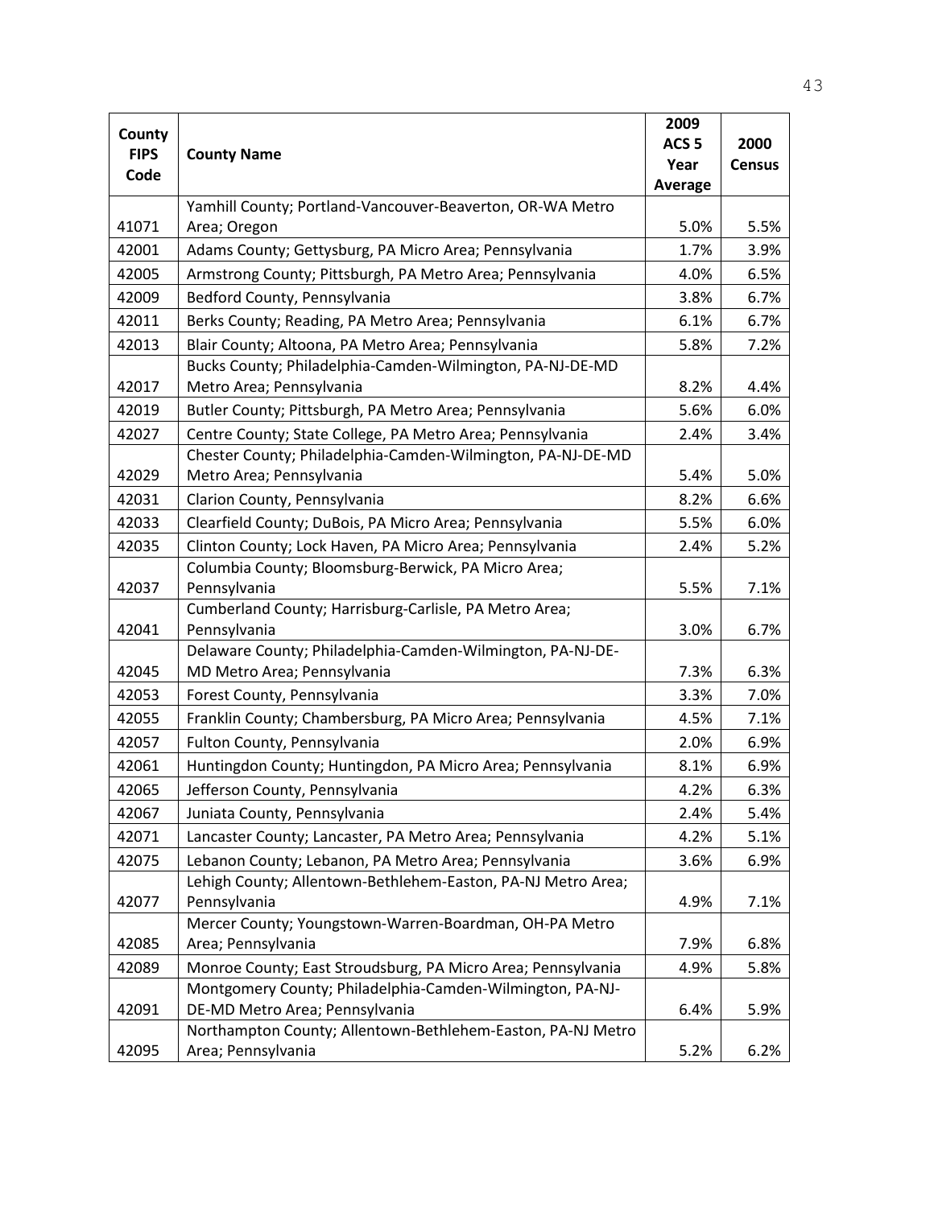| County FIPS Code | County Name | 2009 ACS 5 Year Average | 2000 Census |
|---|---|---|---|
| 41071 | Yamhill County; Portland-Vancouver-Beaverton, OR-WA Metro Area; Oregon | 5.0% | 5.5% |
| 42001 | Adams County; Gettysburg, PA Micro Area; Pennsylvania | 1.7% | 3.9% |
| 42005 | Armstrong County; Pittsburgh, PA Metro Area; Pennsylvania | 4.0% | 6.5% |
| 42009 | Bedford County, Pennsylvania | 3.8% | 6.7% |
| 42011 | Berks County; Reading, PA Metro Area; Pennsylvania | 6.1% | 6.7% |
| 42013 | Blair County; Altoona, PA Metro Area; Pennsylvania | 5.8% | 7.2% |
| 42017 | Bucks County; Philadelphia-Camden-Wilmington, PA-NJ-DE-MD Metro Area; Pennsylvania | 8.2% | 4.4% |
| 42019 | Butler County; Pittsburgh, PA Metro Area; Pennsylvania | 5.6% | 6.0% |
| 42027 | Centre County; State College, PA Metro Area; Pennsylvania | 2.4% | 3.4% |
| 42029 | Chester County; Philadelphia-Camden-Wilmington, PA-NJ-DE-MD Metro Area; Pennsylvania | 5.4% | 5.0% |
| 42031 | Clarion County, Pennsylvania | 8.2% | 6.6% |
| 42033 | Clearfield County; DuBois, PA Micro Area; Pennsylvania | 5.5% | 6.0% |
| 42035 | Clinton County; Lock Haven, PA Micro Area; Pennsylvania | 2.4% | 5.2% |
| 42037 | Columbia County; Bloomsburg-Berwick, PA Micro Area; Pennsylvania | 5.5% | 7.1% |
| 42041 | Cumberland County; Harrisburg-Carlisle, PA Metro Area; Pennsylvania | 3.0% | 6.7% |
| 42045 | Delaware County; Philadelphia-Camden-Wilmington, PA-NJ-DE-MD Metro Area; Pennsylvania | 7.3% | 6.3% |
| 42053 | Forest County, Pennsylvania | 3.3% | 7.0% |
| 42055 | Franklin County; Chambersburg, PA Micro Area; Pennsylvania | 4.5% | 7.1% |
| 42057 | Fulton County, Pennsylvania | 2.0% | 6.9% |
| 42061 | Huntingdon County; Huntingdon, PA Micro Area; Pennsylvania | 8.1% | 6.9% |
| 42065 | Jefferson County, Pennsylvania | 4.2% | 6.3% |
| 42067 | Juniata County, Pennsylvania | 2.4% | 5.4% |
| 42071 | Lancaster County; Lancaster, PA Metro Area; Pennsylvania | 4.2% | 5.1% |
| 42075 | Lebanon County; Lebanon, PA Metro Area; Pennsylvania | 3.6% | 6.9% |
| 42077 | Lehigh County; Allentown-Bethlehem-Easton, PA-NJ Metro Area; Pennsylvania | 4.9% | 7.1% |
| 42085 | Mercer County; Youngstown-Warren-Boardman, OH-PA Metro Area; Pennsylvania | 7.9% | 6.8% |
| 42089 | Monroe County; East Stroudsburg, PA Micro Area; Pennsylvania | 4.9% | 5.8% |
| 42091 | Montgomery County; Philadelphia-Camden-Wilmington, PA-NJ-DE-MD Metro Area; Pennsylvania | 6.4% | 5.9% |
| 42095 | Northampton County; Allentown-Bethlehem-Easton, PA-NJ Metro Area; Pennsylvania | 5.2% | 6.2% |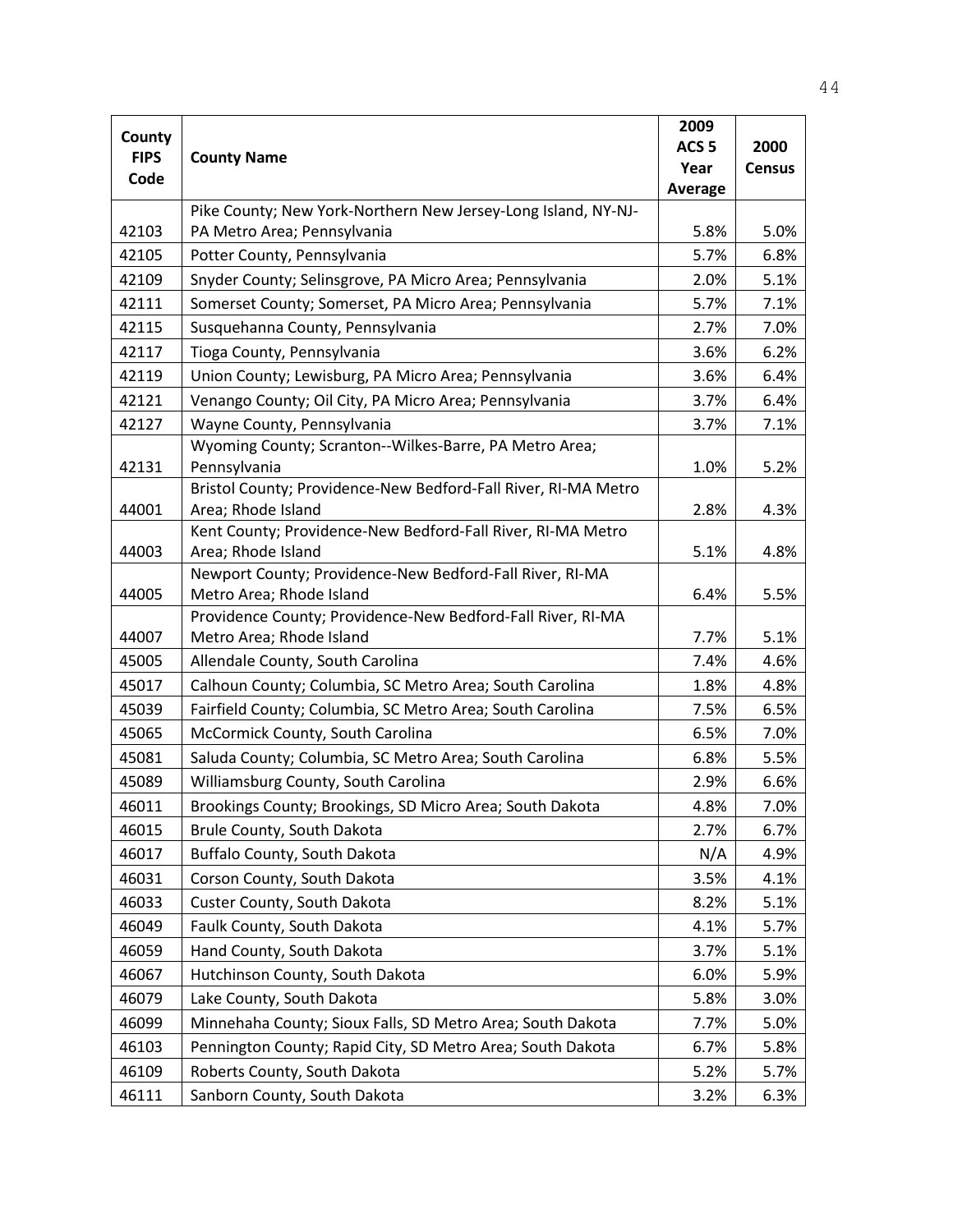| County FIPS Code | County Name | 2009 ACS 5 Year Average | 2000 Census |
|---|---|---|---|
| 42103 | Pike County; New York-Northern New Jersey-Long Island, NY-NJ-PA Metro Area; Pennsylvania | 5.8% | 5.0% |
| 42105 | Potter County, Pennsylvania | 5.7% | 6.8% |
| 42109 | Snyder County; Selinsgrove, PA Micro Area; Pennsylvania | 2.0% | 5.1% |
| 42111 | Somerset County; Somerset, PA Micro Area; Pennsylvania | 5.7% | 7.1% |
| 42115 | Susquehanna County, Pennsylvania | 2.7% | 7.0% |
| 42117 | Tioga County, Pennsylvania | 3.6% | 6.2% |
| 42119 | Union County; Lewisburg, PA Micro Area; Pennsylvania | 3.6% | 6.4% |
| 42121 | Venango County; Oil City, PA Micro Area; Pennsylvania | 3.7% | 6.4% |
| 42127 | Wayne County, Pennsylvania | 3.7% | 7.1% |
| 42131 | Wyoming County; Scranton--Wilkes-Barre, PA Metro Area; Pennsylvania | 1.0% | 5.2% |
| 44001 | Bristol County; Providence-New Bedford-Fall River, RI-MA Metro Area; Rhode Island | 2.8% | 4.3% |
| 44003 | Kent County; Providence-New Bedford-Fall River, RI-MA Metro Area; Rhode Island | 5.1% | 4.8% |
| 44005 | Newport County; Providence-New Bedford-Fall River, RI-MA Metro Area; Rhode Island | 6.4% | 5.5% |
| 44007 | Providence County; Providence-New Bedford-Fall River, RI-MA Metro Area; Rhode Island | 7.7% | 5.1% |
| 45005 | Allendale County, South Carolina | 7.4% | 4.6% |
| 45017 | Calhoun County; Columbia, SC Metro Area; South Carolina | 1.8% | 4.8% |
| 45039 | Fairfield County; Columbia, SC Metro Area; South Carolina | 7.5% | 6.5% |
| 45065 | McCormick County, South Carolina | 6.5% | 7.0% |
| 45081 | Saluda County; Columbia, SC Metro Area; South Carolina | 6.8% | 5.5% |
| 45089 | Williamsburg County, South Carolina | 2.9% | 6.6% |
| 46011 | Brookings County; Brookings, SD Micro Area; South Dakota | 4.8% | 7.0% |
| 46015 | Brule County, South Dakota | 2.7% | 6.7% |
| 46017 | Buffalo County, South Dakota | N/A | 4.9% |
| 46031 | Corson County, South Dakota | 3.5% | 4.1% |
| 46033 | Custer County, South Dakota | 8.2% | 5.1% |
| 46049 | Faulk County, South Dakota | 4.1% | 5.7% |
| 46059 | Hand County, South Dakota | 3.7% | 5.1% |
| 46067 | Hutchinson County, South Dakota | 6.0% | 5.9% |
| 46079 | Lake County, South Dakota | 5.8% | 3.0% |
| 46099 | Minnehaha County; Sioux Falls, SD Metro Area; South Dakota | 7.7% | 5.0% |
| 46103 | Pennington County; Rapid City, SD Metro Area; South Dakota | 6.7% | 5.8% |
| 46109 | Roberts County, South Dakota | 5.2% | 5.7% |
| 46111 | Sanborn County, South Dakota | 3.2% | 6.3% |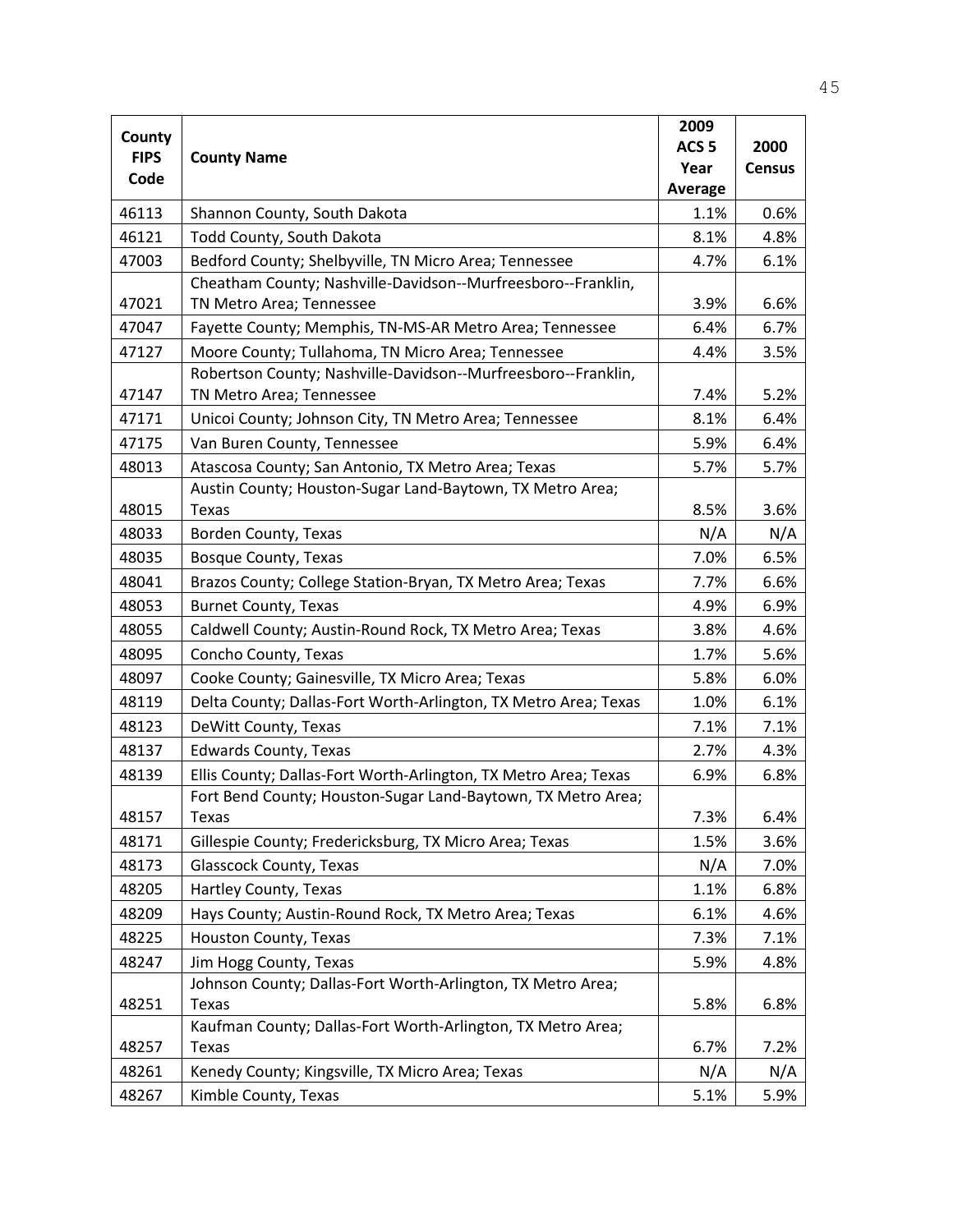| County FIPS Code | County Name | 2009 ACS 5 Year Average | 2000 Census |
|---|---|---|---|
| 46113 | Shannon County, South Dakota | 1.1% | 0.6% |
| 46121 | Todd County, South Dakota | 8.1% | 4.8% |
| 47003 | Bedford County; Shelbyville, TN Micro Area; Tennessee | 4.7% | 6.1% |
| 47021 | Cheatham County; Nashville-Davidson--Murfreesboro--Franklin, TN Metro Area; Tennessee | 3.9% | 6.6% |
| 47047 | Fayette County; Memphis, TN-MS-AR Metro Area; Tennessee | 6.4% | 6.7% |
| 47127 | Moore County; Tullahoma, TN Micro Area; Tennessee | 4.4% | 3.5% |
| 47147 | Robertson County; Nashville-Davidson--Murfreesboro--Franklin, TN Metro Area; Tennessee | 7.4% | 5.2% |
| 47171 | Unicoi County; Johnson City, TN Metro Area; Tennessee | 8.1% | 6.4% |
| 47175 | Van Buren County, Tennessee | 5.9% | 6.4% |
| 48013 | Atascosa County; San Antonio, TX Metro Area; Texas | 5.7% | 5.7% |
| 48015 | Austin County; Houston-Sugar Land-Baytown, TX Metro Area; Texas | 8.5% | 3.6% |
| 48033 | Borden County, Texas | N/A | N/A |
| 48035 | Bosque County, Texas | 7.0% | 6.5% |
| 48041 | Brazos County; College Station-Bryan, TX Metro Area; Texas | 7.7% | 6.6% |
| 48053 | Burnet County, Texas | 4.9% | 6.9% |
| 48055 | Caldwell County; Austin-Round Rock, TX Metro Area; Texas | 3.8% | 4.6% |
| 48095 | Concho County, Texas | 1.7% | 5.6% |
| 48097 | Cooke County; Gainesville, TX Micro Area; Texas | 5.8% | 6.0% |
| 48119 | Delta County; Dallas-Fort Worth-Arlington, TX Metro Area; Texas | 1.0% | 6.1% |
| 48123 | DeWitt County, Texas | 7.1% | 7.1% |
| 48137 | Edwards County, Texas | 2.7% | 4.3% |
| 48139 | Ellis County; Dallas-Fort Worth-Arlington, TX Metro Area; Texas | 6.9% | 6.8% |
| 48157 | Fort Bend County; Houston-Sugar Land-Baytown, TX Metro Area; Texas | 7.3% | 6.4% |
| 48171 | Gillespie County; Fredericksburg, TX Micro Area; Texas | 1.5% | 3.6% |
| 48173 | Glasscock County, Texas | N/A | 7.0% |
| 48205 | Hartley County, Texas | 1.1% | 6.8% |
| 48209 | Hays County; Austin-Round Rock, TX Metro Area; Texas | 6.1% | 4.6% |
| 48225 | Houston County, Texas | 7.3% | 7.1% |
| 48247 | Jim Hogg County, Texas | 5.9% | 4.8% |
| 48251 | Johnson County; Dallas-Fort Worth-Arlington, TX Metro Area; Texas | 5.8% | 6.8% |
| 48257 | Kaufman County; Dallas-Fort Worth-Arlington, TX Metro Area; Texas | 6.7% | 7.2% |
| 48261 | Kenedy County; Kingsville, TX Micro Area; Texas | N/A | N/A |
| 48267 | Kimble County, Texas | 5.1% | 5.9% |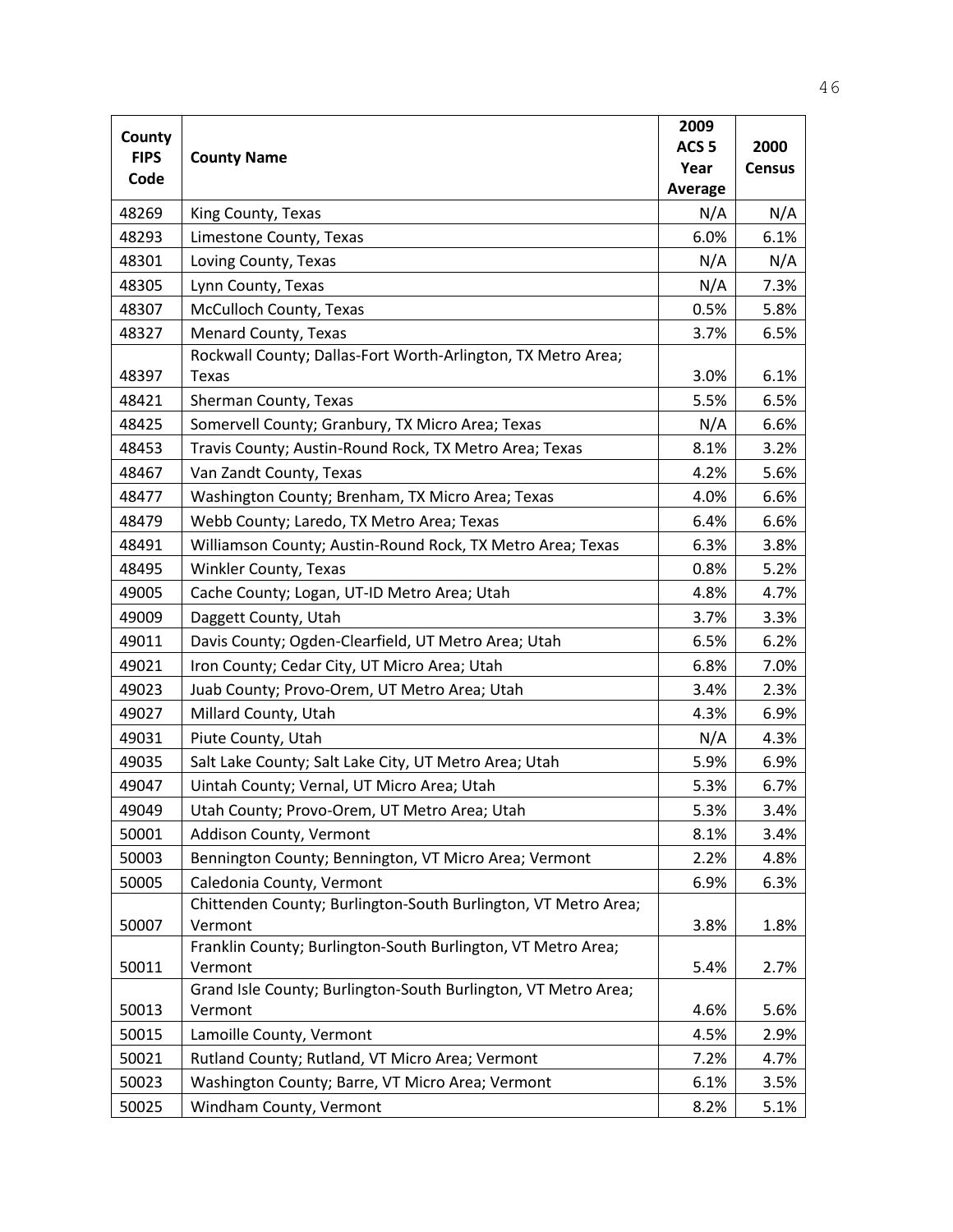| County FIPS Code | County Name | 2009 ACS 5 Year Average | 2000 Census |
|---|---|---|---|
| 48269 | King County, Texas | N/A | N/A |
| 48293 | Limestone County, Texas | 6.0% | 6.1% |
| 48301 | Loving County, Texas | N/A | N/A |
| 48305 | Lynn County, Texas | N/A | 7.3% |
| 48307 | McCulloch County, Texas | 0.5% | 5.8% |
| 48327 | Menard County, Texas | 3.7% | 6.5% |
| 48397 | Rockwall County; Dallas-Fort Worth-Arlington, TX Metro Area; Texas | 3.0% | 6.1% |
| 48421 | Sherman County, Texas | 5.5% | 6.5% |
| 48425 | Somervell County; Granbury, TX Micro Area; Texas | N/A | 6.6% |
| 48453 | Travis County; Austin-Round Rock, TX Metro Area; Texas | 8.1% | 3.2% |
| 48467 | Van Zandt County, Texas | 4.2% | 5.6% |
| 48477 | Washington County; Brenham, TX Micro Area; Texas | 4.0% | 6.6% |
| 48479 | Webb County; Laredo, TX Metro Area; Texas | 6.4% | 6.6% |
| 48491 | Williamson County; Austin-Round Rock, TX Metro Area; Texas | 6.3% | 3.8% |
| 48495 | Winkler County, Texas | 0.8% | 5.2% |
| 49005 | Cache County; Logan, UT-ID Metro Area; Utah | 4.8% | 4.7% |
| 49009 | Daggett County, Utah | 3.7% | 3.3% |
| 49011 | Davis County; Ogden-Clearfield, UT Metro Area; Utah | 6.5% | 6.2% |
| 49021 | Iron County; Cedar City, UT Micro Area; Utah | 6.8% | 7.0% |
| 49023 | Juab County; Provo-Orem, UT Metro Area; Utah | 3.4% | 2.3% |
| 49027 | Millard County, Utah | 4.3% | 6.9% |
| 49031 | Piute County, Utah | N/A | 4.3% |
| 49035 | Salt Lake County; Salt Lake City, UT Metro Area; Utah | 5.9% | 6.9% |
| 49047 | Uintah County; Vernal, UT Micro Area; Utah | 5.3% | 6.7% |
| 49049 | Utah County; Provo-Orem, UT Metro Area; Utah | 5.3% | 3.4% |
| 50001 | Addison County, Vermont | 8.1% | 3.4% |
| 50003 | Bennington County; Bennington, VT Micro Area; Vermont | 2.2% | 4.8% |
| 50005 | Caledonia County, Vermont | 6.9% | 6.3% |
| 50007 | Chittenden County; Burlington-South Burlington, VT Metro Area; Vermont | 3.8% | 1.8% |
| 50011 | Franklin County; Burlington-South Burlington, VT Metro Area; Vermont | 5.4% | 2.7% |
| 50013 | Grand Isle County; Burlington-South Burlington, VT Metro Area; Vermont | 4.6% | 5.6% |
| 50015 | Lamoille County, Vermont | 4.5% | 2.9% |
| 50021 | Rutland County; Rutland, VT Micro Area; Vermont | 7.2% | 4.7% |
| 50023 | Washington County; Barre, VT Micro Area; Vermont | 6.1% | 3.5% |
| 50025 | Windham County, Vermont | 8.2% | 5.1% |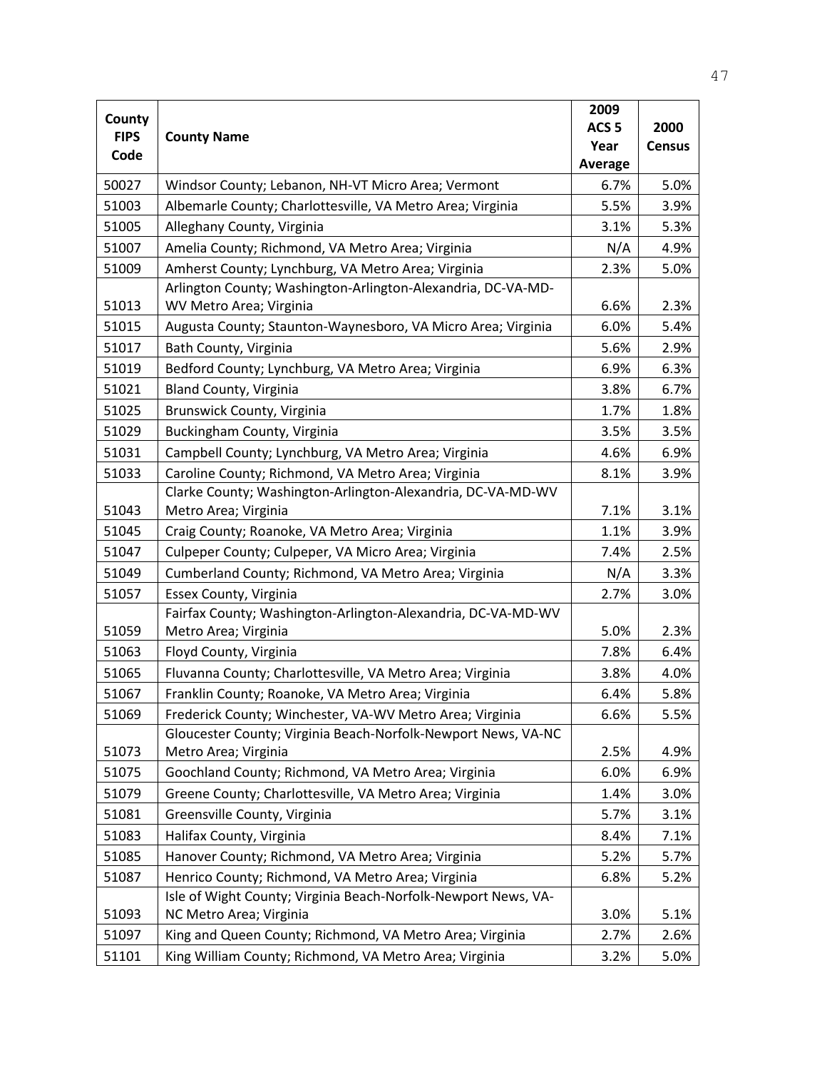| County FIPS Code | County Name | 2009 ACS 5 Year Average | 2000 Census |
|---|---|---|---|
| 50027 | Windsor County; Lebanon, NH-VT Micro Area; Vermont | 6.7% | 5.0% |
| 51003 | Albemarle County; Charlottesville, VA Metro Area; Virginia | 5.5% | 3.9% |
| 51005 | Alleghany County, Virginia | 3.1% | 5.3% |
| 51007 | Amelia County; Richmond, VA Metro Area; Virginia | N/A | 4.9% |
| 51009 | Amherst County; Lynchburg, VA Metro Area; Virginia | 2.3% | 5.0% |
| 51013 | Arlington County; Washington-Arlington-Alexandria, DC-VA-MD-WV Metro Area; Virginia | 6.6% | 2.3% |
| 51015 | Augusta County; Staunton-Waynesboro, VA Micro Area; Virginia | 6.0% | 5.4% |
| 51017 | Bath County, Virginia | 5.6% | 2.9% |
| 51019 | Bedford County; Lynchburg, VA Metro Area; Virginia | 6.9% | 6.3% |
| 51021 | Bland County, Virginia | 3.8% | 6.7% |
| 51025 | Brunswick County, Virginia | 1.7% | 1.8% |
| 51029 | Buckingham County, Virginia | 3.5% | 3.5% |
| 51031 | Campbell County; Lynchburg, VA Metro Area; Virginia | 4.6% | 6.9% |
| 51033 | Caroline County; Richmond, VA Metro Area; Virginia | 8.1% | 3.9% |
| 51043 | Clarke County; Washington-Arlington-Alexandria, DC-VA-MD-WV Metro Area; Virginia | 7.1% | 3.1% |
| 51045 | Craig County; Roanoke, VA Metro Area; Virginia | 1.1% | 3.9% |
| 51047 | Culpeper County; Culpeper, VA Micro Area; Virginia | 7.4% | 2.5% |
| 51049 | Cumberland County; Richmond, VA Metro Area; Virginia | N/A | 3.3% |
| 51057 | Essex County, Virginia | 2.7% | 3.0% |
| 51059 | Fairfax County; Washington-Arlington-Alexandria, DC-VA-MD-WV Metro Area; Virginia | 5.0% | 2.3% |
| 51063 | Floyd County, Virginia | 7.8% | 6.4% |
| 51065 | Fluvanna County; Charlottesville, VA Metro Area; Virginia | 3.8% | 4.0% |
| 51067 | Franklin County; Roanoke, VA Metro Area; Virginia | 6.4% | 5.8% |
| 51069 | Frederick County; Winchester, VA-WV Metro Area; Virginia | 6.6% | 5.5% |
| 51073 | Gloucester County; Virginia Beach-Norfolk-Newport News, VA-NC Metro Area; Virginia | 2.5% | 4.9% |
| 51075 | Goochland County; Richmond, VA Metro Area; Virginia | 6.0% | 6.9% |
| 51079 | Greene County; Charlottesville, VA Metro Area; Virginia | 1.4% | 3.0% |
| 51081 | Greensville County, Virginia | 5.7% | 3.1% |
| 51083 | Halifax County, Virginia | 8.4% | 7.1% |
| 51085 | Hanover County; Richmond, VA Metro Area; Virginia | 5.2% | 5.7% |
| 51087 | Henrico County; Richmond, VA Metro Area; Virginia | 6.8% | 5.2% |
| 51093 | Isle of Wight County; Virginia Beach-Norfolk-Newport News, VA-NC Metro Area; Virginia | 3.0% | 5.1% |
| 51097 | King and Queen County; Richmond, VA Metro Area; Virginia | 2.7% | 2.6% |
| 51101 | King William County; Richmond, VA Metro Area; Virginia | 3.2% | 5.0% |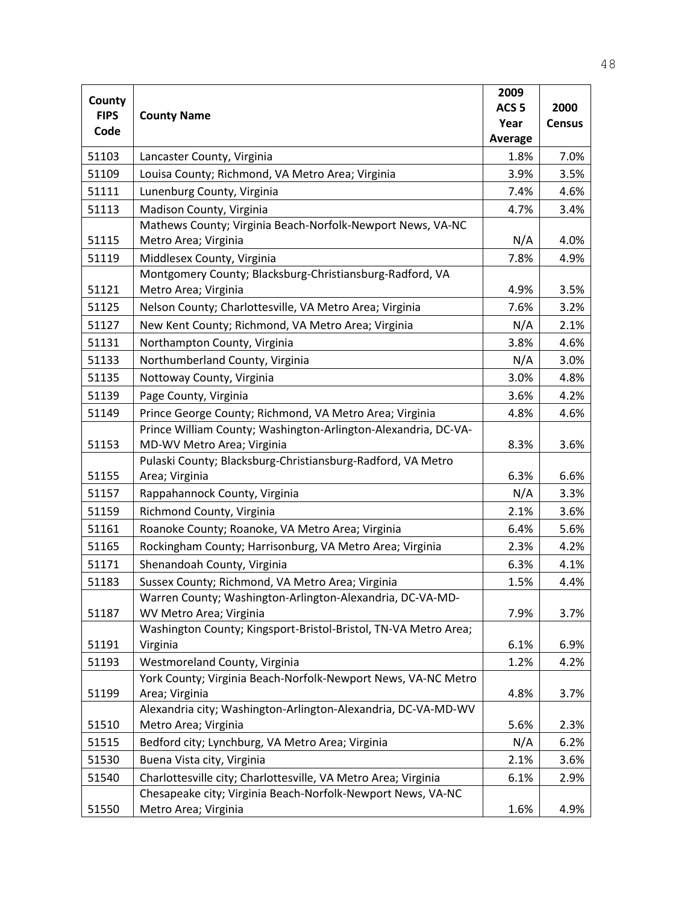| County FIPS Code | County Name | 2009 ACS 5 Year Average | 2000 Census |
|---|---|---|---|
| 51103 | Lancaster County, Virginia | 1.8% | 7.0% |
| 51109 | Louisa County; Richmond, VA Metro Area; Virginia | 3.9% | 3.5% |
| 51111 | Lunenburg County, Virginia | 7.4% | 4.6% |
| 51113 | Madison County, Virginia | 4.7% | 3.4% |
| 51115 | Mathews County; Virginia Beach-Norfolk-Newport News, VA-NC Metro Area; Virginia | N/A | 4.0% |
| 51119 | Middlesex County, Virginia | 7.8% | 4.9% |
| 51121 | Montgomery County; Blacksburg-Christiansburg-Radford, VA Metro Area; Virginia | 4.9% | 3.5% |
| 51125 | Nelson County; Charlottesville, VA Metro Area; Virginia | 7.6% | 3.2% |
| 51127 | New Kent County; Richmond, VA Metro Area; Virginia | N/A | 2.1% |
| 51131 | Northampton County, Virginia | 3.8% | 4.6% |
| 51133 | Northumberland County, Virginia | N/A | 3.0% |
| 51135 | Nottoway County, Virginia | 3.0% | 4.8% |
| 51139 | Page County, Virginia | 3.6% | 4.2% |
| 51149 | Prince George County; Richmond, VA Metro Area; Virginia | 4.8% | 4.6% |
| 51153 | Prince William County; Washington-Arlington-Alexandria, DC-VA-MD-WV Metro Area; Virginia | 8.3% | 3.6% |
| 51155 | Pulaski County; Blacksburg-Christiansburg-Radford, VA Metro Area; Virginia | 6.3% | 6.6% |
| 51157 | Rappahannock County, Virginia | N/A | 3.3% |
| 51159 | Richmond County, Virginia | 2.1% | 3.6% |
| 51161 | Roanoke County; Roanoke, VA Metro Area; Virginia | 6.4% | 5.6% |
| 51165 | Rockingham County; Harrisonburg, VA Metro Area; Virginia | 2.3% | 4.2% |
| 51171 | Shenandoah County, Virginia | 6.3% | 4.1% |
| 51183 | Sussex County; Richmond, VA Metro Area; Virginia | 1.5% | 4.4% |
| 51187 | Warren County; Washington-Arlington-Alexandria, DC-VA-MD-WV Metro Area; Virginia | 7.9% | 3.7% |
| 51191 | Washington County; Kingsport-Bristol-Bristol, TN-VA Metro Area; Virginia | 6.1% | 6.9% |
| 51193 | Westmoreland County, Virginia | 1.2% | 4.2% |
| 51199 | York County; Virginia Beach-Norfolk-Newport News, VA-NC Metro Area; Virginia | 4.8% | 3.7% |
| 51510 | Alexandria city; Washington-Arlington-Alexandria, DC-VA-MD-WV Metro Area; Virginia | 5.6% | 2.3% |
| 51515 | Bedford city; Lynchburg, VA Metro Area; Virginia | N/A | 6.2% |
| 51530 | Buena Vista city, Virginia | 2.1% | 3.6% |
| 51540 | Charlottesville city; Charlottesville, VA Metro Area; Virginia | 6.1% | 2.9% |
| 51550 | Chesapeake city; Virginia Beach-Norfolk-Newport News, VA-NC Metro Area; Virginia | 1.6% | 4.9% |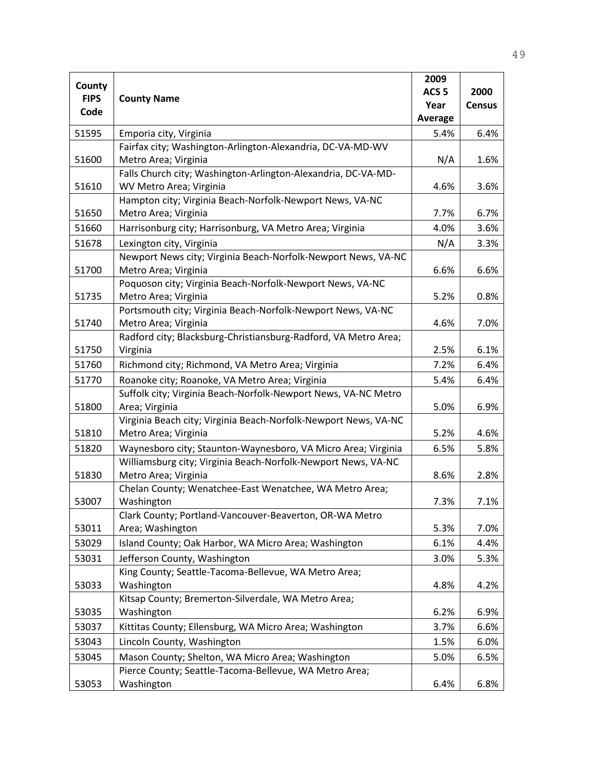| County FIPS Code | County Name | 2009 ACS 5 Year Average | 2000 Census |
|---|---|---|---|
| 51595 | Emporia city, Virginia | 5.4% | 6.4% |
| 51600 | Fairfax city; Washington-Arlington-Alexandria, DC-VA-MD-WV Metro Area; Virginia | N/A | 1.6% |
| 51610 | Falls Church city; Washington-Arlington-Alexandria, DC-VA-MD-WV Metro Area; Virginia | 4.6% | 3.6% |
| 51650 | Hampton city; Virginia Beach-Norfolk-Newport News, VA-NC Metro Area; Virginia | 7.7% | 6.7% |
| 51660 | Harrisonburg city; Harrisonburg, VA Metro Area; Virginia | 4.0% | 3.6% |
| 51678 | Lexington city, Virginia | N/A | 3.3% |
| 51700 | Newport News city; Virginia Beach-Norfolk-Newport News, VA-NC Metro Area; Virginia | 6.6% | 6.6% |
| 51735 | Poquoson city; Virginia Beach-Norfolk-Newport News, VA-NC Metro Area; Virginia | 5.2% | 0.8% |
| 51740 | Portsmouth city; Virginia Beach-Norfolk-Newport News, VA-NC Metro Area; Virginia | 4.6% | 7.0% |
| 51750 | Radford city; Blacksburg-Christiansburg-Radford, VA Metro Area; Virginia | 2.5% | 6.1% |
| 51760 | Richmond city; Richmond, VA Metro Area; Virginia | 7.2% | 6.4% |
| 51770 | Roanoke city; Roanoke, VA Metro Area; Virginia | 5.4% | 6.4% |
| 51800 | Suffolk city; Virginia Beach-Norfolk-Newport News, VA-NC Metro Area; Virginia | 5.0% | 6.9% |
| 51810 | Virginia Beach city; Virginia Beach-Norfolk-Newport News, VA-NC Metro Area; Virginia | 5.2% | 4.6% |
| 51820 | Waynesboro city; Staunton-Waynesboro, VA Micro Area; Virginia | 6.5% | 5.8% |
| 51830 | Williamsburg city; Virginia Beach-Norfolk-Newport News, VA-NC Metro Area; Virginia | 8.6% | 2.8% |
| 53007 | Chelan County; Wenatchee-East Wenatchee, WA Metro Area; Washington | 7.3% | 7.1% |
| 53011 | Clark County; Portland-Vancouver-Beaverton, OR-WA Metro Area; Washington | 5.3% | 7.0% |
| 53029 | Island County; Oak Harbor, WA Micro Area; Washington | 6.1% | 4.4% |
| 53031 | Jefferson County, Washington | 3.0% | 5.3% |
| 53033 | King County; Seattle-Tacoma-Bellevue, WA Metro Area; Washington | 4.8% | 4.2% |
| 53035 | Kitsap County; Bremerton-Silverdale, WA Metro Area; Washington | 6.2% | 6.9% |
| 53037 | Kittitas County; Ellensburg, WA Micro Area; Washington | 3.7% | 6.6% |
| 53043 | Lincoln County, Washington | 1.5% | 6.0% |
| 53045 | Mason County; Shelton, WA Micro Area; Washington | 5.0% | 6.5% |
| 53053 | Pierce County; Seattle-Tacoma-Bellevue, WA Metro Area; Washington | 6.4% | 6.8% |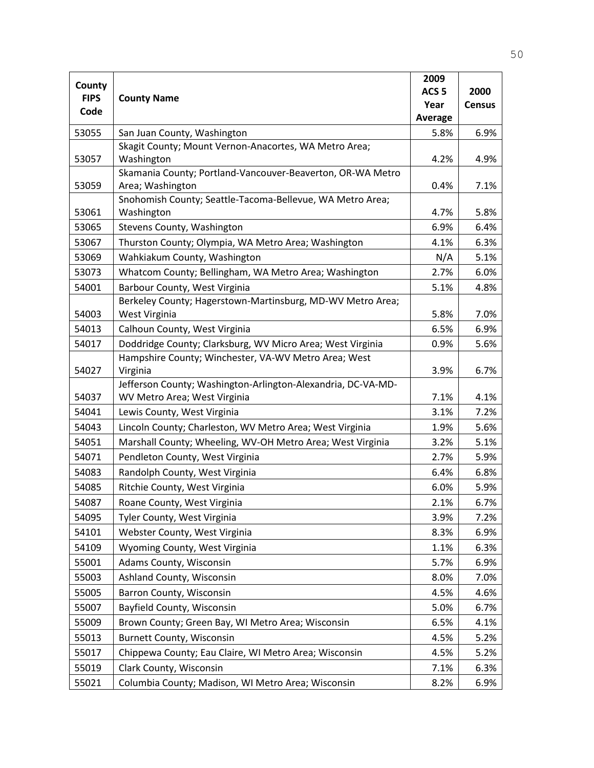| County FIPS Code | County Name | 2009 ACS 5 Year Average | 2000 Census |
|---|---|---|---|
| 53055 | San Juan County, Washington | 5.8% | 6.9% |
| 53057 | Skagit County; Mount Vernon-Anacortes, WA Metro Area; Washington | 4.2% | 4.9% |
| 53059 | Skamania County; Portland-Vancouver-Beaverton, OR-WA Metro Area; Washington | 0.4% | 7.1% |
| 53061 | Snohomish County; Seattle-Tacoma-Bellevue, WA Metro Area; Washington | 4.7% | 5.8% |
| 53065 | Stevens County, Washington | 6.9% | 6.4% |
| 53067 | Thurston County; Olympia, WA Metro Area; Washington | 4.1% | 6.3% |
| 53069 | Wahkiakum County, Washington | N/A | 5.1% |
| 53073 | Whatcom County; Bellingham, WA Metro Area; Washington | 2.7% | 6.0% |
| 54001 | Barbour County, West Virginia | 5.1% | 4.8% |
| 54003 | Berkeley County; Hagerstown-Martinsburg, MD-WV Metro Area; West Virginia | 5.8% | 7.0% |
| 54013 | Calhoun County, West Virginia | 6.5% | 6.9% |
| 54017 | Doddridge County; Clarksburg, WV Micro Area; West Virginia | 0.9% | 5.6% |
| 54027 | Hampshire County; Winchester, VA-WV Metro Area; West Virginia | 3.9% | 6.7% |
| 54037 | Jefferson County; Washington-Arlington-Alexandria, DC-VA-MD-WV Metro Area; West Virginia | 7.1% | 4.1% |
| 54041 | Lewis County, West Virginia | 3.1% | 7.2% |
| 54043 | Lincoln County; Charleston, WV Metro Area; West Virginia | 1.9% | 5.6% |
| 54051 | Marshall County; Wheeling, WV-OH Metro Area; West Virginia | 3.2% | 5.1% |
| 54071 | Pendleton County, West Virginia | 2.7% | 5.9% |
| 54083 | Randolph County, West Virginia | 6.4% | 6.8% |
| 54085 | Ritchie County, West Virginia | 6.0% | 5.9% |
| 54087 | Roane County, West Virginia | 2.1% | 6.7% |
| 54095 | Tyler County, West Virginia | 3.9% | 7.2% |
| 54101 | Webster County, West Virginia | 8.3% | 6.9% |
| 54109 | Wyoming County, West Virginia | 1.1% | 6.3% |
| 55001 | Adams County, Wisconsin | 5.7% | 6.9% |
| 55003 | Ashland County, Wisconsin | 8.0% | 7.0% |
| 55005 | Barron County, Wisconsin | 4.5% | 4.6% |
| 55007 | Bayfield County, Wisconsin | 5.0% | 6.7% |
| 55009 | Brown County; Green Bay, WI Metro Area; Wisconsin | 6.5% | 4.1% |
| 55013 | Burnett County, Wisconsin | 4.5% | 5.2% |
| 55017 | Chippewa County; Eau Claire, WI Metro Area; Wisconsin | 4.5% | 5.2% |
| 55019 | Clark County, Wisconsin | 7.1% | 6.3% |
| 55021 | Columbia County; Madison, WI Metro Area; Wisconsin | 8.2% | 6.9% |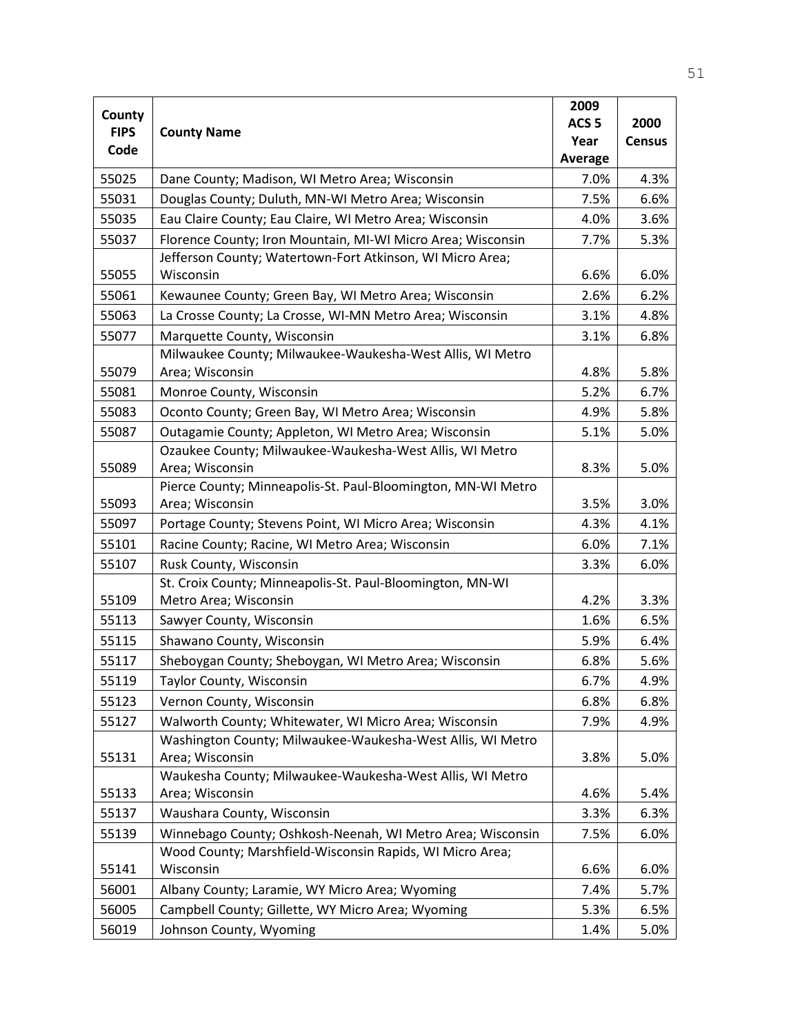| County FIPS Code | County Name | 2009 ACS 5 Year Average | 2000 Census |
|---|---|---|---|
| 55025 | Dane County; Madison, WI Metro Area; Wisconsin | 7.0% | 4.3% |
| 55031 | Douglas County; Duluth, MN-WI Metro Area; Wisconsin | 7.5% | 6.6% |
| 55035 | Eau Claire County; Eau Claire, WI Metro Area; Wisconsin | 4.0% | 3.6% |
| 55037 | Florence County; Iron Mountain, MI-WI Micro Area; Wisconsin | 7.7% | 5.3% |
| 55055 | Jefferson County; Watertown-Fort Atkinson, WI Micro Area; Wisconsin | 6.6% | 6.0% |
| 55061 | Kewaunee County; Green Bay, WI Metro Area; Wisconsin | 2.6% | 6.2% |
| 55063 | La Crosse County; La Crosse, WI-MN Metro Area; Wisconsin | 3.1% | 4.8% |
| 55077 | Marquette County, Wisconsin | 3.1% | 6.8% |
| 55079 | Milwaukee County; Milwaukee-Waukesha-West Allis, WI Metro Area; Wisconsin | 4.8% | 5.8% |
| 55081 | Monroe County, Wisconsin | 5.2% | 6.7% |
| 55083 | Oconto County; Green Bay, WI Metro Area; Wisconsin | 4.9% | 5.8% |
| 55087 | Outagamie County; Appleton, WI Metro Area; Wisconsin | 5.1% | 5.0% |
| 55089 | Ozaukee County; Milwaukee-Waukesha-West Allis, WI Metro Area; Wisconsin | 8.3% | 5.0% |
| 55093 | Pierce County; Minneapolis-St. Paul-Bloomington, MN-WI Metro Area; Wisconsin | 3.5% | 3.0% |
| 55097 | Portage County; Stevens Point, WI Micro Area; Wisconsin | 4.3% | 4.1% |
| 55101 | Racine County; Racine, WI Metro Area; Wisconsin | 6.0% | 7.1% |
| 55107 | Rusk County, Wisconsin | 3.3% | 6.0% |
| 55109 | St. Croix County; Minneapolis-St. Paul-Bloomington, MN-WI Metro Area; Wisconsin | 4.2% | 3.3% |
| 55113 | Sawyer County, Wisconsin | 1.6% | 6.5% |
| 55115 | Shawano County, Wisconsin | 5.9% | 6.4% |
| 55117 | Sheboygan County; Sheboygan, WI Metro Area; Wisconsin | 6.8% | 5.6% |
| 55119 | Taylor County, Wisconsin | 6.7% | 4.9% |
| 55123 | Vernon County, Wisconsin | 6.8% | 6.8% |
| 55127 | Walworth County; Whitewater, WI Micro Area; Wisconsin | 7.9% | 4.9% |
| 55131 | Washington County; Milwaukee-Waukesha-West Allis, WI Metro Area; Wisconsin | 3.8% | 5.0% |
| 55133 | Waukesha County; Milwaukee-Waukesha-West Allis, WI Metro Area; Wisconsin | 4.6% | 5.4% |
| 55137 | Waushara County, Wisconsin | 3.3% | 6.3% |
| 55139 | Winnebago County; Oshkosh-Neenah, WI Metro Area; Wisconsin | 7.5% | 6.0% |
| 55141 | Wood County; Marshfield-Wisconsin Rapids, WI Micro Area; Wisconsin | 6.6% | 6.0% |
| 56001 | Albany County; Laramie, WY Micro Area; Wyoming | 7.4% | 5.7% |
| 56005 | Campbell County; Gillette, WY Micro Area; Wyoming | 5.3% | 6.5% |
| 56019 | Johnson County, Wyoming | 1.4% | 5.0% |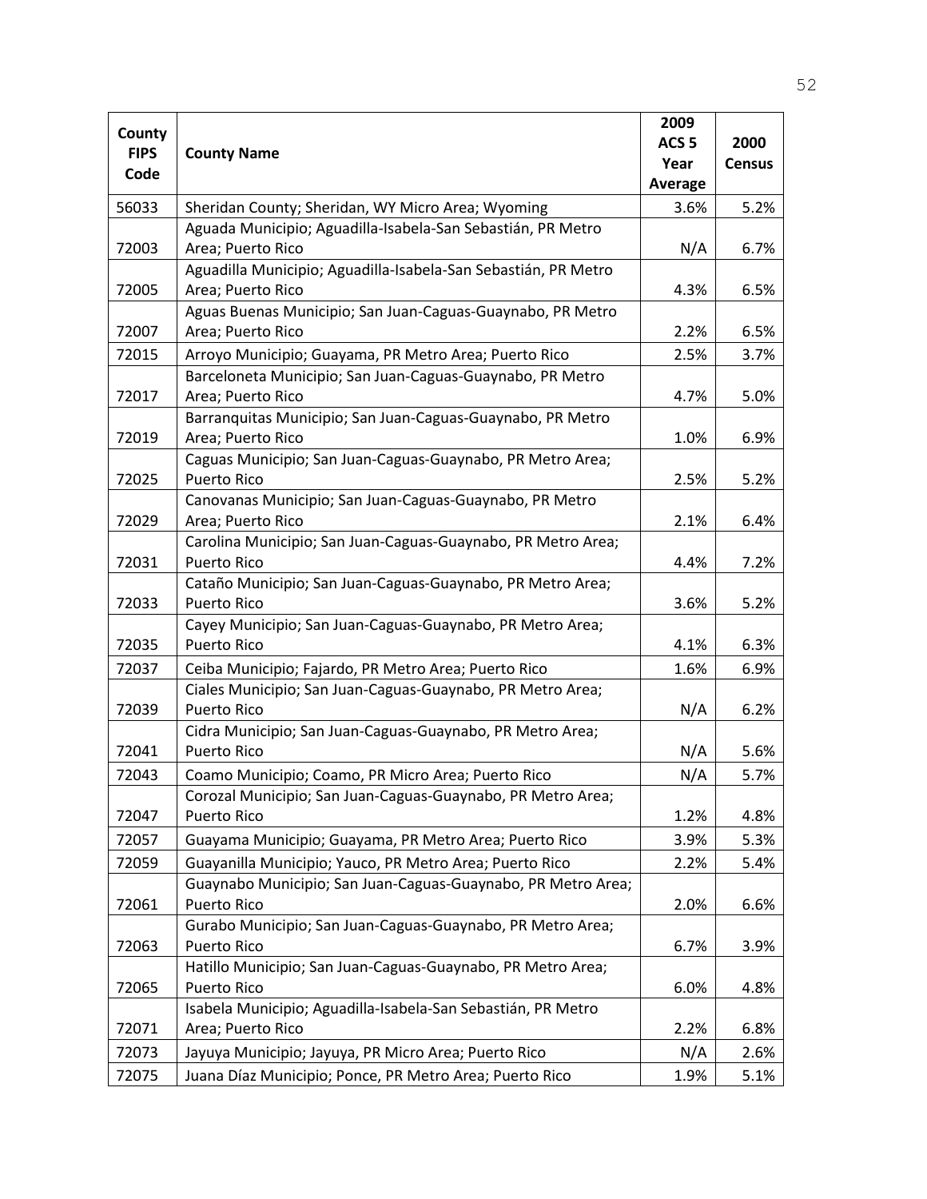| County FIPS Code | County Name | 2009 ACS 5 Year Average | 2000 Census |
|---|---|---|---|
| 56033 | Sheridan County; Sheridan, WY Micro Area; Wyoming | 3.6% | 5.2% |
| 72003 | Aguada Municipio; Aguadilla-Isabela-San Sebastián, PR Metro Area; Puerto Rico | N/A | 6.7% |
| 72005 | Aguadilla Municipio; Aguadilla-Isabela-San Sebastián, PR Metro Area; Puerto Rico | 4.3% | 6.5% |
| 72007 | Aguas Buenas Municipio; San Juan-Caguas-Guaynabo, PR Metro Area; Puerto Rico | 2.2% | 6.5% |
| 72015 | Arroyo Municipio; Guayama, PR Metro Area; Puerto Rico | 2.5% | 3.7% |
| 72017 | Barceloneta Municipio; San Juan-Caguas-Guaynabo, PR Metro Area; Puerto Rico | 4.7% | 5.0% |
| 72019 | Barranquitas Municipio; San Juan-Caguas-Guaynabo, PR Metro Area; Puerto Rico | 1.0% | 6.9% |
| 72025 | Caguas Municipio; San Juan-Caguas-Guaynabo, PR Metro Area; Puerto Rico | 2.5% | 5.2% |
| 72029 | Canovanas Municipio; San Juan-Caguas-Guaynabo, PR Metro Area; Puerto Rico | 2.1% | 6.4% |
| 72031 | Carolina Municipio; San Juan-Caguas-Guaynabo, PR Metro Area; Puerto Rico | 4.4% | 7.2% |
| 72033 | Cataño Municipio; San Juan-Caguas-Guaynabo, PR Metro Area; Puerto Rico | 3.6% | 5.2% |
| 72035 | Cayey Municipio; San Juan-Caguas-Guaynabo, PR Metro Area; Puerto Rico | 4.1% | 6.3% |
| 72037 | Ceiba Municipio; Fajardo, PR Metro Area; Puerto Rico | 1.6% | 6.9% |
| 72039 | Ciales Municipio; San Juan-Caguas-Guaynabo, PR Metro Area; Puerto Rico | N/A | 6.2% |
| 72041 | Cidra Municipio; San Juan-Caguas-Guaynabo, PR Metro Area; Puerto Rico | N/A | 5.6% |
| 72043 | Coamo Municipio; Coamo, PR Micro Area; Puerto Rico | N/A | 5.7% |
| 72047 | Corozal Municipio; San Juan-Caguas-Guaynabo, PR Metro Area; Puerto Rico | 1.2% | 4.8% |
| 72057 | Guayama Municipio; Guayama, PR Metro Area; Puerto Rico | 3.9% | 5.3% |
| 72059 | Guayanilla Municipio; Yauco, PR Metro Area; Puerto Rico | 2.2% | 5.4% |
| 72061 | Guaynabo Municipio; San Juan-Caguas-Guaynabo, PR Metro Area; Puerto Rico | 2.0% | 6.6% |
| 72063 | Gurabo Municipio; San Juan-Caguas-Guaynabo, PR Metro Area; Puerto Rico | 6.7% | 3.9% |
| 72065 | Hatillo Municipio; San Juan-Caguas-Guaynabo, PR Metro Area; Puerto Rico | 6.0% | 4.8% |
| 72071 | Isabela Municipio; Aguadilla-Isabela-San Sebastián, PR Metro Area; Puerto Rico | 2.2% | 6.8% |
| 72073 | Jayuya Municipio; Jayuya, PR Micro Area; Puerto Rico | N/A | 2.6% |
| 72075 | Juana Díaz Municipio; Ponce, PR Metro Area; Puerto Rico | 1.9% | 5.1% |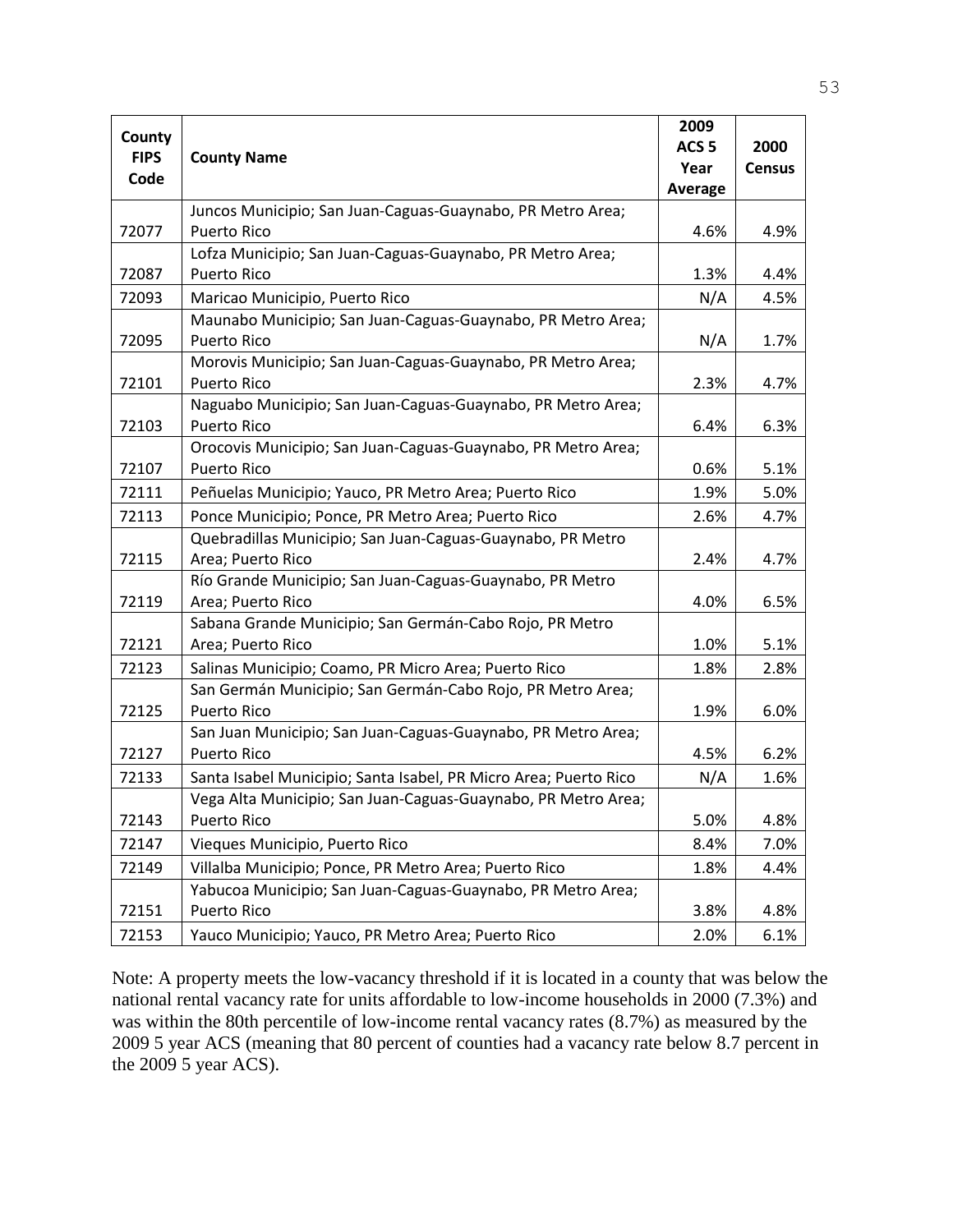| County FIPS Code | County Name | 2009 ACS 5 Year Average | 2000 Census |
|---|---|---|---|
| 72077 | Juncos Municipio; San Juan-Caguas-Guaynabo, PR Metro Area; Puerto Rico | 4.6% | 4.9% |
| 72087 | Lofza Municipio; San Juan-Caguas-Guaynabo, PR Metro Area; Puerto Rico | 1.3% | 4.4% |
| 72093 | Maricao Municipio, Puerto Rico | N/A | 4.5% |
| 72095 | Maunabo Municipio; San Juan-Caguas-Guaynabo, PR Metro Area; Puerto Rico | N/A | 1.7% |
| 72101 | Morovis Municipio; San Juan-Caguas-Guaynabo, PR Metro Area; Puerto Rico | 2.3% | 4.7% |
| 72103 | Naguabo Municipio; San Juan-Caguas-Guaynabo, PR Metro Area; Puerto Rico | 6.4% | 6.3% |
| 72107 | Orocovis Municipio; San Juan-Caguas-Guaynabo, PR Metro Area; Puerto Rico | 0.6% | 5.1% |
| 72111 | Peñuelas Municipio; Yauco, PR Metro Area; Puerto Rico | 1.9% | 5.0% |
| 72113 | Ponce Municipio; Ponce, PR Metro Area; Puerto Rico | 2.6% | 4.7% |
| 72115 | Quebradillas Municipio; San Juan-Caguas-Guaynabo, PR Metro Area; Puerto Rico | 2.4% | 4.7% |
| 72119 | Río Grande Municipio; San Juan-Caguas-Guaynabo, PR Metro Area; Puerto Rico | 4.0% | 6.5% |
| 72121 | Sabana Grande Municipio; San Germán-Cabo Rojo, PR Metro Area; Puerto Rico | 1.0% | 5.1% |
| 72123 | Salinas Municipio; Coamo, PR Micro Area; Puerto Rico | 1.8% | 2.8% |
| 72125 | San Germán Municipio; San Germán-Cabo Rojo, PR Metro Area; Puerto Rico | 1.9% | 6.0% |
| 72127 | San Juan Municipio; San Juan-Caguas-Guaynabo, PR Metro Area; Puerto Rico | 4.5% | 6.2% |
| 72133 | Santa Isabel Municipio; Santa Isabel, PR Micro Area; Puerto Rico | N/A | 1.6% |
| 72143 | Vega Alta Municipio; San Juan-Caguas-Guaynabo, PR Metro Area; Puerto Rico | 5.0% | 4.8% |
| 72147 | Vieques Municipio, Puerto Rico | 8.4% | 7.0% |
| 72149 | Villalba Municipio; Ponce, PR Metro Area; Puerto Rico | 1.8% | 4.4% |
| 72151 | Yabucoa Municipio; San Juan-Caguas-Guaynabo, PR Metro Area; Puerto Rico | 3.8% | 4.8% |
| 72153 | Yauco Municipio; Yauco, PR Metro Area; Puerto Rico | 2.0% | 6.1% |

Note: A property meets the low-vacancy threshold if it is located in a county that was below the national rental vacancy rate for units affordable to low-income households in 2000 (7.3%) and was within the 80th percentile of low-income rental vacancy rates (8.7%) as measured by the 2009 5 year ACS (meaning that 80 percent of counties had a vacancy rate below 8.7 percent in the 2009 5 year ACS).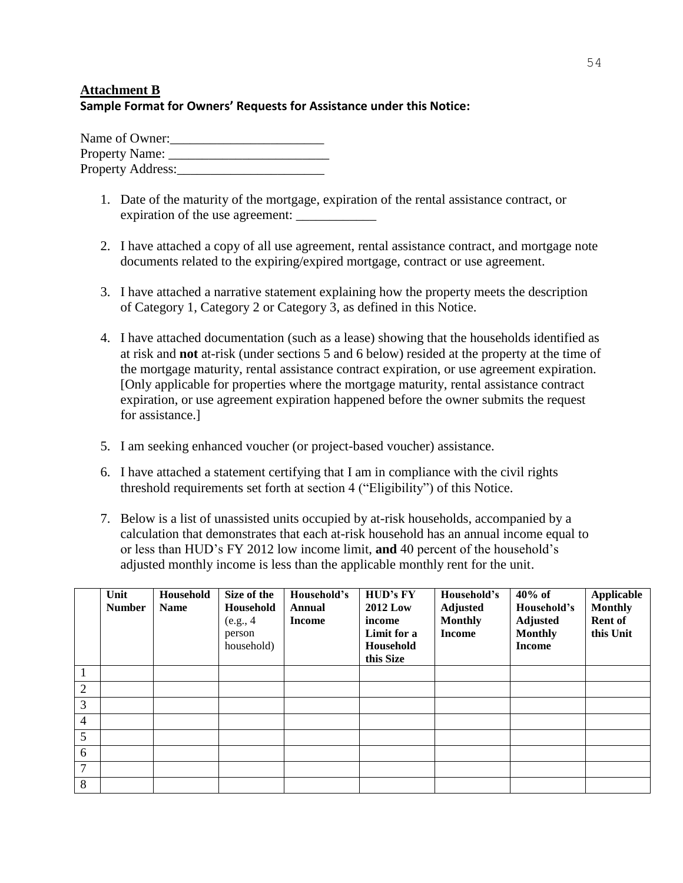**Attachment B**

**Sample Format for Owners' Requests for Assistance under this Notice:**

Name of Owner:_______________________
Property Name: ________________________
Property Address:______________________

1. Date of the maturity of the mortgage, expiration of the rental assistance contract, or expiration of the use agreement: ____________

2. I have attached a copy of all use agreement, rental assistance contract, and mortgage note documents related to the expiring/expired mortgage, contract or use agreement.

3. I have attached a narrative statement explaining how the property meets the description of Category 1, Category 2 or Category 3, as defined in this Notice.

4. I have attached documentation (such as a lease) showing that the households identified as at risk and **not** at-risk (under sections 5 and 6 below) resided at the property at the time of the mortgage maturity, rental assistance contract expiration, or use agreement expiration. [Only applicable for properties where the mortgage maturity, rental assistance contract expiration, or use agreement expiration happened before the owner submits the request for assistance.]

5. I am seeking enhanced voucher (or project-based voucher) assistance.

6. I have attached a statement certifying that I am in compliance with the civil rights threshold requirements set forth at section 4 ("Eligibility") of this Notice.

7. Below is a list of unassisted units occupied by at-risk households, accompanied by a calculation that demonstrates that each at-risk household has an annual income equal to or less than HUD's FY 2012 low income limit, **and** 40 percent of the household's adjusted monthly income is less than the applicable monthly rent for the unit.

| | **Unit Number** | **Household Name** | **Size of the Household** (e.g., 4 person household) | **Household's Annual Income** | **HUD's FY 2012 Low income Limit for a Household this Size** | **Household's Adjusted Monthly Income** | **40% of Household's Adjusted Monthly Income** | **Applicable Monthly Rent of this Unit** |
|---|---|---|---|---|---|---|---|---|
| 1 | | | | | | | | |
| 2 | | | | | | | | |
| 3 | | | | | | | | |
| 4 | | | | | | | | |
| 5 | | | | | | | | |
| 6 | | | | | | | | |
| 7 | | | | | | | | |
| 8 | | | | | | | | |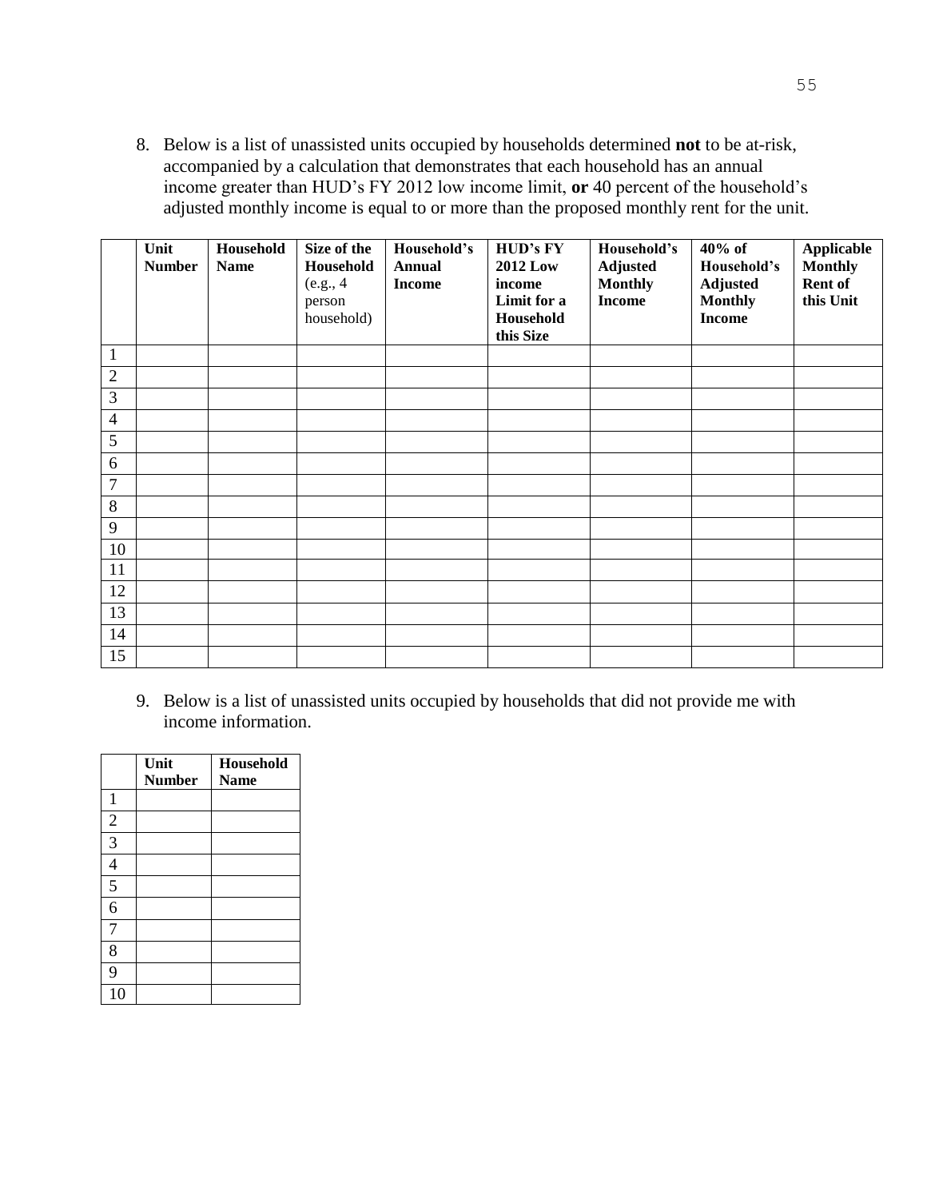8. Below is a list of unassisted units occupied by households determined **not** to be at-risk, accompanied by a calculation that demonstrates that each household has an annual income greater than HUD's FY 2012 low income limit, **or** 40 percent of the household's adjusted monthly income is equal to or more than the proposed monthly rent for the unit.

| | **Unit Number** | **Household Name** | **Size of the Household** (e.g., 4 person household) | **Household's Annual Income** | **HUD's FY 2012 Low income Limit for a Household this Size** | **Household's Adjusted Monthly Income** | **40% of Household's Adjusted Monthly Income** | **Applicable Monthly Rent of this Unit** |
|---|---|---|---|---|---|---|---|---|
| 1 | | | | | | | | |
| 2 | | | | | | | | |
| 3 | | | | | | | | |
| 4 | | | | | | | | |
| 5 | | | | | | | | |
| 6 | | | | | | | | |
| 7 | | | | | | | | |
| 8 | | | | | | | | |
| 9 | | | | | | | | |
| 10 | | | | | | | | |
| 11 | | | | | | | | |
| 12 | | | | | | | | |
| 13 | | | | | | | | |
| 14 | | | | | | | | |
| 15 | | | | | | | | |

9. Below is a list of unassisted units occupied by households that did not provide me with income information.

| | **Unit Number** | **Household Name** |
|---|---|---|
| 1 | | |
| 2 | | |
| 3 | | |
| 4 | | |
| 5 | | |
| 6 | | |
| 7 | | |
| 8 | | |
| 9 | | |
| 10 | | |